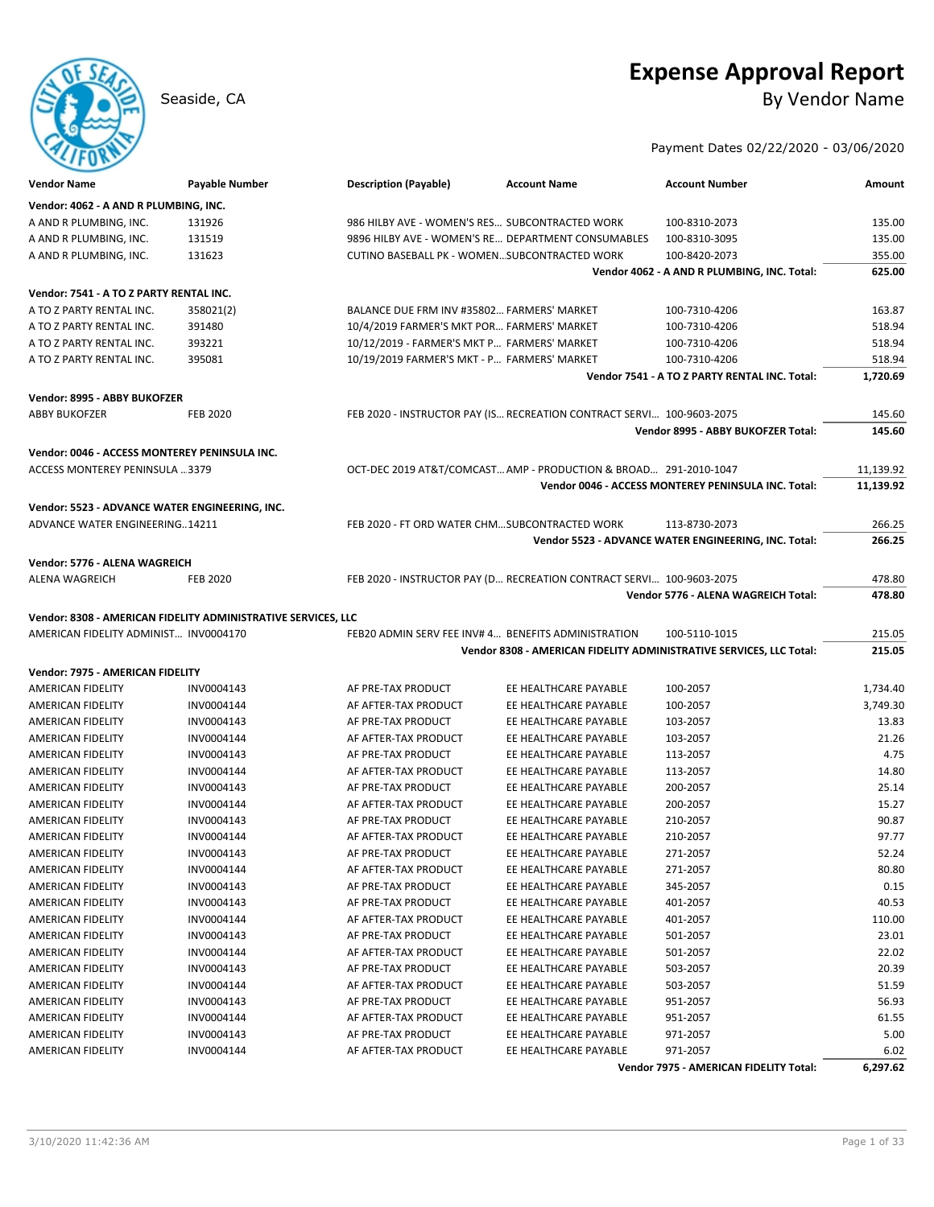# Expense Approval Report

Seaside, CA

## By Vendor Name

Payment Dates 02/22/2020 - 03/06/2020

| Vendor Name | Payable Number | Description (Payable) | Account Name | Account Number | Amount |
|---|---|---|---|---|---|
| **Vendor: 4062 - A AND R PLUMBING, INC.** | | | | | |
| A AND R PLUMBING, INC. | 131926 | 986 HILBY AVE - WOMEN'S RES... | SUBCONTRACTED WORK | 100-8310-2073 | 135.00 |
| A AND R PLUMBING, INC. | 131519 | 9896 HILBY AVE - WOMEN'S RE... | DEPARTMENT CONSUMABLES | 100-8310-3095 | 135.00 |
| A AND R PLUMBING, INC. | 131623 | CUTINO BASEBALL PK - WOMEN... | SUBCONTRACTED WORK | 100-8420-2073 | 355.00 |
| | | | | **Vendor 4062 - A AND R PLUMBING, INC. Total:** | **625.00** |
| **Vendor: 7541 - A TO Z PARTY RENTAL INC.** | | | | | |
| A TO Z PARTY RENTAL INC. | 358021(2) | BALANCE DUE FRM INV #35802... | FARMERS' MARKET | 100-7310-4206 | 163.87 |
| A TO Z PARTY RENTAL INC. | 391480 | 10/4/2019 FARMER'S MKT POR... | FARMERS' MARKET | 100-7310-4206 | 518.94 |
| A TO Z PARTY RENTAL INC. | 393221 | 10/12/2019 - FARMER'S MKT P... | FARMERS' MARKET | 100-7310-4206 | 518.94 |
| A TO Z PARTY RENTAL INC. | 395081 | 10/19/2019 FARMER'S MKT - P... | FARMERS' MARKET | 100-7310-4206 | 518.94 |
| | | | | **Vendor 7541 - A TO Z PARTY RENTAL INC. Total:** | **1,720.69** |
| **Vendor: 8995 - ABBY BUKOFZER** | | | | | |
| ABBY BUKOFZER | FEB 2020 | FEB 2020 - INSTRUCTOR PAY (IS... | RECREATION CONTRACT SERVI... | 100-9603-2075 | 145.60 |
| | | | | **Vendor 8995 - ABBY BUKOFZER Total:** | **145.60** |
| **Vendor: 0046 - ACCESS MONTEREY PENINSULA INC.** | | | | | |
| ACCESS MONTEREY PENINSULA ... | 3379 | OCT-DEC 2019 AT&T/COMCAST... | AMP - PRODUCTION & BROAD... | 291-2010-1047 | 11,139.92 |
| | | | | **Vendor 0046 - ACCESS MONTEREY PENINSULA INC. Total:** | **11,139.92** |
| **Vendor: 5523 - ADVANCE WATER ENGINEERING, INC.** | | | | | |
| ADVANCE WATER ENGINEERING... | 14211 | FEB 2020 - FT ORD WATER CHM... | SUBCONTRACTED WORK | 113-8730-2073 | 266.25 |
| | | | | **Vendor 5523 - ADVANCE WATER ENGINEERING, INC. Total:** | **266.25** |
| **Vendor: 5776 - ALENA WAGREICH** | | | | | |
| ALENA WAGREICH | FEB 2020 | FEB 2020 - INSTRUCTOR PAY (D... | RECREATION CONTRACT SERVI... | 100-9603-2075 | 478.80 |
| | | | | **Vendor 5776 - ALENA WAGREICH Total:** | **478.80** |
| **Vendor: 8308 - AMERICAN FIDELITY ADMINISTRATIVE SERVICES, LLC** | | | | | |
| AMERICAN FIDELITY ADMINIST... | INV0004170 | FEB20 ADMIN SERV FEE INV# 4... | BENEFITS ADMINISTRATION | 100-5110-1015 | 215.05 |
| | | | | **Vendor 8308 - AMERICAN FIDELITY ADMINISTRATIVE SERVICES, LLC Total:** | **215.05** |
| **Vendor: 7975 - AMERICAN FIDELITY** | | | | | |
| AMERICAN FIDELITY | INV0004143 | AF PRE-TAX PRODUCT | EE HEALTHCARE PAYABLE | 100-2057 | 1,734.40 |
| AMERICAN FIDELITY | INV0004144 | AF AFTER-TAX PRODUCT | EE HEALTHCARE PAYABLE | 100-2057 | 3,749.30 |
| AMERICAN FIDELITY | INV0004143 | AF PRE-TAX PRODUCT | EE HEALTHCARE PAYABLE | 103-2057 | 13.83 |
| AMERICAN FIDELITY | INV0004144 | AF AFTER-TAX PRODUCT | EE HEALTHCARE PAYABLE | 103-2057 | 21.26 |
| AMERICAN FIDELITY | INV0004143 | AF PRE-TAX PRODUCT | EE HEALTHCARE PAYABLE | 113-2057 | 4.75 |
| AMERICAN FIDELITY | INV0004144 | AF AFTER-TAX PRODUCT | EE HEALTHCARE PAYABLE | 113-2057 | 14.80 |
| AMERICAN FIDELITY | INV0004143 | AF PRE-TAX PRODUCT | EE HEALTHCARE PAYABLE | 200-2057 | 25.14 |
| AMERICAN FIDELITY | INV0004144 | AF AFTER-TAX PRODUCT | EE HEALTHCARE PAYABLE | 200-2057 | 15.27 |
| AMERICAN FIDELITY | INV0004143 | AF PRE-TAX PRODUCT | EE HEALTHCARE PAYABLE | 210-2057 | 90.87 |
| AMERICAN FIDELITY | INV0004144 | AF AFTER-TAX PRODUCT | EE HEALTHCARE PAYABLE | 210-2057 | 97.77 |
| AMERICAN FIDELITY | INV0004143 | AF PRE-TAX PRODUCT | EE HEALTHCARE PAYABLE | 271-2057 | 52.24 |
| AMERICAN FIDELITY | INV0004144 | AF AFTER-TAX PRODUCT | EE HEALTHCARE PAYABLE | 271-2057 | 80.80 |
| AMERICAN FIDELITY | INV0004143 | AF PRE-TAX PRODUCT | EE HEALTHCARE PAYABLE | 345-2057 | 0.15 |
| AMERICAN FIDELITY | INV0004143 | AF PRE-TAX PRODUCT | EE HEALTHCARE PAYABLE | 401-2057 | 40.53 |
| AMERICAN FIDELITY | INV0004144 | AF AFTER-TAX PRODUCT | EE HEALTHCARE PAYABLE | 401-2057 | 110.00 |
| AMERICAN FIDELITY | INV0004143 | AF PRE-TAX PRODUCT | EE HEALTHCARE PAYABLE | 501-2057 | 23.01 |
| AMERICAN FIDELITY | INV0004144 | AF AFTER-TAX PRODUCT | EE HEALTHCARE PAYABLE | 501-2057 | 22.02 |
| AMERICAN FIDELITY | INV0004143 | AF PRE-TAX PRODUCT | EE HEALTHCARE PAYABLE | 503-2057 | 20.39 |
| AMERICAN FIDELITY | INV0004144 | AF AFTER-TAX PRODUCT | EE HEALTHCARE PAYABLE | 503-2057 | 51.59 |
| AMERICAN FIDELITY | INV0004143 | AF PRE-TAX PRODUCT | EE HEALTHCARE PAYABLE | 951-2057 | 56.93 |
| AMERICAN FIDELITY | INV0004144 | AF AFTER-TAX PRODUCT | EE HEALTHCARE PAYABLE | 951-2057 | 61.55 |
| AMERICAN FIDELITY | INV0004143 | AF PRE-TAX PRODUCT | EE HEALTHCARE PAYABLE | 971-2057 | 5.00 |
| AMERICAN FIDELITY | INV0004144 | AF AFTER-TAX PRODUCT | EE HEALTHCARE PAYABLE | 971-2057 | 6.02 |
| | | | | **Vendor 7975 - AMERICAN FIDELITY Total:** | **6,297.62** |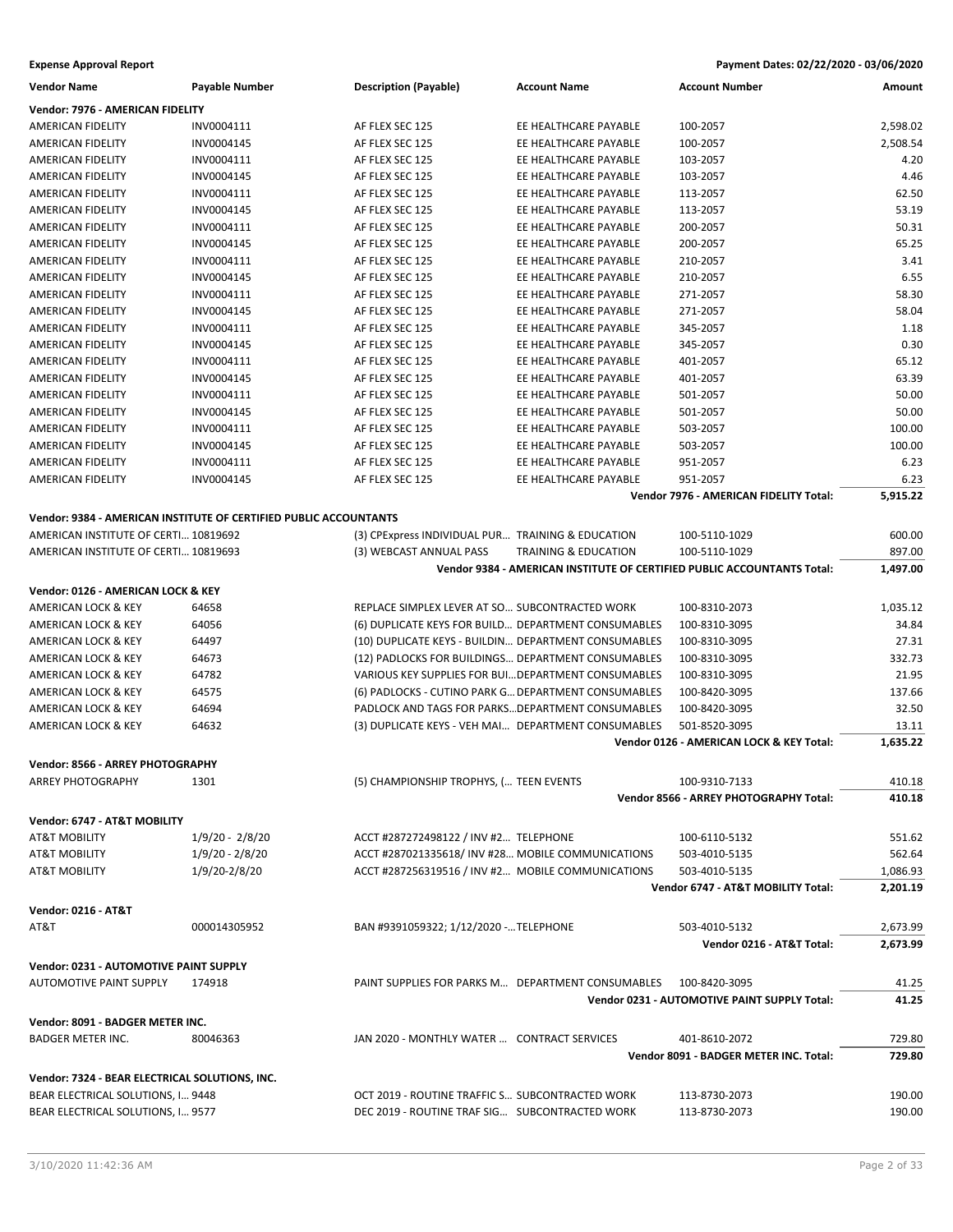**Expense Approval Report** — Payment Dates: 02/22/2020 - 03/06/2020

| Vendor Name | Payable Number | Description (Payable) | Account Name | Account Number | Amount |
|---|---|---|---|---|---|
| **Vendor: 7976 - AMERICAN FIDELITY** | | | | | |
| AMERICAN FIDELITY | INV0004111 | AF FLEX SEC 125 | EE HEALTHCARE PAYABLE | 100-2057 | 2,598.02 |
| AMERICAN FIDELITY | INV0004145 | AF FLEX SEC 125 | EE HEALTHCARE PAYABLE | 100-2057 | 2,508.54 |
| AMERICAN FIDELITY | INV0004111 | AF FLEX SEC 125 | EE HEALTHCARE PAYABLE | 103-2057 | 4.20 |
| AMERICAN FIDELITY | INV0004145 | AF FLEX SEC 125 | EE HEALTHCARE PAYABLE | 103-2057 | 4.46 |
| AMERICAN FIDELITY | INV0004111 | AF FLEX SEC 125 | EE HEALTHCARE PAYABLE | 113-2057 | 62.50 |
| AMERICAN FIDELITY | INV0004145 | AF FLEX SEC 125 | EE HEALTHCARE PAYABLE | 113-2057 | 53.19 |
| AMERICAN FIDELITY | INV0004111 | AF FLEX SEC 125 | EE HEALTHCARE PAYABLE | 200-2057 | 50.31 |
| AMERICAN FIDELITY | INV0004145 | AF FLEX SEC 125 | EE HEALTHCARE PAYABLE | 200-2057 | 65.25 |
| AMERICAN FIDELITY | INV0004111 | AF FLEX SEC 125 | EE HEALTHCARE PAYABLE | 210-2057 | 3.41 |
| AMERICAN FIDELITY | INV0004145 | AF FLEX SEC 125 | EE HEALTHCARE PAYABLE | 210-2057 | 6.55 |
| AMERICAN FIDELITY | INV0004111 | AF FLEX SEC 125 | EE HEALTHCARE PAYABLE | 271-2057 | 58.30 |
| AMERICAN FIDELITY | INV0004145 | AF FLEX SEC 125 | EE HEALTHCARE PAYABLE | 271-2057 | 58.04 |
| AMERICAN FIDELITY | INV0004111 | AF FLEX SEC 125 | EE HEALTHCARE PAYABLE | 345-2057 | 1.18 |
| AMERICAN FIDELITY | INV0004145 | AF FLEX SEC 125 | EE HEALTHCARE PAYABLE | 345-2057 | 0.30 |
| AMERICAN FIDELITY | INV0004111 | AF FLEX SEC 125 | EE HEALTHCARE PAYABLE | 401-2057 | 65.12 |
| AMERICAN FIDELITY | INV0004145 | AF FLEX SEC 125 | EE HEALTHCARE PAYABLE | 401-2057 | 63.39 |
| AMERICAN FIDELITY | INV0004111 | AF FLEX SEC 125 | EE HEALTHCARE PAYABLE | 501-2057 | 50.00 |
| AMERICAN FIDELITY | INV0004145 | AF FLEX SEC 125 | EE HEALTHCARE PAYABLE | 501-2057 | 50.00 |
| AMERICAN FIDELITY | INV0004111 | AF FLEX SEC 125 | EE HEALTHCARE PAYABLE | 503-2057 | 100.00 |
| AMERICAN FIDELITY | INV0004145 | AF FLEX SEC 125 | EE HEALTHCARE PAYABLE | 503-2057 | 100.00 |
| AMERICAN FIDELITY | INV0004111 | AF FLEX SEC 125 | EE HEALTHCARE PAYABLE | 951-2057 | 6.23 |
| AMERICAN FIDELITY | INV0004145 | AF FLEX SEC 125 | EE HEALTHCARE PAYABLE | 951-2057 | 6.23 |
| | | | | **Vendor 7976 - AMERICAN FIDELITY Total:** | **5,915.22** |
| **Vendor: 9384 - AMERICAN INSTITUTE OF CERTIFIED PUBLIC ACCOUNTANTS** | | | | | |
| AMERICAN INSTITUTE OF CERTI... | 10819692 | (3) CPExpress INDIVIDUAL PUR... | TRAINING & EDUCATION | 100-5110-1029 | 600.00 |
| AMERICAN INSTITUTE OF CERTI... | 10819693 | (3) WEBCAST ANNUAL PASS | TRAINING & EDUCATION | 100-5110-1029 | 897.00 |
| | | | | **Vendor 9384 - AMERICAN INSTITUTE OF CERTIFIED PUBLIC ACCOUNTANTS Total:** | **1,497.00** |
| **Vendor: 0126 - AMERICAN LOCK & KEY** | | | | | |
| AMERICAN LOCK & KEY | 64658 | REPLACE SIMPLEX LEVER AT SO... | SUBCONTRACTED WORK | 100-8310-2073 | 1,035.12 |
| AMERICAN LOCK & KEY | 64056 | (6) DUPLICATE KEYS FOR BUILD... | DEPARTMENT CONSUMABLES | 100-8310-3095 | 34.84 |
| AMERICAN LOCK & KEY | 64497 | (10) DUPLICATE KEYS - BUILDIN... | DEPARTMENT CONSUMABLES | 100-8310-3095 | 27.31 |
| AMERICAN LOCK & KEY | 64673 | (12) PADLOCKS FOR BUILDINGS... | DEPARTMENT CONSUMABLES | 100-8310-3095 | 332.73 |
| AMERICAN LOCK & KEY | 64782 | VARIOUS KEY SUPPLIES FOR BUI... | DEPARTMENT CONSUMABLES | 100-8310-3095 | 21.95 |
| AMERICAN LOCK & KEY | 64575 | (6) PADLOCKS - CUTINO PARK G... | DEPARTMENT CONSUMABLES | 100-8420-3095 | 137.66 |
| AMERICAN LOCK & KEY | 64694 | PADLOCK AND TAGS FOR PARKS... | DEPARTMENT CONSUMABLES | 100-8420-3095 | 32.50 |
| AMERICAN LOCK & KEY | 64632 | (3) DUPLICATE KEYS - VEH MAI... | DEPARTMENT CONSUMABLES | 501-8520-3095 | 13.11 |
| | | | | **Vendor 0126 - AMERICAN LOCK & KEY Total:** | **1,635.22** |
| **Vendor: 8566 - ARREY PHOTOGRAPHY** | | | | | |
| ARREY PHOTOGRAPHY | 1301 | (5) CHAMPIONSHIP TROPHYS, (... | TEEN EVENTS | 100-9310-7133 | 410.18 |
| | | | | **Vendor 8566 - ARREY PHOTOGRAPHY Total:** | **410.18** |
| **Vendor: 6747 - AT&T MOBILITY** | | | | | |
| AT&T MOBILITY | 1/9/20 - 2/8/20 | ACCT #287272498122 / INV #2... | TELEPHONE | 100-6110-5132 | 551.62 |
| AT&T MOBILITY | 1/9/20 - 2/8/20 | ACCT #287021335618/ INV #28... | MOBILE COMMUNICATIONS | 503-4010-5135 | 562.64 |
| AT&T MOBILITY | 1/9/20-2/8/20 | ACCT #287256319516 / INV #2... | MOBILE COMMUNICATIONS | 503-4010-5135 | 1,086.93 |
| | | | | **Vendor 6747 - AT&T MOBILITY Total:** | **2,201.19** |
| **Vendor: 0216 - AT&T** | | | | | |
| AT&T | 000014305952 | BAN #9391059322; 1/12/2020 -... | TELEPHONE | 503-4010-5132 | 2,673.99 |
| | | | | **Vendor 0216 - AT&T Total:** | **2,673.99** |
| **Vendor: 0231 - AUTOMOTIVE PAINT SUPPLY** | | | | | |
| AUTOMOTIVE PAINT SUPPLY | 174918 | PAINT SUPPLIES FOR PARKS M... | DEPARTMENT CONSUMABLES | 100-8420-3095 | 41.25 |
| | | | | **Vendor 0231 - AUTOMOTIVE PAINT SUPPLY Total:** | **41.25** |
| **Vendor: 8091 - BADGER METER INC.** | | | | | |
| BADGER METER INC. | 80046363 | JAN 2020 - MONTHLY WATER ... | CONTRACT SERVICES | 401-8610-2072 | 729.80 |
| | | | | **Vendor 8091 - BADGER METER INC. Total:** | **729.80** |
| **Vendor: 7324 - BEAR ELECTRICAL SOLUTIONS, INC.** | | | | | |
| BEAR ELECTRICAL SOLUTIONS, I... | 9448 | OCT 2019 - ROUTINE TRAFFIC S... | SUBCONTRACTED WORK | 113-8730-2073 | 190.00 |
| BEAR ELECTRICAL SOLUTIONS, I... | 9577 | DEC 2019 - ROUTINE TRAF SIG... | SUBCONTRACTED WORK | 113-8730-2073 | 190.00 |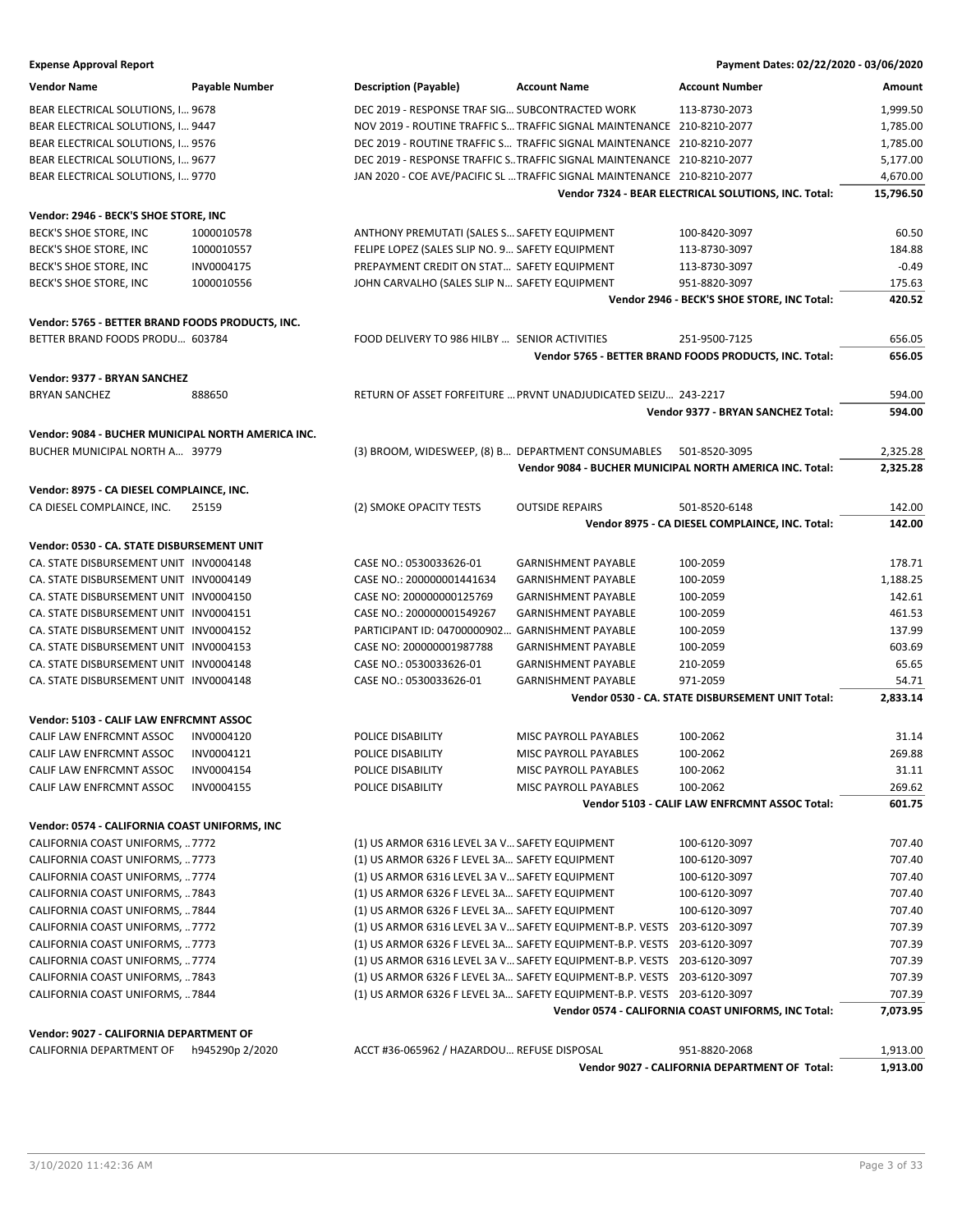**Expense Approval Report** — Payment Dates: 02/22/2020 - 03/06/2020

| Vendor Name | Payable Number | Description (Payable) | Account Name | Account Number | Amount |
|---|---|---|---|---|---|
| BEAR ELECTRICAL SOLUTIONS, I... | 9678 | DEC 2019 - RESPONSE TRAF SIG... | SUBCONTRACTED WORK | 113-8730-2073 | 1,999.50 |
| BEAR ELECTRICAL SOLUTIONS, I... | 9447 | NOV 2019 - ROUTINE TRAFFIC S... | TRAFFIC SIGNAL MAINTENANCE | 210-8210-2077 | 1,785.00 |
| BEAR ELECTRICAL SOLUTIONS, I... | 9576 | DEC 2019 - ROUTINE TRAFFIC S... | TRAFFIC SIGNAL MAINTENANCE | 210-8210-2077 | 1,785.00 |
| BEAR ELECTRICAL SOLUTIONS, I... | 9677 | DEC 2019 - RESPONSE TRAFFIC S... | TRAFFIC SIGNAL MAINTENANCE | 210-8210-2077 | 5,177.00 |
| BEAR ELECTRICAL SOLUTIONS, I... | 9770 | JAN 2020 - COE AVE/PACIFIC SL ... | TRAFFIC SIGNAL MAINTENANCE | 210-8210-2077 | 4,670.00 |
| | | | | **Vendor 7324 - BEAR ELECTRICAL SOLUTIONS, INC. Total:** | **15,796.50** |

**Vendor: 2946 - BECK'S SHOE STORE, INC**

| Vendor Name | Payable Number | Description (Payable) | Account Name | Account Number | Amount |
|---|---|---|---|---|---|
| BECK'S SHOE STORE, INC | 1000010578 | ANTHONY PREMUTATI (SALES S... | SAFETY EQUIPMENT | 100-8420-3097 | 60.50 |
| BECK'S SHOE STORE, INC | 1000010557 | FELIPE LOPEZ (SALES SLIP NO. 9... | SAFETY EQUIPMENT | 113-8730-3097 | 184.88 |
| BECK'S SHOE STORE, INC | INV0004175 | PREPAYMENT CREDIT ON STAT... | SAFETY EQUIPMENT | 113-8730-3097 | -0.49 |
| BECK'S SHOE STORE, INC | 1000010556 | JOHN CARVALHO (SALES SLIP N... | SAFETY EQUIPMENT | 951-8820-3097 | 175.63 |
| | | | | **Vendor 2946 - BECK'S SHOE STORE, INC Total:** | **420.52** |

**Vendor: 5765 - BETTER BRAND FOODS PRODUCTS, INC.**

| Vendor Name | Payable Number | Description (Payable) | Account Name | Account Number | Amount |
|---|---|---|---|---|---|
| BETTER BRAND FOODS PRODU... | 603784 | FOOD DELIVERY TO 986 HILBY ... | SENIOR ACTIVITIES | 251-9500-7125 | 656.05 |
| | | | | **Vendor 5765 - BETTER BRAND FOODS PRODUCTS, INC. Total:** | **656.05** |

**Vendor: 9377 - BRYAN SANCHEZ**

| Vendor Name | Payable Number | Description (Payable) | Account Name | Account Number | Amount |
|---|---|---|---|---|---|
| BRYAN SANCHEZ | 888650 | RETURN OF ASSET FORFEITURE ... | PRVNT UNADJUDICATED SEIZU... | 243-2217 | 594.00 |
| | | | | **Vendor 9377 - BRYAN SANCHEZ Total:** | **594.00** |

**Vendor: 9084 - BUCHER MUNICIPAL NORTH AMERICA INC.**

| Vendor Name | Payable Number | Description (Payable) | Account Name | Account Number | Amount |
|---|---|---|---|---|---|
| BUCHER MUNICIPAL NORTH A... | 39779 | (3) BROOM, WIDESWEEP, (8) B... | DEPARTMENT CONSUMABLES | 501-8520-3095 | 2,325.28 |
| | | | | **Vendor 9084 - BUCHER MUNICIPAL NORTH AMERICA INC. Total:** | **2,325.28** |

**Vendor: 8975 - CA DIESEL COMPLAINCE, INC.**

| Vendor Name | Payable Number | Description (Payable) | Account Name | Account Number | Amount |
|---|---|---|---|---|---|
| CA DIESEL COMPLAINCE, INC. | 25159 | (2) SMOKE OPACITY TESTS | OUTSIDE REPAIRS | 501-8520-6148 | 142.00 |
| | | | | **Vendor 8975 - CA DIESEL COMPLAINCE, INC. Total:** | **142.00** |

**Vendor: 0530 - CA. STATE DISBURSEMENT UNIT**

| Vendor Name | Payable Number | Description (Payable) | Account Name | Account Number | Amount |
|---|---|---|---|---|---|
| CA. STATE DISBURSEMENT UNIT | INV0004148 | CASE NO.: 0530033626-01 | GARNISHMENT PAYABLE | 100-2059 | 178.71 |
| CA. STATE DISBURSEMENT UNIT | INV0004149 | CASE NO.: 200000001441634 | GARNISHMENT PAYABLE | 100-2059 | 1,188.25 |
| CA. STATE DISBURSEMENT UNIT | INV0004150 | CASE NO: 200000000125769 | GARNISHMENT PAYABLE | 100-2059 | 142.61 |
| CA. STATE DISBURSEMENT UNIT | INV0004151 | CASE NO.: 200000001549267 | GARNISHMENT PAYABLE | 100-2059 | 461.53 |
| CA. STATE DISBURSEMENT UNIT | INV0004152 | PARTICIPANT ID: 04700000902... | GARNISHMENT PAYABLE | 100-2059 | 137.99 |
| CA. STATE DISBURSEMENT UNIT | INV0004153 | CASE NO: 200000001987788 | GARNISHMENT PAYABLE | 100-2059 | 603.69 |
| CA. STATE DISBURSEMENT UNIT | INV0004148 | CASE NO.: 0530033626-01 | GARNISHMENT PAYABLE | 210-2059 | 65.65 |
| CA. STATE DISBURSEMENT UNIT | INV0004148 | CASE NO.: 0530033626-01 | GARNISHMENT PAYABLE | 971-2059 | 54.71 |
| | | | | **Vendor 0530 - CA. STATE DISBURSEMENT UNIT Total:** | **2,833.14** |

**Vendor: 5103 - CALIF LAW ENFRCMNT ASSOC**

| Vendor Name | Payable Number | Description (Payable) | Account Name | Account Number | Amount |
|---|---|---|---|---|---|
| CALIF LAW ENFRCMNT ASSOC | INV0004120 | POLICE DISABILITY | MISC PAYROLL PAYABLES | 100-2062 | 31.14 |
| CALIF LAW ENFRCMNT ASSOC | INV0004121 | POLICE DISABILITY | MISC PAYROLL PAYABLES | 100-2062 | 269.88 |
| CALIF LAW ENFRCMNT ASSOC | INV0004154 | POLICE DISABILITY | MISC PAYROLL PAYABLES | 100-2062 | 31.11 |
| CALIF LAW ENFRCMNT ASSOC | INV0004155 | POLICE DISABILITY | MISC PAYROLL PAYABLES | 100-2062 | 269.62 |
| | | | | **Vendor 5103 - CALIF LAW ENFRCMNT ASSOC Total:** | **601.75** |

**Vendor: 0574 - CALIFORNIA COAST UNIFORMS, INC**

| Vendor Name | Payable Number | Description (Payable) | Account Name | Account Number | Amount |
|---|---|---|---|---|---|
| CALIFORNIA COAST UNIFORMS, ... | 7772 | (1) US ARMOR 6316 LEVEL 3A V... | SAFETY EQUIPMENT | 100-6120-3097 | 707.40 |
| CALIFORNIA COAST UNIFORMS, ... | 7773 | (1) US ARMOR 6326 F LEVEL 3A... | SAFETY EQUIPMENT | 100-6120-3097 | 707.40 |
| CALIFORNIA COAST UNIFORMS, ... | 7774 | (1) US ARMOR 6316 LEVEL 3A V... | SAFETY EQUIPMENT | 100-6120-3097 | 707.40 |
| CALIFORNIA COAST UNIFORMS, ... | 7843 | (1) US ARMOR 6326 F LEVEL 3A... | SAFETY EQUIPMENT | 100-6120-3097 | 707.40 |
| CALIFORNIA COAST UNIFORMS, ... | 7844 | (1) US ARMOR 6326 F LEVEL 3A... | SAFETY EQUIPMENT | 100-6120-3097 | 707.40 |
| CALIFORNIA COAST UNIFORMS, ... | 7772 | (1) US ARMOR 6316 LEVEL 3A V... | SAFETY EQUIPMENT-B.P. VESTS | 203-6120-3097 | 707.39 |
| CALIFORNIA COAST UNIFORMS, ... | 7773 | (1) US ARMOR 6326 F LEVEL 3A... | SAFETY EQUIPMENT-B.P. VESTS | 203-6120-3097 | 707.39 |
| CALIFORNIA COAST UNIFORMS, ... | 7774 | (1) US ARMOR 6316 LEVEL 3A V... | SAFETY EQUIPMENT-B.P. VESTS | 203-6120-3097 | 707.39 |
| CALIFORNIA COAST UNIFORMS, ... | 7843 | (1) US ARMOR 6326 F LEVEL 3A... | SAFETY EQUIPMENT-B.P. VESTS | 203-6120-3097 | 707.39 |
| CALIFORNIA COAST UNIFORMS, ... | 7844 | (1) US ARMOR 6326 F LEVEL 3A... | SAFETY EQUIPMENT-B.P. VESTS | 203-6120-3097 | 707.39 |
| | | | | **Vendor 0574 - CALIFORNIA COAST UNIFORMS, INC Total:** | **7,073.95** |

**Vendor: 9027 - CALIFORNIA DEPARTMENT OF**

| Vendor Name | Payable Number | Description (Payable) | Account Name | Account Number | Amount |
|---|---|---|---|---|---|
| CALIFORNIA DEPARTMENT OF | h945290p 2/2020 | ACCT #36-065962 / HAZARDOU... | REFUSE DISPOSAL | 951-8820-2068 | 1,913.00 |
| | | | | **Vendor 9027 - CALIFORNIA DEPARTMENT OF Total:** | **1,913.00** |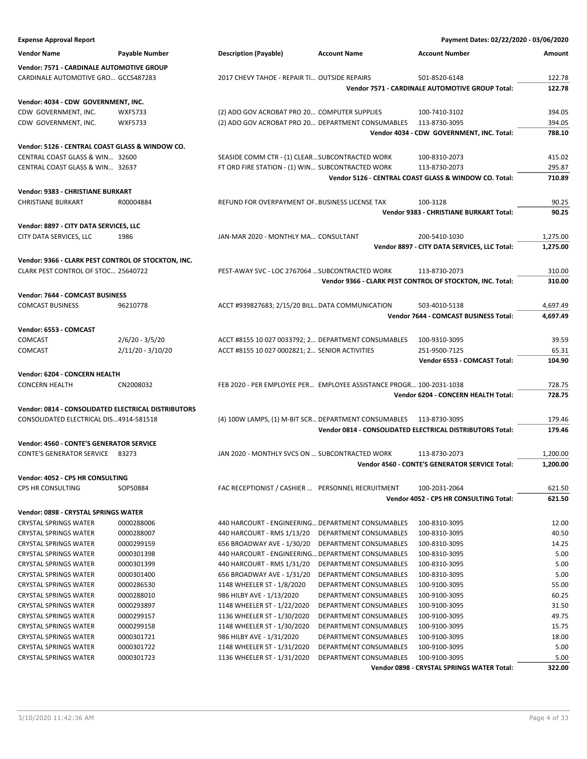**Expense Approval Report** | **Payment Dates: 02/22/2020 - 03/06/2020**

| Vendor Name | Payable Number | Description (Payable) | Account Name | Account Number | Amount |
|---|---|---|---|---|---|
| **Vendor: 7571 - CARDINALE AUTOMOTIVE GROUP** | | | | | |
| CARDINALE AUTOMOTIVE GRO… | GCCS487283 | 2017 CHEVY TAHOE - REPAIR TI… | OUTSIDE REPAIRS | 501-8520-6148 | 122.78 |
| | | | | **Vendor 7571 - CARDINALE AUTOMOTIVE GROUP Total:** | **122.78** |
| **Vendor: 4034 - CDW GOVERNMENT, INC.** | | | | | |
| CDW GOVERNMENT, INC. | WXF5733 | (2) ADO GOV ACROBAT PRO 20… | COMPUTER SUPPLIES | 100-7410-3102 | 394.05 |
| CDW GOVERNMENT, INC. | WXF5733 | (2) ADO GOV ACROBAT PRO 20… | DEPARTMENT CONSUMABLES | 113-8730-3095 | 394.05 |
| | | | | **Vendor 4034 - CDW GOVERNMENT, INC. Total:** | **788.10** |
| **Vendor: 5126 - CENTRAL COAST GLASS & WINDOW CO.** | | | | | |
| CENTRAL COAST GLASS & WIN… | 32600 | SEASIDE COMM CTR - (1) CLEAR… | SUBCONTRACTED WORK | 100-8310-2073 | 415.02 |
| CENTRAL COAST GLASS & WIN… | 32637 | FT ORD FIRE STATION - (1) WIN… | SUBCONTRACTED WORK | 113-8730-2073 | 295.87 |
| | | | | **Vendor 5126 - CENTRAL COAST GLASS & WINDOW CO. Total:** | **710.89** |
| **Vendor: 9383 - CHRISTIANE BURKART** | | | | | |
| CHRISTIANE BURKART | R00004884 | REFUND FOR OVERPAYMENT OF… | BUSINESS LICENSE TAX | 100-3128 | 90.25 |
| | | | | **Vendor 9383 - CHRISTIANE BURKART Total:** | **90.25** |
| **Vendor: 8897 - CITY DATA SERVICES, LLC** | | | | | |
| CITY DATA SERVICES, LLC | 1986 | JAN-MAR 2020 - MONTHLY MA… | CONSULTANT | 200-5410-1030 | 1,275.00 |
| | | | | **Vendor 8897 - CITY DATA SERVICES, LLC Total:** | **1,275.00** |
| **Vendor: 9366 - CLARK PEST CONTROL OF STOCKTON, INC.** | | | | | |
| CLARK PEST CONTROL OF STOC… | 25640722 | PEST-AWAY SVC - LOC 2767064 … | SUBCONTRACTED WORK | 113-8730-2073 | 310.00 |
| | | | | **Vendor 9366 - CLARK PEST CONTROL OF STOCKTON, INC. Total:** | **310.00** |
| **Vendor: 7644 - COMCAST BUSINESS** | | | | | |
| COMCAST BUSINESS | 96210778 | ACCT #939827683; 2/15/20 BILL… | DATA COMMUNICATION | 503-4010-5138 | 4,697.49 |
| | | | | **Vendor 7644 - COMCAST BUSINESS Total:** | **4,697.49** |
| **Vendor: 6553 - COMCAST** | | | | | |
| COMCAST | 2/6/20 - 3/5/20 | ACCT #8155 10 027 0033792; 2… | DEPARTMENT CONSUMABLES | 100-9310-3095 | 39.59 |
| COMCAST | 2/11/20 - 3/10/20 | ACCT #8155 10 027 0002821; 2… | SENIOR ACTIVITIES | 251-9500-7125 | 65.31 |
| | | | | **Vendor 6553 - COMCAST Total:** | **104.90** |
| **Vendor: 6204 - CONCERN HEALTH** | | | | | |
| CONCERN HEALTH | CN2008032 | FEB 2020 - PER EMPLOYEE PER… | EMPLOYEE ASSISTANCE PROGR… | 100-2031-1038 | 728.75 |
| | | | | **Vendor 6204 - CONCERN HEALTH Total:** | **728.75** |
| **Vendor: 0814 - CONSOLIDATED ELECTRICAL DISTRIBUTORS** | | | | | |
| CONSOLIDATED ELECTRICAL DIS… | 4914-581518 | (4) 100W LAMPS, (1) M-BIT SCR… | DEPARTMENT CONSUMABLES | 113-8730-3095 | 179.46 |
| | | | | **Vendor 0814 - CONSOLIDATED ELECTRICAL DISTRIBUTORS Total:** | **179.46** |
| **Vendor: 4560 - CONTE'S GENERATOR SERVICE** | | | | | |
| CONTE'S GENERATOR SERVICE | 83273 | JAN 2020 - MONTHLY SVCS ON … | SUBCONTRACTED WORK | 113-8730-2073 | 1,200.00 |
| | | | | **Vendor 4560 - CONTE'S GENERATOR SERVICE Total:** | **1,200.00** |
| **Vendor: 4052 - CPS HR CONSULTING** | | | | | |
| CPS HR CONSULTING | SOP50884 | FAC RECEPTIONIST / CASHIER … | PERSONNEL RECRUITMENT | 100-2031-2064 | 621.50 |
| | | | | **Vendor 4052 - CPS HR CONSULTING Total:** | **621.50** |
| **Vendor: 0898 - CRYSTAL SPRINGS WATER** | | | | | |
| CRYSTAL SPRINGS WATER | 0000288006 | 440 HARCOURT - ENGINEERING… | DEPARTMENT CONSUMABLES | 100-8310-3095 | 12.00 |
| CRYSTAL SPRINGS WATER | 0000288007 | 440 HARCOURT - RMS 1/13/20 | DEPARTMENT CONSUMABLES | 100-8310-3095 | 40.50 |
| CRYSTAL SPRINGS WATER | 0000299159 | 656 BROADWAY AVE - 1/30/20 | DEPARTMENT CONSUMABLES | 100-8310-3095 | 14.25 |
| CRYSTAL SPRINGS WATER | 0000301398 | 440 HARCOURT - ENGINEERING… | DEPARTMENT CONSUMABLES | 100-8310-3095 | 5.00 |
| CRYSTAL SPRINGS WATER | 0000301399 | 440 HARCOURT - RMS 1/31/20 | DEPARTMENT CONSUMABLES | 100-8310-3095 | 5.00 |
| CRYSTAL SPRINGS WATER | 0000301400 | 656 BROADWAY AVE - 1/31/20 | DEPARTMENT CONSUMABLES | 100-8310-3095 | 5.00 |
| CRYSTAL SPRINGS WATER | 0000286530 | 1148 WHEELER ST - 1/8/2020 | DEPARTMENT CONSUMABLES | 100-9100-3095 | 55.00 |
| CRYSTAL SPRINGS WATER | 0000288010 | 986 HILBY AVE - 1/13/2020 | DEPARTMENT CONSUMABLES | 100-9100-3095 | 60.25 |
| CRYSTAL SPRINGS WATER | 0000293897 | 1148 WHEELER ST - 1/22/2020 | DEPARTMENT CONSUMABLES | 100-9100-3095 | 31.50 |
| CRYSTAL SPRINGS WATER | 0000299157 | 1136 WHEELER ST - 1/30/2020 | DEPARTMENT CONSUMABLES | 100-9100-3095 | 49.75 |
| CRYSTAL SPRINGS WATER | 0000299158 | 1148 WHEELER ST - 1/30/2020 | DEPARTMENT CONSUMABLES | 100-9100-3095 | 15.75 |
| CRYSTAL SPRINGS WATER | 0000301721 | 986 HILBY AVE - 1/31/2020 | DEPARTMENT CONSUMABLES | 100-9100-3095 | 18.00 |
| CRYSTAL SPRINGS WATER | 0000301722 | 1148 WHEELER ST - 1/31/2020 | DEPARTMENT CONSUMABLES | 100-9100-3095 | 5.00 |
| CRYSTAL SPRINGS WATER | 0000301723 | 1136 WHEELER ST - 1/31/2020 | DEPARTMENT CONSUMABLES | 100-9100-3095 | 5.00 |
| | | | | **Vendor 0898 - CRYSTAL SPRINGS WATER Total:** | **322.00** |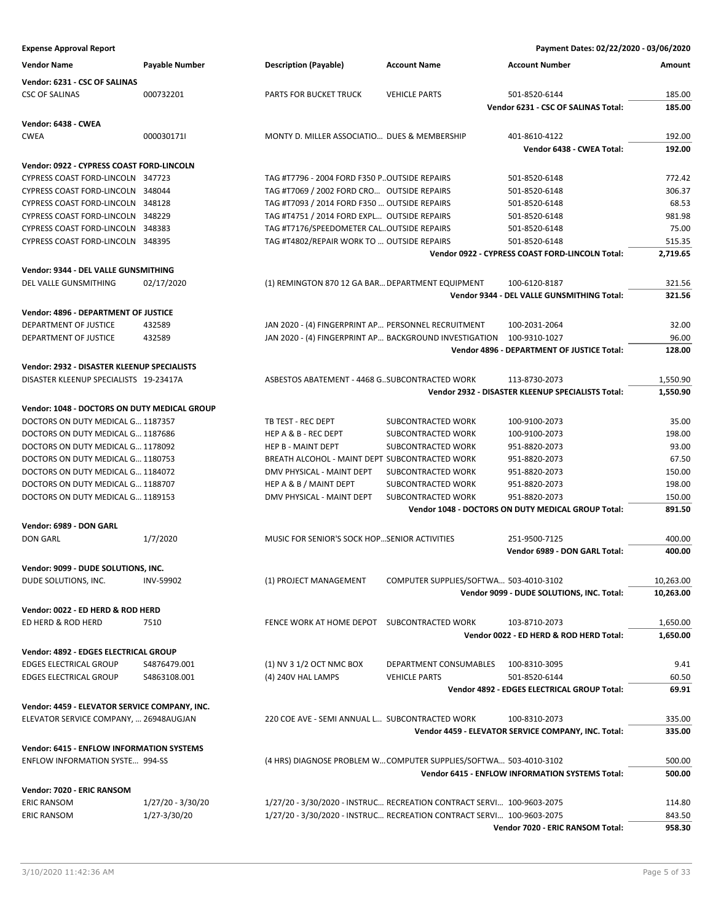**Expense Approval Report** — Payment Dates: 02/22/2020 - 03/06/2020

| Vendor Name | Payable Number | Description (Payable) | Account Name | Account Number | Amount |
|---|---|---|---|---|---|
| **Vendor: 6231 - CSC OF SALINAS** | | | | | |
| CSC OF SALINAS | 000732201 | PARTS FOR BUCKET TRUCK | VEHICLE PARTS | 501-8520-6144 | 185.00 |
| | | | | **Vendor 6231 - CSC OF SALINAS Total:** | **185.00** |
| **Vendor: 6438 - CWEA** | | | | | |
| CWEA | 000030171I | MONTY D. MILLER ASSOCIATIO... | DUES & MEMBERSHIP | 401-8610-4122 | 192.00 |
| | | | | **Vendor 6438 - CWEA Total:** | **192.00** |
| **Vendor: 0922 - CYPRESS COAST FORD-LINCOLN** | | | | | |
| CYPRESS COAST FORD-LINCOLN | 347723 | TAG #T7796 - 2004 FORD F350 P... | OUTSIDE REPAIRS | 501-8520-6148 | 772.42 |
| CYPRESS COAST FORD-LINCOLN | 348044 | TAG #T7069 / 2002 FORD CRO... | OUTSIDE REPAIRS | 501-8520-6148 | 306.37 |
| CYPRESS COAST FORD-LINCOLN | 348128 | TAG #T7093 / 2014 FORD F350 ... | OUTSIDE REPAIRS | 501-8520-6148 | 68.53 |
| CYPRESS COAST FORD-LINCOLN | 348229 | TAG #T4751 / 2014 FORD EXPL... | OUTSIDE REPAIRS | 501-8520-6148 | 981.98 |
| CYPRESS COAST FORD-LINCOLN | 348383 | TAG #T7176/SPEEDOMETER CAL... | OUTSIDE REPAIRS | 501-8520-6148 | 75.00 |
| CYPRESS COAST FORD-LINCOLN | 348395 | TAG #T4802/REPAIR WORK TO ... | OUTSIDE REPAIRS | 501-8520-6148 | 515.35 |
| | | | | **Vendor 0922 - CYPRESS COAST FORD-LINCOLN Total:** | **2,719.65** |
| **Vendor: 9344 - DEL VALLE GUNSMITHING** | | | | | |
| DEL VALLE GUNSMITHING | 02/17/2020 | (1) REMINGTON 870 12 GA BAR... | DEPARTMENT EQUIPMENT | 100-6120-8187 | 321.56 |
| | | | | **Vendor 9344 - DEL VALLE GUNSMITHING Total:** | **321.56** |
| **Vendor: 4896 - DEPARTMENT OF JUSTICE** | | | | | |
| DEPARTMENT OF JUSTICE | 432589 | JAN 2020 - (4) FINGERPRINT AP... | PERSONNEL RECRUITMENT | 100-2031-2064 | 32.00 |
| DEPARTMENT OF JUSTICE | 432589 | JAN 2020 - (4) FINGERPRINT AP... | BACKGROUND INVESTIGATION | 100-9310-1027 | 96.00 |
| | | | | **Vendor 4896 - DEPARTMENT OF JUSTICE Total:** | **128.00** |
| **Vendor: 2932 - DISASTER KLEENUP SPECIALISTS** | | | | | |
| DISASTER KLEENUP SPECIALISTS | 19-23417A | ASBESTOS ABATEMENT - 4468 G... | SUBCONTRACTED WORK | 113-8730-2073 | 1,550.90 |
| | | | | **Vendor 2932 - DISASTER KLEENUP SPECIALISTS Total:** | **1,550.90** |
| **Vendor: 1048 - DOCTORS ON DUTY MEDICAL GROUP** | | | | | |
| DOCTORS ON DUTY MEDICAL G... | 1187357 | TB TEST - REC DEPT | SUBCONTRACTED WORK | 100-9100-2073 | 35.00 |
| DOCTORS ON DUTY MEDICAL G... | 1187686 | HEP A & B - REC DEPT | SUBCONTRACTED WORK | 100-9100-2073 | 198.00 |
| DOCTORS ON DUTY MEDICAL G... | 1178092 | HEP B - MAINT DEPT | SUBCONTRACTED WORK | 951-8820-2073 | 93.00 |
| DOCTORS ON DUTY MEDICAL G... | 1180753 | BREATH ALCOHOL - MAINT DEPT | SUBCONTRACTED WORK | 951-8820-2073 | 67.50 |
| DOCTORS ON DUTY MEDICAL G... | 1184072 | DMV PHYSICAL - MAINT DEPT | SUBCONTRACTED WORK | 951-8820-2073 | 150.00 |
| DOCTORS ON DUTY MEDICAL G... | 1188707 | HEP A & B / MAINT DEPT | SUBCONTRACTED WORK | 951-8820-2073 | 198.00 |
| DOCTORS ON DUTY MEDICAL G... | 1189153 | DMV PHYSICAL - MAINT DEPT | SUBCONTRACTED WORK | 951-8820-2073 | 150.00 |
| | | | | **Vendor 1048 - DOCTORS ON DUTY MEDICAL GROUP Total:** | **891.50** |
| **Vendor: 6989 - DON GARL** | | | | | |
| DON GARL | 1/7/2020 | MUSIC FOR SENIOR'S SOCK HOP... | SENIOR ACTIVITIES | 251-9500-7125 | 400.00 |
| | | | | **Vendor 6989 - DON GARL Total:** | **400.00** |
| **Vendor: 9099 - DUDE SOLUTIONS, INC.** | | | | | |
| DUDE SOLUTIONS, INC. | INV-59902 | (1) PROJECT MANAGEMENT | COMPUTER SUPPLIES/SOFTWA... | 503-4010-3102 | 10,263.00 |
| | | | | **Vendor 9099 - DUDE SOLUTIONS, INC. Total:** | **10,263.00** |
| **Vendor: 0022 - ED HERD & ROD HERD** | | | | | |
| ED HERD & ROD HERD | 7510 | FENCE WORK AT HOME DEPOT | SUBCONTRACTED WORK | 103-8710-2073 | 1,650.00 |
| | | | | **Vendor 0022 - ED HERD & ROD HERD Total:** | **1,650.00** |
| **Vendor: 4892 - EDGES ELECTRICAL GROUP** | | | | | |
| EDGES ELECTRICAL GROUP | S4876479.001 | (1) NV 3 1/2 OCT NMC BOX | DEPARTMENT CONSUMABLES | 100-8310-3095 | 9.41 |
| EDGES ELECTRICAL GROUP | S4863108.001 | (4) 240V HAL LAMPS | VEHICLE PARTS | 501-8520-6144 | 60.50 |
| | | | | **Vendor 4892 - EDGES ELECTRICAL GROUP Total:** | **69.91** |
| **Vendor: 4459 - ELEVATOR SERVICE COMPANY, INC.** | | | | | |
| ELEVATOR SERVICE COMPANY, ... | 26948AUGJAN | 220 COE AVE - SEMI ANNUAL L... | SUBCONTRACTED WORK | 100-8310-2073 | 335.00 |
| | | | | **Vendor 4459 - ELEVATOR SERVICE COMPANY, INC. Total:** | **335.00** |
| **Vendor: 6415 - ENFLOW INFORMATION SYSTEMS** | | | | | |
| ENFLOW INFORMATION SYSTE... | 994-SS | (4 HRS) DIAGNOSE PROBLEM W... | COMPUTER SUPPLIES/SOFTWA... | 503-4010-3102 | 500.00 |
| | | | | **Vendor 6415 - ENFLOW INFORMATION SYSTEMS Total:** | **500.00** |
| **Vendor: 7020 - ERIC RANSOM** | | | | | |
| ERIC RANSOM | 1/27/20 - 3/30/20 | 1/27/20 - 3/30/2020 - INSTRUC... | RECREATION CONTRACT SERVI... | 100-9603-2075 | 114.80 |
| ERIC RANSOM | 1/27-3/30/20 | 1/27/20 - 3/30/2020 - INSTRUC... | RECREATION CONTRACT SERVI... | 100-9603-2075 | 843.50 |
| | | | | **Vendor 7020 - ERIC RANSOM Total:** | **958.30** |

3/10/2020 11:42:36 AM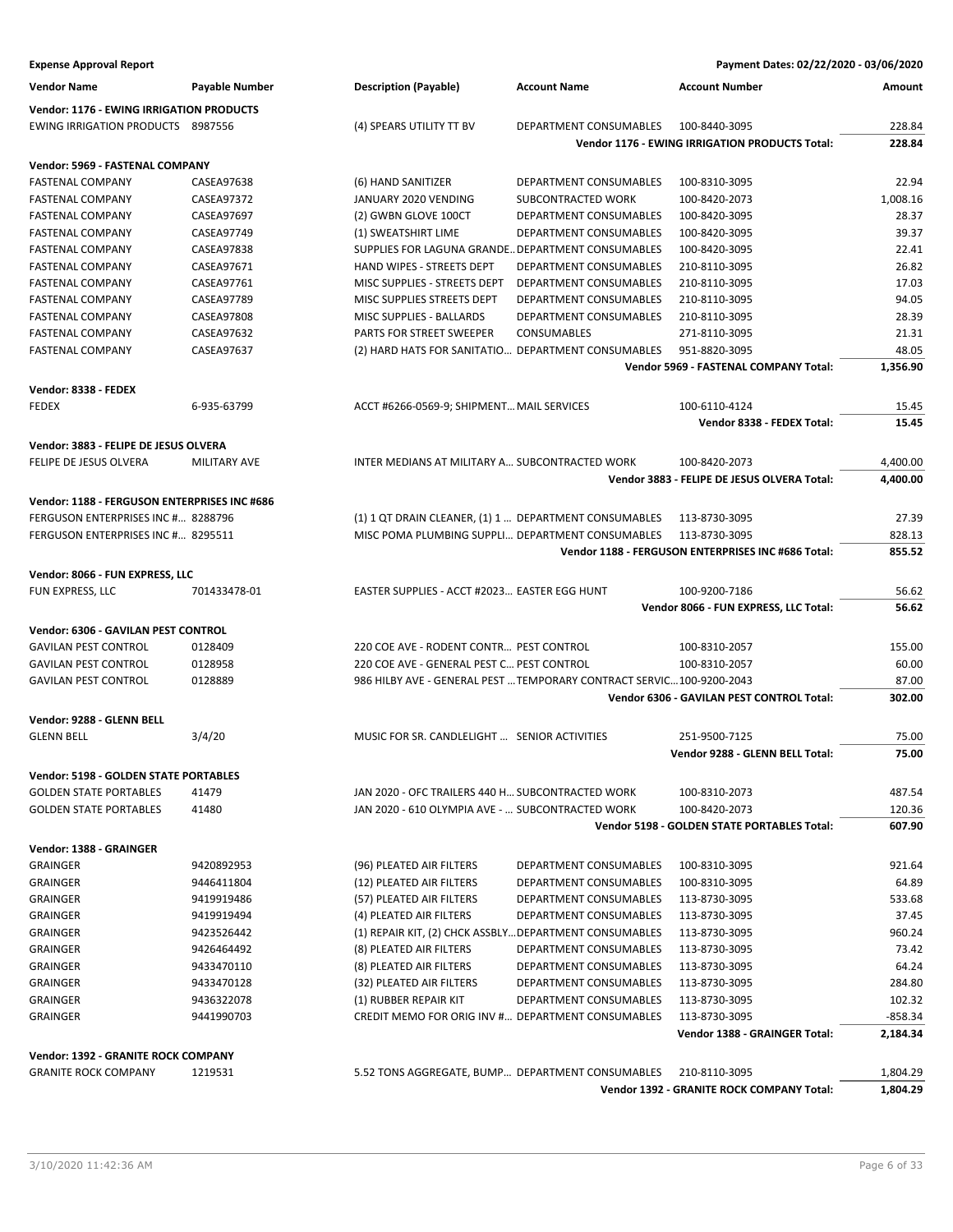**Expense Approval Report** — Payment Dates: 02/22/2020 - 03/06/2020

| Vendor Name | Payable Number | Description (Payable) | Account Name | Account Number | Amount |
|---|---|---|---|---|---|
| **Vendor: 1176 - EWING IRRIGATION PRODUCTS** | | | | | |
| EWING IRRIGATION PRODUCTS | 8987556 | (4) SPEARS UTILITY TT BV | DEPARTMENT CONSUMABLES | 100-8440-3095 | 228.84 |
| | | | | **Vendor 1176 - EWING IRRIGATION PRODUCTS Total:** | **228.84** |
| **Vendor: 5969 - FASTENAL COMPANY** | | | | | |
| FASTENAL COMPANY | CASEA97638 | (6) HAND SANITIZER | DEPARTMENT CONSUMABLES | 100-8310-3095 | 22.94 |
| FASTENAL COMPANY | CASEA97372 | JANUARY 2020 VENDING | SUBCONTRACTED WORK | 100-8420-2073 | 1,008.16 |
| FASTENAL COMPANY | CASEA97697 | (2) GWBN GLOVE 100CT | DEPARTMENT CONSUMABLES | 100-8420-3095 | 28.37 |
| FASTENAL COMPANY | CASEA97749 | (1) SWEATSHIRT LIME | DEPARTMENT CONSUMABLES | 100-8420-3095 | 39.37 |
| FASTENAL COMPANY | CASEA97838 | SUPPLIES FOR LAGUNA GRANDE… | DEPARTMENT CONSUMABLES | 100-8420-3095 | 22.41 |
| FASTENAL COMPANY | CASEA97671 | HAND WIPES - STREETS DEPT | DEPARTMENT CONSUMABLES | 210-8110-3095 | 26.82 |
| FASTENAL COMPANY | CASEA97761 | MISC SUPPLIES - STREETS DEPT | DEPARTMENT CONSUMABLES | 210-8110-3095 | 17.03 |
| FASTENAL COMPANY | CASEA97789 | MISC SUPPLIES STREETS DEPT | DEPARTMENT CONSUMABLES | 210-8110-3095 | 94.05 |
| FASTENAL COMPANY | CASEA97808 | MISC SUPPLIES - BALLARDS | DEPARTMENT CONSUMABLES | 210-8110-3095 | 28.39 |
| FASTENAL COMPANY | CASEA97632 | PARTS FOR STREET SWEEPER | CONSUMABLES | 271-8110-3095 | 21.31 |
| FASTENAL COMPANY | CASEA97637 | (2) HARD HATS FOR SANITATIO… | DEPARTMENT CONSUMABLES | 951-8820-3095 | 48.05 |
| | | | | **Vendor 5969 - FASTENAL COMPANY Total:** | **1,356.90** |
| **Vendor: 8338 - FEDEX** | | | | | |
| FEDEX | 6-935-63799 | ACCT #6266-0569-9; SHIPMENT… | MAIL SERVICES | 100-6110-4124 | 15.45 |
| | | | | **Vendor 8338 - FEDEX Total:** | **15.45** |
| **Vendor: 3883 - FELIPE DE JESUS OLVERA** | | | | | |
| FELIPE DE JESUS OLVERA | MILITARY AVE | INTER MEDIANS AT MILITARY A… | SUBCONTRACTED WORK | 100-8420-2073 | 4,400.00 |
| | | | | **Vendor 3883 - FELIPE DE JESUS OLVERA Total:** | **4,400.00** |
| **Vendor: 1188 - FERGUSON ENTERPRISES INC #686** | | | | | |
| FERGUSON ENTERPRISES INC #… | 8288796 | (1) 1 QT DRAIN CLEANER, (1) 1 … | DEPARTMENT CONSUMABLES | 113-8730-3095 | 27.39 |
| FERGUSON ENTERPRISES INC #… | 8295511 | MISC POMA PLUMBING SUPPLI… | DEPARTMENT CONSUMABLES | 113-8730-3095 | 828.13 |
| | | | | **Vendor 1188 - FERGUSON ENTERPRISES INC #686 Total:** | **855.52** |
| **Vendor: 8066 - FUN EXPRESS, LLC** | | | | | |
| FUN EXPRESS, LLC | 701433478-01 | EASTER SUPPLIES - ACCT #2023… | EASTER EGG HUNT | 100-9200-7186 | 56.62 |
| | | | | **Vendor 8066 - FUN EXPRESS, LLC Total:** | **56.62** |
| **Vendor: 6306 - GAVILAN PEST CONTROL** | | | | | |
| GAVILAN PEST CONTROL | 0128409 | 220 COE AVE - RODENT CONTR… | PEST CONTROL | 100-8310-2057 | 155.00 |
| GAVILAN PEST CONTROL | 0128958 | 220 COE AVE - GENERAL PEST C… | PEST CONTROL | 100-8310-2057 | 60.00 |
| GAVILAN PEST CONTROL | 0128889 | 986 HILBY AVE - GENERAL PEST … | TEMPORARY CONTRACT SERVIC… | 100-9200-2043 | 87.00 |
| | | | | **Vendor 6306 - GAVILAN PEST CONTROL Total:** | **302.00** |
| **Vendor: 9288 - GLENN BELL** | | | | | |
| GLENN BELL | 3/4/20 | MUSIC FOR SR. CANDLELIGHT … | SENIOR ACTIVITIES | 251-9500-7125 | 75.00 |
| | | | | **Vendor 9288 - GLENN BELL Total:** | **75.00** |
| **Vendor: 5198 - GOLDEN STATE PORTABLES** | | | | | |
| GOLDEN STATE PORTABLES | 41479 | JAN 2020 - OFC TRAILERS 440 H… | SUBCONTRACTED WORK | 100-8310-2073 | 487.54 |
| GOLDEN STATE PORTABLES | 41480 | JAN 2020 - 610 OLYMPIA AVE - … | SUBCONTRACTED WORK | 100-8420-2073 | 120.36 |
| | | | | **Vendor 5198 - GOLDEN STATE PORTABLES Total:** | **607.90** |
| **Vendor: 1388 - GRAINGER** | | | | | |
| GRAINGER | 9420892953 | (96) PLEATED AIR FILTERS | DEPARTMENT CONSUMABLES | 100-8310-3095 | 921.64 |
| GRAINGER | 9446411804 | (12) PLEATED AIR FILTERS | DEPARTMENT CONSUMABLES | 100-8310-3095 | 64.89 |
| GRAINGER | 9419919486 | (57) PLEATED AIR FILTERS | DEPARTMENT CONSUMABLES | 113-8730-3095 | 533.68 |
| GRAINGER | 9419919494 | (4) PLEATED AIR FILTERS | DEPARTMENT CONSUMABLES | 113-8730-3095 | 37.45 |
| GRAINGER | 9423526442 | (1) REPAIR KIT, (2) CHCK ASSBLY… | DEPARTMENT CONSUMABLES | 113-8730-3095 | 960.24 |
| GRAINGER | 9426464492 | (8) PLEATED AIR FILTERS | DEPARTMENT CONSUMABLES | 113-8730-3095 | 73.42 |
| GRAINGER | 9433470110 | (8) PLEATED AIR FILTERS | DEPARTMENT CONSUMABLES | 113-8730-3095 | 64.24 |
| GRAINGER | 9433470128 | (32) PLEATED AIR FILTERS | DEPARTMENT CONSUMABLES | 113-8730-3095 | 284.80 |
| GRAINGER | 9436322078 | (1) RUBBER REPAIR KIT | DEPARTMENT CONSUMABLES | 113-8730-3095 | 102.32 |
| GRAINGER | 9441990703 | CREDIT MEMO FOR ORIG INV #… | DEPARTMENT CONSUMABLES | 113-8730-3095 | -858.34 |
| | | | | **Vendor 1388 - GRAINGER Total:** | **2,184.34** |
| **Vendor: 1392 - GRANITE ROCK COMPANY** | | | | | |
| GRANITE ROCK COMPANY | 1219531 | 5.52 TONS AGGREGATE, BUMP… | DEPARTMENT CONSUMABLES | 210-8110-3095 | 1,804.29 |
| | | | | **Vendor 1392 - GRANITE ROCK COMPANY Total:** | **1,804.29** |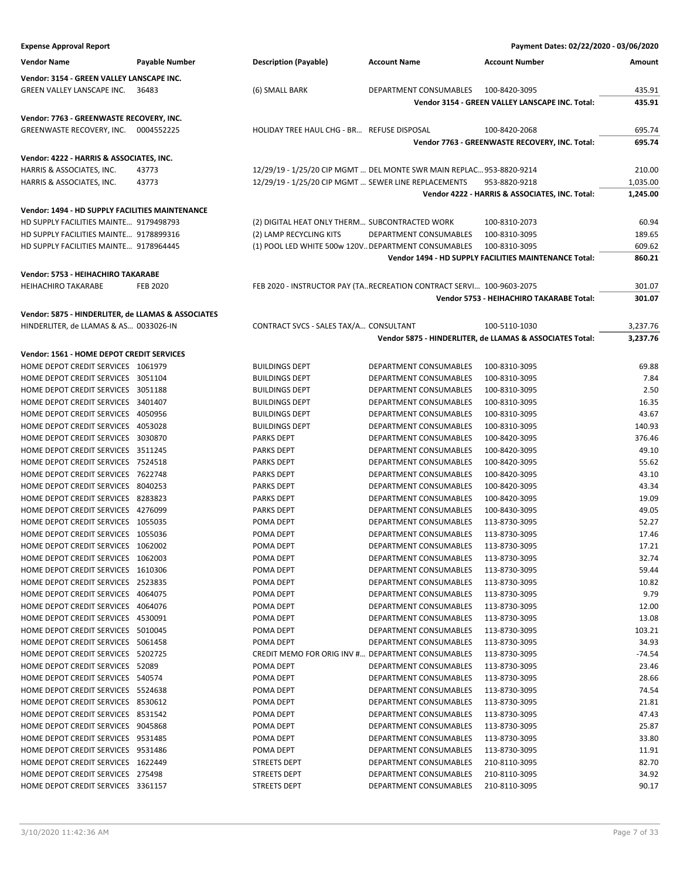**Expense Approval Report** — Payment Dates: 02/22/2020 - 03/06/2020

| Vendor Name | Payable Number | Description (Payable) | Account Name | Account Number | Amount |
|---|---|---|---|---|---|
| **Vendor: 3154 - GREEN VALLEY LANSCAPE INC.** | | | | | |
| GREEN VALLEY LANSCAPE INC. | 36483 | (6) SMALL BARK | DEPARTMENT CONSUMABLES | 100-8420-3095 | 435.91 |
| | | | **Vendor 3154 - GREEN VALLEY LANSCAPE INC. Total:** | | **435.91** |
| **Vendor: 7763 - GREENWASTE RECOVERY, INC.** | | | | | |
| GREENWASTE RECOVERY, INC. | 0004552225 | HOLIDAY TREE HAUL CHG - BR… | REFUSE DISPOSAL | 100-8420-2068 | 695.74 |
| | | | **Vendor 7763 - GREENWASTE RECOVERY, INC. Total:** | | **695.74** |
| **Vendor: 4222 - HARRIS & ASSOCIATES, INC.** | | | | | |
| HARRIS & ASSOCIATES, INC. | 43773 | 12/29/19 - 1/25/20 CIP MGMT … | DEL MONTE SWR MAIN REPLAC… | 953-8820-9214 | 210.00 |
| HARRIS & ASSOCIATES, INC. | 43773 | 12/29/19 - 1/25/20 CIP MGMT … | SEWER LINE REPLACEMENTS | 953-8820-9218 | 1,035.00 |
| | | | **Vendor 4222 - HARRIS & ASSOCIATES, INC. Total:** | | **1,245.00** |
| **Vendor: 1494 - HD SUPPLY FACILITIES MAINTENANCE** | | | | | |
| HD SUPPLY FACILITIES MAINTE… | 9179498793 | (2) DIGITAL HEAT ONLY THERM… | SUBCONTRACTED WORK | 100-8310-2073 | 60.94 |
| HD SUPPLY FACILITIES MAINTE… | 9178899316 | (2) LAMP RECYCLING KITS | DEPARTMENT CONSUMABLES | 100-8310-3095 | 189.65 |
| HD SUPPLY FACILITIES MAINTE… | 9178964445 | (1) POOL LED WHITE 500w 120V… | DEPARTMENT CONSUMABLES | 100-8310-3095 | 609.62 |
| | | | **Vendor 1494 - HD SUPPLY FACILITIES MAINTENANCE Total:** | | **860.21** |
| **Vendor: 5753 - HEIHACHIRO TAKARABE** | | | | | |
| HEIHACHIRO TAKARABE | FEB 2020 | FEB 2020 - INSTRUCTOR PAY (TA… | RECREATION CONTRACT SERVI… | 100-9603-2075 | 301.07 |
| | | | **Vendor 5753 - HEIHACHIRO TAKARABE Total:** | | **301.07** |
| **Vendor: 5875 - HINDERLITER, de LLAMAS & ASSOCIATES** | | | | | |
| HINDERLITER, de LLAMAS & AS… | 0033026-IN | CONTRACT SVCS - SALES TAX/A… | CONSULTANT | 100-5110-1030 | 3,237.76 |
| | | | **Vendor 5875 - HINDERLITER, de LLAMAS & ASSOCIATES Total:** | | **3,237.76** |
| **Vendor: 1561 - HOME DEPOT CREDIT SERVICES** | | | | | |
| HOME DEPOT CREDIT SERVICES | 1061979 | BUILDINGS DEPT | DEPARTMENT CONSUMABLES | 100-8310-3095 | 69.88 |
| HOME DEPOT CREDIT SERVICES | 3051104 | BUILDINGS DEPT | DEPARTMENT CONSUMABLES | 100-8310-3095 | 7.84 |
| HOME DEPOT CREDIT SERVICES | 3051188 | BUILDINGS DEPT | DEPARTMENT CONSUMABLES | 100-8310-3095 | 2.50 |
| HOME DEPOT CREDIT SERVICES | 3401407 | BUILDINGS DEPT | DEPARTMENT CONSUMABLES | 100-8310-3095 | 16.35 |
| HOME DEPOT CREDIT SERVICES | 4050956 | BUILDINGS DEPT | DEPARTMENT CONSUMABLES | 100-8310-3095 | 43.67 |
| HOME DEPOT CREDIT SERVICES | 4053028 | BUILDINGS DEPT | DEPARTMENT CONSUMABLES | 100-8310-3095 | 140.93 |
| HOME DEPOT CREDIT SERVICES | 3030870 | PARKS DEPT | DEPARTMENT CONSUMABLES | 100-8420-3095 | 376.46 |
| HOME DEPOT CREDIT SERVICES | 3511245 | PARKS DEPT | DEPARTMENT CONSUMABLES | 100-8420-3095 | 49.10 |
| HOME DEPOT CREDIT SERVICES | 7524518 | PARKS DEPT | DEPARTMENT CONSUMABLES | 100-8420-3095 | 55.62 |
| HOME DEPOT CREDIT SERVICES | 7622748 | PARKS DEPT | DEPARTMENT CONSUMABLES | 100-8420-3095 | 43.10 |
| HOME DEPOT CREDIT SERVICES | 8040253 | PARKS DEPT | DEPARTMENT CONSUMABLES | 100-8420-3095 | 43.34 |
| HOME DEPOT CREDIT SERVICES | 8283823 | PARKS DEPT | DEPARTMENT CONSUMABLES | 100-8420-3095 | 19.09 |
| HOME DEPOT CREDIT SERVICES | 4276099 | PARKS DEPT | DEPARTMENT CONSUMABLES | 100-8430-3095 | 49.05 |
| HOME DEPOT CREDIT SERVICES | 1055035 | POMA DEPT | DEPARTMENT CONSUMABLES | 113-8730-3095 | 52.27 |
| HOME DEPOT CREDIT SERVICES | 1055036 | POMA DEPT | DEPARTMENT CONSUMABLES | 113-8730-3095 | 17.46 |
| HOME DEPOT CREDIT SERVICES | 1062002 | POMA DEPT | DEPARTMENT CONSUMABLES | 113-8730-3095 | 17.21 |
| HOME DEPOT CREDIT SERVICES | 1062003 | POMA DEPT | DEPARTMENT CONSUMABLES | 113-8730-3095 | 32.74 |
| HOME DEPOT CREDIT SERVICES | 1610306 | POMA DEPT | DEPARTMENT CONSUMABLES | 113-8730-3095 | 59.44 |
| HOME DEPOT CREDIT SERVICES | 2523835 | POMA DEPT | DEPARTMENT CONSUMABLES | 113-8730-3095 | 10.82 |
| HOME DEPOT CREDIT SERVICES | 4064075 | POMA DEPT | DEPARTMENT CONSUMABLES | 113-8730-3095 | 9.79 |
| HOME DEPOT CREDIT SERVICES | 4064076 | POMA DEPT | DEPARTMENT CONSUMABLES | 113-8730-3095 | 12.00 |
| HOME DEPOT CREDIT SERVICES | 4530091 | POMA DEPT | DEPARTMENT CONSUMABLES | 113-8730-3095 | 13.08 |
| HOME DEPOT CREDIT SERVICES | 5010045 | POMA DEPT | DEPARTMENT CONSUMABLES | 113-8730-3095 | 103.21 |
| HOME DEPOT CREDIT SERVICES | 5061458 | POMA DEPT | DEPARTMENT CONSUMABLES | 113-8730-3095 | 34.93 |
| HOME DEPOT CREDIT SERVICES | 5202725 | CREDIT MEMO FOR ORIG INV #… | DEPARTMENT CONSUMABLES | 113-8730-3095 | -74.54 |
| HOME DEPOT CREDIT SERVICES | 52089 | POMA DEPT | DEPARTMENT CONSUMABLES | 113-8730-3095 | 23.46 |
| HOME DEPOT CREDIT SERVICES | 540574 | POMA DEPT | DEPARTMENT CONSUMABLES | 113-8730-3095 | 28.66 |
| HOME DEPOT CREDIT SERVICES | 5524638 | POMA DEPT | DEPARTMENT CONSUMABLES | 113-8730-3095 | 74.54 |
| HOME DEPOT CREDIT SERVICES | 8530612 | POMA DEPT | DEPARTMENT CONSUMABLES | 113-8730-3095 | 21.81 |
| HOME DEPOT CREDIT SERVICES | 8531542 | POMA DEPT | DEPARTMENT CONSUMABLES | 113-8730-3095 | 47.43 |
| HOME DEPOT CREDIT SERVICES | 9045868 | POMA DEPT | DEPARTMENT CONSUMABLES | 113-8730-3095 | 25.87 |
| HOME DEPOT CREDIT SERVICES | 9531485 | POMA DEPT | DEPARTMENT CONSUMABLES | 113-8730-3095 | 33.80 |
| HOME DEPOT CREDIT SERVICES | 9531486 | POMA DEPT | DEPARTMENT CONSUMABLES | 113-8730-3095 | 11.91 |
| HOME DEPOT CREDIT SERVICES | 1622449 | STREETS DEPT | DEPARTMENT CONSUMABLES | 210-8110-3095 | 82.70 |
| HOME DEPOT CREDIT SERVICES | 275498 | STREETS DEPT | DEPARTMENT CONSUMABLES | 210-8110-3095 | 34.92 |
| HOME DEPOT CREDIT SERVICES | 3361157 | STREETS DEPT | DEPARTMENT CONSUMABLES | 210-8110-3095 | 90.17 |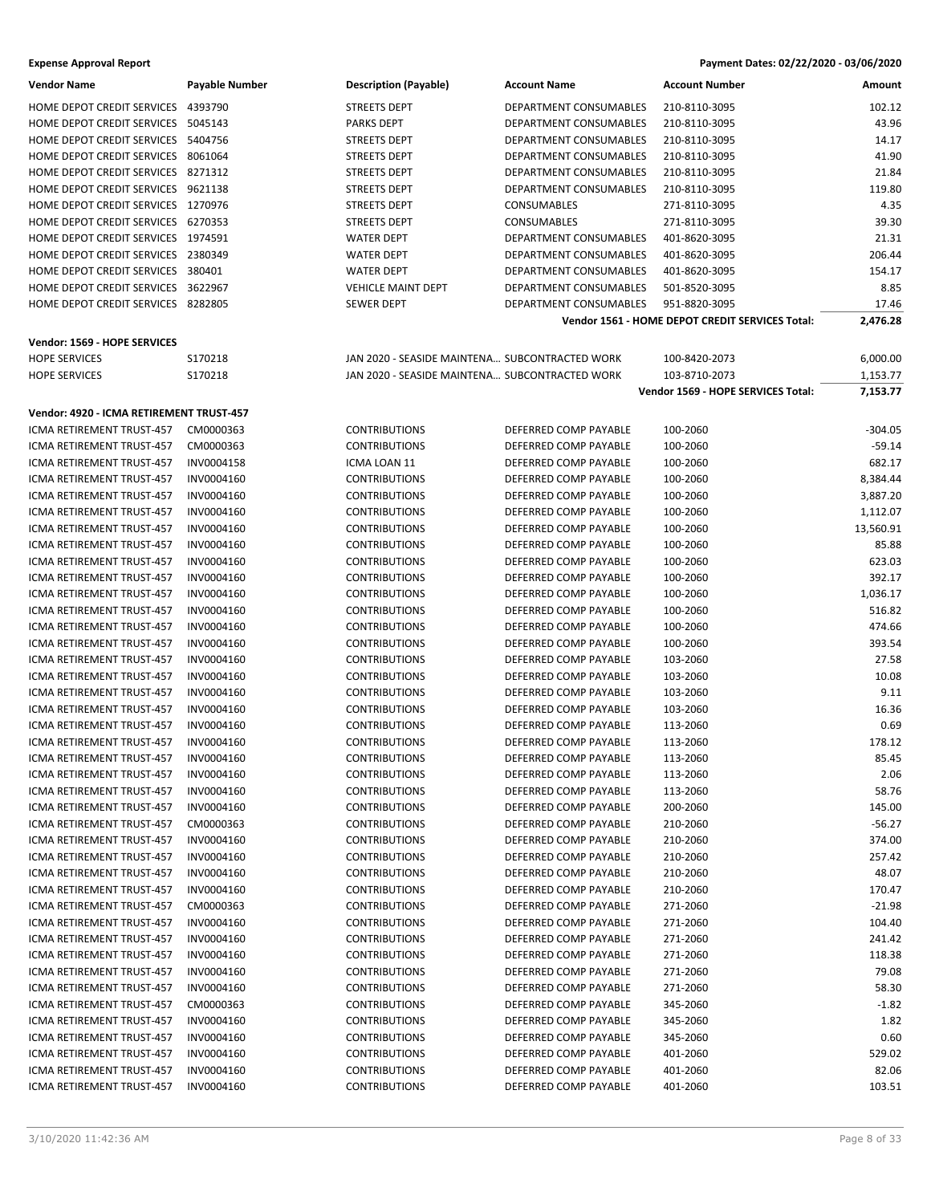**Expense Approval Report** — Payment Dates: 02/22/2020 - 03/06/2020

| Vendor Name | Payable Number | Description (Payable) | Account Name | Account Number | Amount |
|---|---|---|---|---|---|
| HOME DEPOT CREDIT SERVICES | 4393790 | STREETS DEPT | DEPARTMENT CONSUMABLES | 210-8110-3095 | 102.12 |
| HOME DEPOT CREDIT SERVICES | 5045143 | PARKS DEPT | DEPARTMENT CONSUMABLES | 210-8110-3095 | 43.96 |
| HOME DEPOT CREDIT SERVICES | 5404756 | STREETS DEPT | DEPARTMENT CONSUMABLES | 210-8110-3095 | 14.17 |
| HOME DEPOT CREDIT SERVICES | 8061064 | STREETS DEPT | DEPARTMENT CONSUMABLES | 210-8110-3095 | 41.90 |
| HOME DEPOT CREDIT SERVICES | 8271312 | STREETS DEPT | DEPARTMENT CONSUMABLES | 210-8110-3095 | 21.84 |
| HOME DEPOT CREDIT SERVICES | 9621138 | STREETS DEPT | DEPARTMENT CONSUMABLES | 210-8110-3095 | 119.80 |
| HOME DEPOT CREDIT SERVICES | 1270976 | STREETS DEPT | CONSUMABLES | 271-8110-3095 | 4.35 |
| HOME DEPOT CREDIT SERVICES | 6270353 | STREETS DEPT | CONSUMABLES | 271-8110-3095 | 39.30 |
| HOME DEPOT CREDIT SERVICES | 1974591 | WATER DEPT | DEPARTMENT CONSUMABLES | 401-8620-3095 | 21.31 |
| HOME DEPOT CREDIT SERVICES | 2380349 | WATER DEPT | DEPARTMENT CONSUMABLES | 401-8620-3095 | 206.44 |
| HOME DEPOT CREDIT SERVICES | 380401 | WATER DEPT | DEPARTMENT CONSUMABLES | 401-8620-3095 | 154.17 |
| HOME DEPOT CREDIT SERVICES | 3622967 | VEHICLE MAINT DEPT | DEPARTMENT CONSUMABLES | 501-8520-3095 | 8.85 |
| HOME DEPOT CREDIT SERVICES | 8282805 | SEWER DEPT | DEPARTMENT CONSUMABLES | 951-8820-3095 | 17.46 |
| | | | | **Vendor 1561 - HOME DEPOT CREDIT SERVICES Total:** | **2,476.28** |
| **Vendor: 1569 - HOPE SERVICES** | | | | | |
| HOPE SERVICES | S170218 | JAN 2020 - SEASIDE MAINTENA... | SUBCONTRACTED WORK | 100-8420-2073 | 6,000.00 |
| HOPE SERVICES | S170218 | JAN 2020 - SEASIDE MAINTENA... | SUBCONTRACTED WORK | 103-8710-2073 | 1,153.77 |
| | | | | **Vendor 1569 - HOPE SERVICES Total:** | **7,153.77** |
| **Vendor: 4920 - ICMA RETIREMENT TRUST-457** | | | | | |
| ICMA RETIREMENT TRUST-457 | CM0000363 | CONTRIBUTIONS | DEFERRED COMP PAYABLE | 100-2060 | -304.05 |
| ICMA RETIREMENT TRUST-457 | CM0000363 | CONTRIBUTIONS | DEFERRED COMP PAYABLE | 100-2060 | -59.14 |
| ICMA RETIREMENT TRUST-457 | INV0004158 | ICMA LOAN 11 | DEFERRED COMP PAYABLE | 100-2060 | 682.17 |
| ICMA RETIREMENT TRUST-457 | INV0004160 | CONTRIBUTIONS | DEFERRED COMP PAYABLE | 100-2060 | 8,384.44 |
| ICMA RETIREMENT TRUST-457 | INV0004160 | CONTRIBUTIONS | DEFERRED COMP PAYABLE | 100-2060 | 3,887.20 |
| ICMA RETIREMENT TRUST-457 | INV0004160 | CONTRIBUTIONS | DEFERRED COMP PAYABLE | 100-2060 | 1,112.07 |
| ICMA RETIREMENT TRUST-457 | INV0004160 | CONTRIBUTIONS | DEFERRED COMP PAYABLE | 100-2060 | 13,560.91 |
| ICMA RETIREMENT TRUST-457 | INV0004160 | CONTRIBUTIONS | DEFERRED COMP PAYABLE | 100-2060 | 85.88 |
| ICMA RETIREMENT TRUST-457 | INV0004160 | CONTRIBUTIONS | DEFERRED COMP PAYABLE | 100-2060 | 623.03 |
| ICMA RETIREMENT TRUST-457 | INV0004160 | CONTRIBUTIONS | DEFERRED COMP PAYABLE | 100-2060 | 392.17 |
| ICMA RETIREMENT TRUST-457 | INV0004160 | CONTRIBUTIONS | DEFERRED COMP PAYABLE | 100-2060 | 1,036.17 |
| ICMA RETIREMENT TRUST-457 | INV0004160 | CONTRIBUTIONS | DEFERRED COMP PAYABLE | 100-2060 | 516.82 |
| ICMA RETIREMENT TRUST-457 | INV0004160 | CONTRIBUTIONS | DEFERRED COMP PAYABLE | 100-2060 | 474.66 |
| ICMA RETIREMENT TRUST-457 | INV0004160 | CONTRIBUTIONS | DEFERRED COMP PAYABLE | 100-2060 | 393.54 |
| ICMA RETIREMENT TRUST-457 | INV0004160 | CONTRIBUTIONS | DEFERRED COMP PAYABLE | 103-2060 | 27.58 |
| ICMA RETIREMENT TRUST-457 | INV0004160 | CONTRIBUTIONS | DEFERRED COMP PAYABLE | 103-2060 | 10.08 |
| ICMA RETIREMENT TRUST-457 | INV0004160 | CONTRIBUTIONS | DEFERRED COMP PAYABLE | 103-2060 | 9.11 |
| ICMA RETIREMENT TRUST-457 | INV0004160 | CONTRIBUTIONS | DEFERRED COMP PAYABLE | 103-2060 | 16.36 |
| ICMA RETIREMENT TRUST-457 | INV0004160 | CONTRIBUTIONS | DEFERRED COMP PAYABLE | 113-2060 | 0.69 |
| ICMA RETIREMENT TRUST-457 | INV0004160 | CONTRIBUTIONS | DEFERRED COMP PAYABLE | 113-2060 | 178.12 |
| ICMA RETIREMENT TRUST-457 | INV0004160 | CONTRIBUTIONS | DEFERRED COMP PAYABLE | 113-2060 | 85.45 |
| ICMA RETIREMENT TRUST-457 | INV0004160 | CONTRIBUTIONS | DEFERRED COMP PAYABLE | 113-2060 | 2.06 |
| ICMA RETIREMENT TRUST-457 | INV0004160 | CONTRIBUTIONS | DEFERRED COMP PAYABLE | 113-2060 | 58.76 |
| ICMA RETIREMENT TRUST-457 | INV0004160 | CONTRIBUTIONS | DEFERRED COMP PAYABLE | 200-2060 | 145.00 |
| ICMA RETIREMENT TRUST-457 | CM0000363 | CONTRIBUTIONS | DEFERRED COMP PAYABLE | 210-2060 | -56.27 |
| ICMA RETIREMENT TRUST-457 | INV0004160 | CONTRIBUTIONS | DEFERRED COMP PAYABLE | 210-2060 | 374.00 |
| ICMA RETIREMENT TRUST-457 | INV0004160 | CONTRIBUTIONS | DEFERRED COMP PAYABLE | 210-2060 | 257.42 |
| ICMA RETIREMENT TRUST-457 | INV0004160 | CONTRIBUTIONS | DEFERRED COMP PAYABLE | 210-2060 | 48.07 |
| ICMA RETIREMENT TRUST-457 | INV0004160 | CONTRIBUTIONS | DEFERRED COMP PAYABLE | 210-2060 | 170.47 |
| ICMA RETIREMENT TRUST-457 | CM0000363 | CONTRIBUTIONS | DEFERRED COMP PAYABLE | 271-2060 | -21.98 |
| ICMA RETIREMENT TRUST-457 | INV0004160 | CONTRIBUTIONS | DEFERRED COMP PAYABLE | 271-2060 | 104.40 |
| ICMA RETIREMENT TRUST-457 | INV0004160 | CONTRIBUTIONS | DEFERRED COMP PAYABLE | 271-2060 | 241.42 |
| ICMA RETIREMENT TRUST-457 | INV0004160 | CONTRIBUTIONS | DEFERRED COMP PAYABLE | 271-2060 | 118.38 |
| ICMA RETIREMENT TRUST-457 | INV0004160 | CONTRIBUTIONS | DEFERRED COMP PAYABLE | 271-2060 | 79.08 |
| ICMA RETIREMENT TRUST-457 | INV0004160 | CONTRIBUTIONS | DEFERRED COMP PAYABLE | 271-2060 | 58.30 |
| ICMA RETIREMENT TRUST-457 | CM0000363 | CONTRIBUTIONS | DEFERRED COMP PAYABLE | 345-2060 | -1.82 |
| ICMA RETIREMENT TRUST-457 | INV0004160 | CONTRIBUTIONS | DEFERRED COMP PAYABLE | 345-2060 | 1.82 |
| ICMA RETIREMENT TRUST-457 | INV0004160 | CONTRIBUTIONS | DEFERRED COMP PAYABLE | 345-2060 | 0.60 |
| ICMA RETIREMENT TRUST-457 | INV0004160 | CONTRIBUTIONS | DEFERRED COMP PAYABLE | 401-2060 | 529.02 |
| ICMA RETIREMENT TRUST-457 | INV0004160 | CONTRIBUTIONS | DEFERRED COMP PAYABLE | 401-2060 | 82.06 |
| ICMA RETIREMENT TRUST-457 | INV0004160 | CONTRIBUTIONS | DEFERRED COMP PAYABLE | 401-2060 | 103.51 |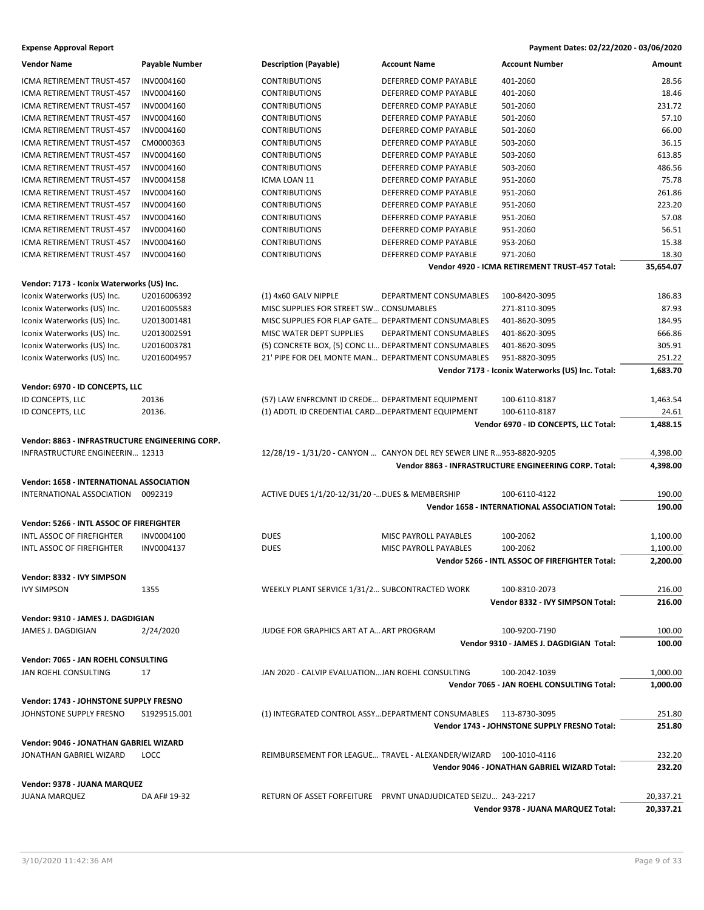**Expense Approval Report** — Payment Dates: 02/22/2020 - 03/06/2020

| Vendor Name | Payable Number | Description (Payable) | Account Name | Account Number | Amount |
|---|---|---|---|---|---|
| ICMA RETIREMENT TRUST-457 | INV0004160 | CONTRIBUTIONS | DEFERRED COMP PAYABLE | 401-2060 | 28.56 |
| ICMA RETIREMENT TRUST-457 | INV0004160 | CONTRIBUTIONS | DEFERRED COMP PAYABLE | 401-2060 | 18.46 |
| ICMA RETIREMENT TRUST-457 | INV0004160 | CONTRIBUTIONS | DEFERRED COMP PAYABLE | 501-2060 | 231.72 |
| ICMA RETIREMENT TRUST-457 | INV0004160 | CONTRIBUTIONS | DEFERRED COMP PAYABLE | 501-2060 | 57.10 |
| ICMA RETIREMENT TRUST-457 | INV0004160 | CONTRIBUTIONS | DEFERRED COMP PAYABLE | 501-2060 | 66.00 |
| ICMA RETIREMENT TRUST-457 | CM0000363 | CONTRIBUTIONS | DEFERRED COMP PAYABLE | 503-2060 | 36.15 |
| ICMA RETIREMENT TRUST-457 | INV0004160 | CONTRIBUTIONS | DEFERRED COMP PAYABLE | 503-2060 | 613.85 |
| ICMA RETIREMENT TRUST-457 | INV0004160 | CONTRIBUTIONS | DEFERRED COMP PAYABLE | 503-2060 | 486.56 |
| ICMA RETIREMENT TRUST-457 | INV0004158 | ICMA LOAN 11 | DEFERRED COMP PAYABLE | 951-2060 | 75.78 |
| ICMA RETIREMENT TRUST-457 | INV0004160 | CONTRIBUTIONS | DEFERRED COMP PAYABLE | 951-2060 | 261.86 |
| ICMA RETIREMENT TRUST-457 | INV0004160 | CONTRIBUTIONS | DEFERRED COMP PAYABLE | 951-2060 | 223.20 |
| ICMA RETIREMENT TRUST-457 | INV0004160 | CONTRIBUTIONS | DEFERRED COMP PAYABLE | 951-2060 | 57.08 |
| ICMA RETIREMENT TRUST-457 | INV0004160 | CONTRIBUTIONS | DEFERRED COMP PAYABLE | 951-2060 | 56.51 |
| ICMA RETIREMENT TRUST-457 | INV0004160 | CONTRIBUTIONS | DEFERRED COMP PAYABLE | 953-2060 | 15.38 |
| ICMA RETIREMENT TRUST-457 | INV0004160 | CONTRIBUTIONS | DEFERRED COMP PAYABLE | 971-2060 | 18.30 |
| | | | | **Vendor 4920 - ICMA RETIREMENT TRUST-457 Total:** | **35,654.07** |
| **Vendor: 7173 - Iconix Waterworks (US) Inc.** | | | | | |
| Iconix Waterworks (US) Inc. | U2016006392 | (1) 4x60 GALV NIPPLE | DEPARTMENT CONSUMABLES | 100-8420-3095 | 186.83 |
| Iconix Waterworks (US) Inc. | U2016005583 | MISC SUPPLIES FOR STREET SW... | CONSUMABLES | 271-8110-3095 | 87.93 |
| Iconix Waterworks (US) Inc. | U2013001481 | MISC SUPPLIES FOR FLAP GATE... | DEPARTMENT CONSUMABLES | 401-8620-3095 | 184.95 |
| Iconix Waterworks (US) Inc. | U2013002591 | MISC WATER DEPT SUPPLIES | DEPARTMENT CONSUMABLES | 401-8620-3095 | 666.86 |
| Iconix Waterworks (US) Inc. | U2016003781 | (5) CONCRETE BOX, (5) CONC LI... | DEPARTMENT CONSUMABLES | 401-8620-3095 | 305.91 |
| Iconix Waterworks (US) Inc. | U2016004957 | 21' PIPE FOR DEL MONTE MAN... | DEPARTMENT CONSUMABLES | 951-8820-3095 | 251.22 |
| | | | | **Vendor 7173 - Iconix Waterworks (US) Inc. Total:** | **1,683.70** |
| **Vendor: 6970 - ID CONCEPTS, LLC** | | | | | |
| ID CONCEPTS, LLC | 20136 | (57) LAW ENFRCMNT ID CREDE... | DEPARTMENT EQUIPMENT | 100-6110-8187 | 1,463.54 |
| ID CONCEPTS, LLC | 20136. | (1) ADDTL ID CREDENTIAL CARD... | DEPARTMENT EQUIPMENT | 100-6110-8187 | 24.61 |
| | | | | **Vendor 6970 - ID CONCEPTS, LLC Total:** | **1,488.15** |
| **Vendor: 8863 - INFRASTRUCTURE ENGINEERING CORP.** | | | | | |
| INFRASTRUCTURE ENGINEERIN... | 12313 | 12/28/19 - 1/31/20 - CANYON ... | CANYON DEL REY SEWER LINE R... | 953-8820-9205 | 4,398.00 |
| | | | | **Vendor 8863 - INFRASTRUCTURE ENGINEERING CORP. Total:** | **4,398.00** |
| **Vendor: 1658 - INTERNATIONAL ASSOCIATION** | | | | | |
| INTERNATIONAL ASSOCIATION | 0092319 | ACTIVE DUES 1/1/20-12/31/20 -... | DUES & MEMBERSHIP | 100-6110-4122 | 190.00 |
| | | | | **Vendor 1658 - INTERNATIONAL ASSOCIATION Total:** | **190.00** |
| **Vendor: 5266 - INTL ASSOC OF FIREFIGHTER** | | | | | |
| INTL ASSOC OF FIREFIGHTER | INV0004100 | DUES | MISC PAYROLL PAYABLES | 100-2062 | 1,100.00 |
| INTL ASSOC OF FIREFIGHTER | INV0004137 | DUES | MISC PAYROLL PAYABLES | 100-2062 | 1,100.00 |
| | | | | **Vendor 5266 - INTL ASSOC OF FIREFIGHTER Total:** | **2,200.00** |
| **Vendor: 8332 - IVY SIMPSON** | | | | | |
| IVY SIMPSON | 1355 | WEEKLY PLANT SERVICE 1/31/2... | SUBCONTRACTED WORK | 100-8310-2073 | 216.00 |
| | | | | **Vendor 8332 - IVY SIMPSON Total:** | **216.00** |
| **Vendor: 9310 - JAMES J. DAGDIGIAN** | | | | | |
| JAMES J. DAGDIGIAN | 2/24/2020 | JUDGE FOR GRAPHICS ART AT A... | ART PROGRAM | 100-9200-7190 | 100.00 |
| | | | | **Vendor 9310 - JAMES J. DAGDIGIAN Total:** | **100.00** |
| **Vendor: 7065 - JAN ROEHL CONSULTING** | | | | | |
| JAN ROEHL CONSULTING | 17 | JAN 2020 - CALVIP EVALUATION... | JAN ROEHL CONSULTING | 100-2042-1039 | 1,000.00 |
| | | | | **Vendor 7065 - JAN ROEHL CONSULTING Total:** | **1,000.00** |
| **Vendor: 1743 - JOHNSTONE SUPPLY FRESNO** | | | | | |
| JOHNSTONE SUPPLY FRESNO | S1929515.001 | (1) INTEGRATED CONTROL ASSY... | DEPARTMENT CONSUMABLES | 113-8730-3095 | 251.80 |
| | | | | **Vendor 1743 - JOHNSTONE SUPPLY FRESNO Total:** | **251.80** |
| **Vendor: 9046 - JONATHAN GABRIEL WIZARD** | | | | | |
| JONATHAN GABRIEL WIZARD | LOCC | REIMBURSEMENT FOR LEAGUE... | TRAVEL - ALEXANDER/WIZARD | 100-1010-4116 | 232.20 |
| | | | | **Vendor 9046 - JONATHAN GABRIEL WIZARD Total:** | **232.20** |
| **Vendor: 9378 - JUANA MARQUEZ** | | | | | |
| JUANA MARQUEZ | DA AF# 19-32 | RETURN OF ASSET FORFEITURE | PRVNT UNADJUDICATED SEIZU... | 243-2217 | 20,337.21 |
| | | | | **Vendor 9378 - JUANA MARQUEZ Total:** | **20,337.21** |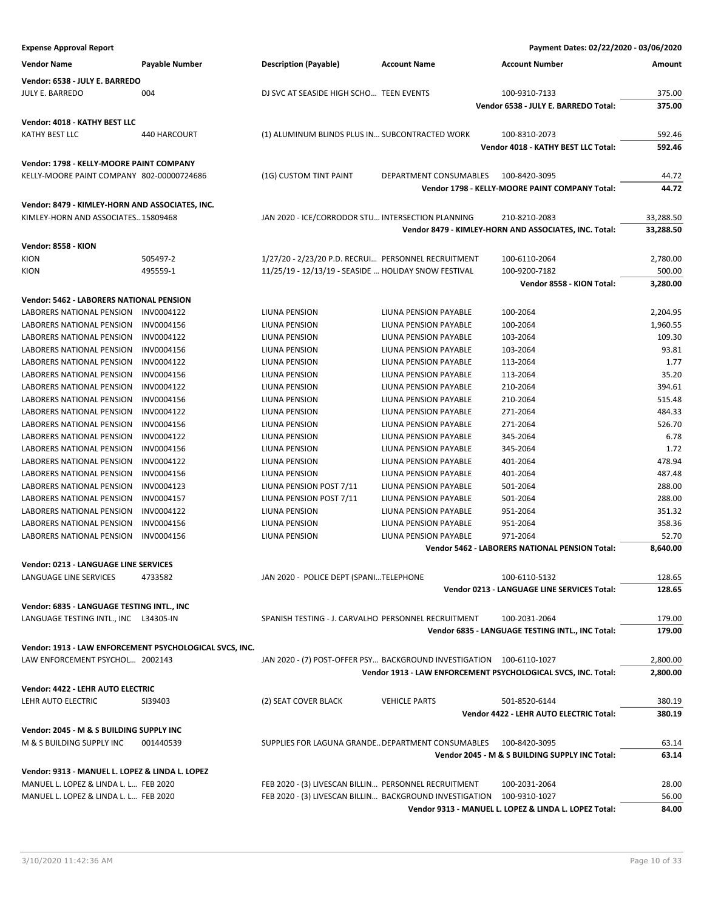**Expense Approval Report** — Payment Dates: 02/22/2020 - 03/06/2020

| Vendor Name | Payable Number | Description (Payable) | Account Name | Account Number | Amount |
|---|---|---|---|---|---|
| **Vendor: 6538 - JULY E. BARREDO** | | | | | |
| JULY E. BARREDO | 004 | DJ SVC AT SEASIDE HIGH SCHO… | TEEN EVENTS | 100-9310-7133 | 375.00 |
| | | | | **Vendor 6538 - JULY E. BARREDO Total:** | **375.00** |
| **Vendor: 4018 - KATHY BEST LLC** | | | | | |
| KATHY BEST LLC | 440 HARCOURT | (1) ALUMINUM BLINDS PLUS IN… | SUBCONTRACTED WORK | 100-8310-2073 | 592.46 |
| | | | | **Vendor 4018 - KATHY BEST LLC Total:** | **592.46** |
| **Vendor: 1798 - KELLY-MOORE PAINT COMPANY** | | | | | |
| KELLY-MOORE PAINT COMPANY | 802-00000724686 | (1G) CUSTOM TINT PAINT | DEPARTMENT CONSUMABLES | 100-8420-3095 | 44.72 |
| | | | | **Vendor 1798 - KELLY-MOORE PAINT COMPANY Total:** | **44.72** |
| **Vendor: 8479 - KIMLEY-HORN AND ASSOCIATES, INC.** | | | | | |
| KIMLEY-HORN AND ASSOCIATES.. | 15809468 | JAN 2020 - ICE/CORRODOR STU… | INTERSECTION PLANNING | 210-8210-2083 | 33,288.50 |
| | | | | **Vendor 8479 - KIMLEY-HORN AND ASSOCIATES, INC. Total:** | **33,288.50** |
| **Vendor: 8558 - KION** | | | | | |
| KION | 505497-2 | 1/27/20 - 2/23/20 P.D. RECRUI… | PERSONNEL RECRUITMENT | 100-6110-2064 | 2,780.00 |
| KION | 495559-1 | 11/25/19 - 12/13/19 - SEASIDE … | HOLIDAY SNOW FESTIVAL | 100-9200-7182 | 500.00 |
| | | | | **Vendor 8558 - KION Total:** | **3,280.00** |
| **Vendor: 5462 - LABORERS NATIONAL PENSION** | | | | | |
| LABORERS NATIONAL PENSION | INV0004122 | LIUNA PENSION | LIUNA PENSION PAYABLE | 100-2064 | 2,204.95 |
| LABORERS NATIONAL PENSION | INV0004156 | LIUNA PENSION | LIUNA PENSION PAYABLE | 100-2064 | 1,960.55 |
| LABORERS NATIONAL PENSION | INV0004122 | LIUNA PENSION | LIUNA PENSION PAYABLE | 103-2064 | 109.30 |
| LABORERS NATIONAL PENSION | INV0004156 | LIUNA PENSION | LIUNA PENSION PAYABLE | 103-2064 | 93.81 |
| LABORERS NATIONAL PENSION | INV0004122 | LIUNA PENSION | LIUNA PENSION PAYABLE | 113-2064 | 1.77 |
| LABORERS NATIONAL PENSION | INV0004156 | LIUNA PENSION | LIUNA PENSION PAYABLE | 113-2064 | 35.20 |
| LABORERS NATIONAL PENSION | INV0004122 | LIUNA PENSION | LIUNA PENSION PAYABLE | 210-2064 | 394.61 |
| LABORERS NATIONAL PENSION | INV0004156 | LIUNA PENSION | LIUNA PENSION PAYABLE | 210-2064 | 515.48 |
| LABORERS NATIONAL PENSION | INV0004122 | LIUNA PENSION | LIUNA PENSION PAYABLE | 271-2064 | 484.33 |
| LABORERS NATIONAL PENSION | INV0004156 | LIUNA PENSION | LIUNA PENSION PAYABLE | 271-2064 | 526.70 |
| LABORERS NATIONAL PENSION | INV0004122 | LIUNA PENSION | LIUNA PENSION PAYABLE | 345-2064 | 6.78 |
| LABORERS NATIONAL PENSION | INV0004156 | LIUNA PENSION | LIUNA PENSION PAYABLE | 345-2064 | 1.72 |
| LABORERS NATIONAL PENSION | INV0004122 | LIUNA PENSION | LIUNA PENSION PAYABLE | 401-2064 | 478.94 |
| LABORERS NATIONAL PENSION | INV0004156 | LIUNA PENSION | LIUNA PENSION PAYABLE | 401-2064 | 487.48 |
| LABORERS NATIONAL PENSION | INV0004123 | LIUNA PENSION POST 7/11 | LIUNA PENSION PAYABLE | 501-2064 | 288.00 |
| LABORERS NATIONAL PENSION | INV0004157 | LIUNA PENSION POST 7/11 | LIUNA PENSION PAYABLE | 501-2064 | 288.00 |
| LABORERS NATIONAL PENSION | INV0004122 | LIUNA PENSION | LIUNA PENSION PAYABLE | 951-2064 | 351.32 |
| LABORERS NATIONAL PENSION | INV0004156 | LIUNA PENSION | LIUNA PENSION PAYABLE | 951-2064 | 358.36 |
| LABORERS NATIONAL PENSION | INV0004156 | LIUNA PENSION | LIUNA PENSION PAYABLE | 971-2064 | 52.70 |
| | | | | **Vendor 5462 - LABORERS NATIONAL PENSION Total:** | **8,640.00** |
| **Vendor: 0213 - LANGUAGE LINE SERVICES** | | | | | |
| LANGUAGE LINE SERVICES | 4733582 | JAN 2020 - POLICE DEPT (SPANI… | TELEPHONE | 100-6110-5132 | 128.65 |
| | | | | **Vendor 0213 - LANGUAGE LINE SERVICES Total:** | **128.65** |
| **Vendor: 6835 - LANGUAGE TESTING INTL., INC** | | | | | |
| LANGUAGE TESTING INTL., INC | L34305-IN | SPANISH TESTING - J. CARVALHO | PERSONNEL RECRUITMENT | 100-2031-2064 | 179.00 |
| | | | | **Vendor 6835 - LANGUAGE TESTING INTL., INC Total:** | **179.00** |
| **Vendor: 1913 - LAW ENFORCEMENT PSYCHOLOGICAL SVCS, INC.** | | | | | |
| LAW ENFORCEMENT PSYCHOL… | 2002143 | JAN 2020 - (7) POST-OFFER PSY… | BACKGROUND INVESTIGATION | 100-6110-1027 | 2,800.00 |
| | | | | **Vendor 1913 - LAW ENFORCEMENT PSYCHOLOGICAL SVCS, INC. Total:** | **2,800.00** |
| **Vendor: 4422 - LEHR AUTO ELECTRIC** | | | | | |
| LEHR AUTO ELECTRIC | SI39403 | (2) SEAT COVER BLACK | VEHICLE PARTS | 501-8520-6144 | 380.19 |
| | | | | **Vendor 4422 - LEHR AUTO ELECTRIC Total:** | **380.19** |
| **Vendor: 2045 - M & S BUILDING SUPPLY INC** | | | | | |
| M & S BUILDING SUPPLY INC | 001440539 | SUPPLIES FOR LAGUNA GRANDE.. | DEPARTMENT CONSUMABLES | 100-8420-3095 | 63.14 |
| | | | | **Vendor 2045 - M & S BUILDING SUPPLY INC Total:** | **63.14** |
| **Vendor: 9313 - MANUEL L. LOPEZ & LINDA L. LOPEZ** | | | | | |
| MANUEL L. LOPEZ & LINDA L. L… | FEB 2020 | FEB 2020 - (3) LIVESCAN BILLIN… | PERSONNEL RECRUITMENT | 100-2031-2064 | 28.00 |
| MANUEL L. LOPEZ & LINDA L. L… | FEB 2020 | FEB 2020 - (3) LIVESCAN BILLIN… | BACKGROUND INVESTIGATION | 100-9310-1027 | 56.00 |
| | | | | **Vendor 9313 - MANUEL L. LOPEZ & LINDA L. LOPEZ Total:** | **84.00** |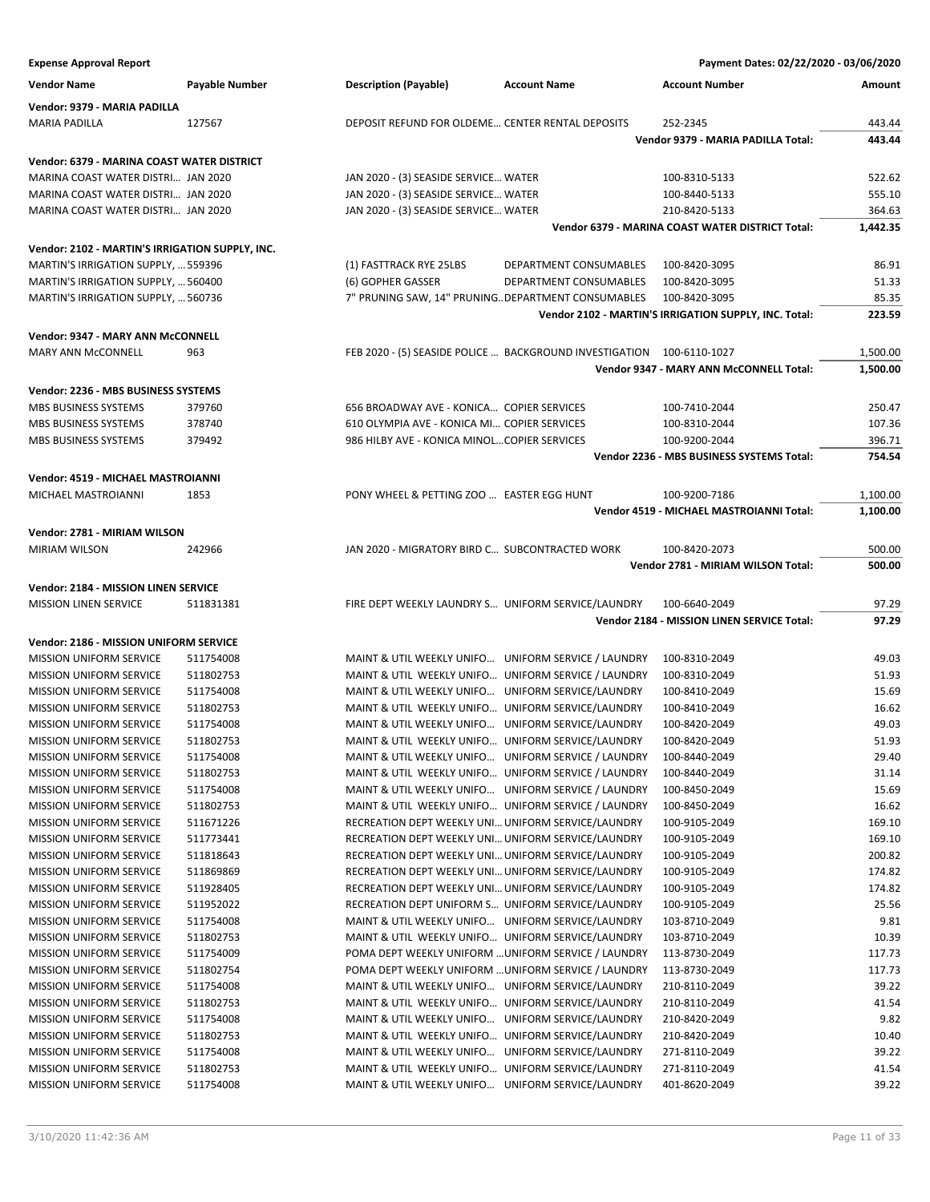**Expense Approval Report** — Payment Dates: 02/22/2020 - 03/06/2020

| Vendor Name | Payable Number | Description (Payable) | Account Name | Account Number | Amount |
|---|---|---|---|---|---|
| **Vendor: 9379 - MARIA PADILLA** | | | | | |
| MARIA PADILLA | 127567 | DEPOSIT REFUND FOR OLDEME... | CENTER RENTAL DEPOSITS | 252-2345 | 443.44 |
| | | | | **Vendor 9379 - MARIA PADILLA Total:** | **443.44** |
| **Vendor: 6379 - MARINA COAST WATER DISTRICT** | | | | | |
| MARINA COAST WATER DISTRI... | JAN 2020 | JAN 2020 - (3) SEASIDE SERVICE... | WATER | 100-8310-5133 | 522.62 |
| MARINA COAST WATER DISTRI... | JAN 2020 | JAN 2020 - (3) SEASIDE SERVICE... | WATER | 100-8440-5133 | 555.10 |
| MARINA COAST WATER DISTRI... | JAN 2020 | JAN 2020 - (3) SEASIDE SERVICE... | WATER | 210-8420-5133 | 364.63 |
| | | | | **Vendor 6379 - MARINA COAST WATER DISTRICT Total:** | **1,442.35** |
| **Vendor: 2102 - MARTIN'S IRRIGATION SUPPLY, INC.** | | | | | |
| MARTIN'S IRRIGATION SUPPLY, ... | 559396 | (1) FASTTRACK RYE 25LBS | DEPARTMENT CONSUMABLES | 100-8420-3095 | 86.91 |
| MARTIN'S IRRIGATION SUPPLY, ... | 560400 | (6) GOPHER GASSER | DEPARTMENT CONSUMABLES | 100-8420-3095 | 51.33 |
| MARTIN'S IRRIGATION SUPPLY, ... | 560736 | 7" PRUNING SAW, 14" PRUNING... | DEPARTMENT CONSUMABLES | 100-8420-3095 | 85.35 |
| | | | | **Vendor 2102 - MARTIN'S IRRIGATION SUPPLY, INC. Total:** | **223.59** |
| **Vendor: 9347 - MARY ANN McCONNELL** | | | | | |
| MARY ANN McCONNELL | 963 | FEB 2020 - (5) SEASIDE POLICE ... | BACKGROUND INVESTIGATION | 100-6110-1027 | 1,500.00 |
| | | | | **Vendor 9347 - MARY ANN McCONNELL Total:** | **1,500.00** |
| **Vendor: 2236 - MBS BUSINESS SYSTEMS** | | | | | |
| MBS BUSINESS SYSTEMS | 379760 | 656 BROADWAY AVE - KONICA... | COPIER SERVICES | 100-7410-2044 | 250.47 |
| MBS BUSINESS SYSTEMS | 378740 | 610 OLYMPIA AVE - KONICA MI... | COPIER SERVICES | 100-8310-2044 | 107.36 |
| MBS BUSINESS SYSTEMS | 379492 | 986 HILBY AVE - KONICA MINOL... | COPIER SERVICES | 100-9200-2044 | 396.71 |
| | | | | **Vendor 2236 - MBS BUSINESS SYSTEMS Total:** | **754.54** |
| **Vendor: 4519 - MICHAEL MASTROIANNI** | | | | | |
| MICHAEL MASTROIANNI | 1853 | PONY WHEEL & PETTING ZOO ... | EASTER EGG HUNT | 100-9200-7186 | 1,100.00 |
| | | | | **Vendor 4519 - MICHAEL MASTROIANNI Total:** | **1,100.00** |
| **Vendor: 2781 - MIRIAM WILSON** | | | | | |
| MIRIAM WILSON | 242966 | JAN 2020 - MIGRATORY BIRD C... | SUBCONTRACTED WORK | 100-8420-2073 | 500.00 |
| | | | | **Vendor 2781 - MIRIAM WILSON Total:** | **500.00** |
| **Vendor: 2184 - MISSION LINEN SERVICE** | | | | | |
| MISSION LINEN SERVICE | 511831381 | FIRE DEPT WEEKLY LAUNDRY S... | UNIFORM SERVICE/LAUNDRY | 100-6640-2049 | 97.29 |
| | | | | **Vendor 2184 - MISSION LINEN SERVICE Total:** | **97.29** |
| **Vendor: 2186 - MISSION UNIFORM SERVICE** | | | | | |
| MISSION UNIFORM SERVICE | 511754008 | MAINT & UTIL WEEKLY UNIFO... | UNIFORM SERVICE / LAUNDRY | 100-8310-2049 | 49.03 |
| MISSION UNIFORM SERVICE | 511802753 | MAINT & UTIL WEEKLY UNIFO... | UNIFORM SERVICE / LAUNDRY | 100-8310-2049 | 51.93 |
| MISSION UNIFORM SERVICE | 511754008 | MAINT & UTIL WEEKLY UNIFO... | UNIFORM SERVICE/LAUNDRY | 100-8410-2049 | 15.69 |
| MISSION UNIFORM SERVICE | 511802753 | MAINT & UTIL WEEKLY UNIFO... | UNIFORM SERVICE/LAUNDRY | 100-8410-2049 | 16.62 |
| MISSION UNIFORM SERVICE | 511754008 | MAINT & UTIL WEEKLY UNIFO... | UNIFORM SERVICE/LAUNDRY | 100-8420-2049 | 49.03 |
| MISSION UNIFORM SERVICE | 511802753 | MAINT & UTIL WEEKLY UNIFO... | UNIFORM SERVICE/LAUNDRY | 100-8420-2049 | 51.93 |
| MISSION UNIFORM SERVICE | 511754008 | MAINT & UTIL WEEKLY UNIFO... | UNIFORM SERVICE / LAUNDRY | 100-8440-2049 | 29.40 |
| MISSION UNIFORM SERVICE | 511802753 | MAINT & UTIL WEEKLY UNIFO... | UNIFORM SERVICE / LAUNDRY | 100-8440-2049 | 31.14 |
| MISSION UNIFORM SERVICE | 511754008 | MAINT & UTIL WEEKLY UNIFO... | UNIFORM SERVICE / LAUNDRY | 100-8450-2049 | 15.69 |
| MISSION UNIFORM SERVICE | 511802753 | MAINT & UTIL WEEKLY UNIFO... | UNIFORM SERVICE / LAUNDRY | 100-8450-2049 | 16.62 |
| MISSION UNIFORM SERVICE | 511671226 | RECREATION DEPT WEEKLY UNI... | UNIFORM SERVICE/LAUNDRY | 100-9105-2049 | 169.10 |
| MISSION UNIFORM SERVICE | 511773441 | RECREATION DEPT WEEKLY UNI... | UNIFORM SERVICE/LAUNDRY | 100-9105-2049 | 169.10 |
| MISSION UNIFORM SERVICE | 511818643 | RECREATION DEPT WEEKLY UNI... | UNIFORM SERVICE/LAUNDRY | 100-9105-2049 | 200.82 |
| MISSION UNIFORM SERVICE | 511869869 | RECREATION DEPT WEEKLY UNI... | UNIFORM SERVICE/LAUNDRY | 100-9105-2049 | 174.82 |
| MISSION UNIFORM SERVICE | 511928405 | RECREATION DEPT WEEKLY UNI... | UNIFORM SERVICE/LAUNDRY | 100-9105-2049 | 174.82 |
| MISSION UNIFORM SERVICE | 511952022 | RECREATION DEPT UNIFORM S... | UNIFORM SERVICE/LAUNDRY | 100-9105-2049 | 25.56 |
| MISSION UNIFORM SERVICE | 511754008 | MAINT & UTIL WEEKLY UNIFO... | UNIFORM SERVICE/LAUNDRY | 103-8710-2049 | 9.81 |
| MISSION UNIFORM SERVICE | 511802753 | MAINT & UTIL WEEKLY UNIFO... | UNIFORM SERVICE/LAUNDRY | 103-8710-2049 | 10.39 |
| MISSION UNIFORM SERVICE | 511754009 | POMA DEPT WEEKLY UNIFORM ... | UNIFORM SERVICE / LAUNDRY | 113-8730-2049 | 117.73 |
| MISSION UNIFORM SERVICE | 511802754 | POMA DEPT WEEKLY UNIFORM ... | UNIFORM SERVICE / LAUNDRY | 113-8730-2049 | 117.73 |
| MISSION UNIFORM SERVICE | 511754008 | MAINT & UTIL WEEKLY UNIFO... | UNIFORM SERVICE/LAUNDRY | 210-8110-2049 | 39.22 |
| MISSION UNIFORM SERVICE | 511802753 | MAINT & UTIL WEEKLY UNIFO... | UNIFORM SERVICE/LAUNDRY | 210-8110-2049 | 41.54 |
| MISSION UNIFORM SERVICE | 511754008 | MAINT & UTIL WEEKLY UNIFO... | UNIFORM SERVICE/LAUNDRY | 210-8420-2049 | 9.82 |
| MISSION UNIFORM SERVICE | 511802753 | MAINT & UTIL WEEKLY UNIFO... | UNIFORM SERVICE/LAUNDRY | 210-8420-2049 | 10.40 |
| MISSION UNIFORM SERVICE | 511754008 | MAINT & UTIL WEEKLY UNIFO... | UNIFORM SERVICE/LAUNDRY | 271-8110-2049 | 39.22 |
| MISSION UNIFORM SERVICE | 511802753 | MAINT & UTIL WEEKLY UNIFO... | UNIFORM SERVICE/LAUNDRY | 271-8110-2049 | 41.54 |
| MISSION UNIFORM SERVICE | 511754008 | MAINT & UTIL WEEKLY UNIFO... | UNIFORM SERVICE/LAUNDRY | 401-8620-2049 | 39.22 |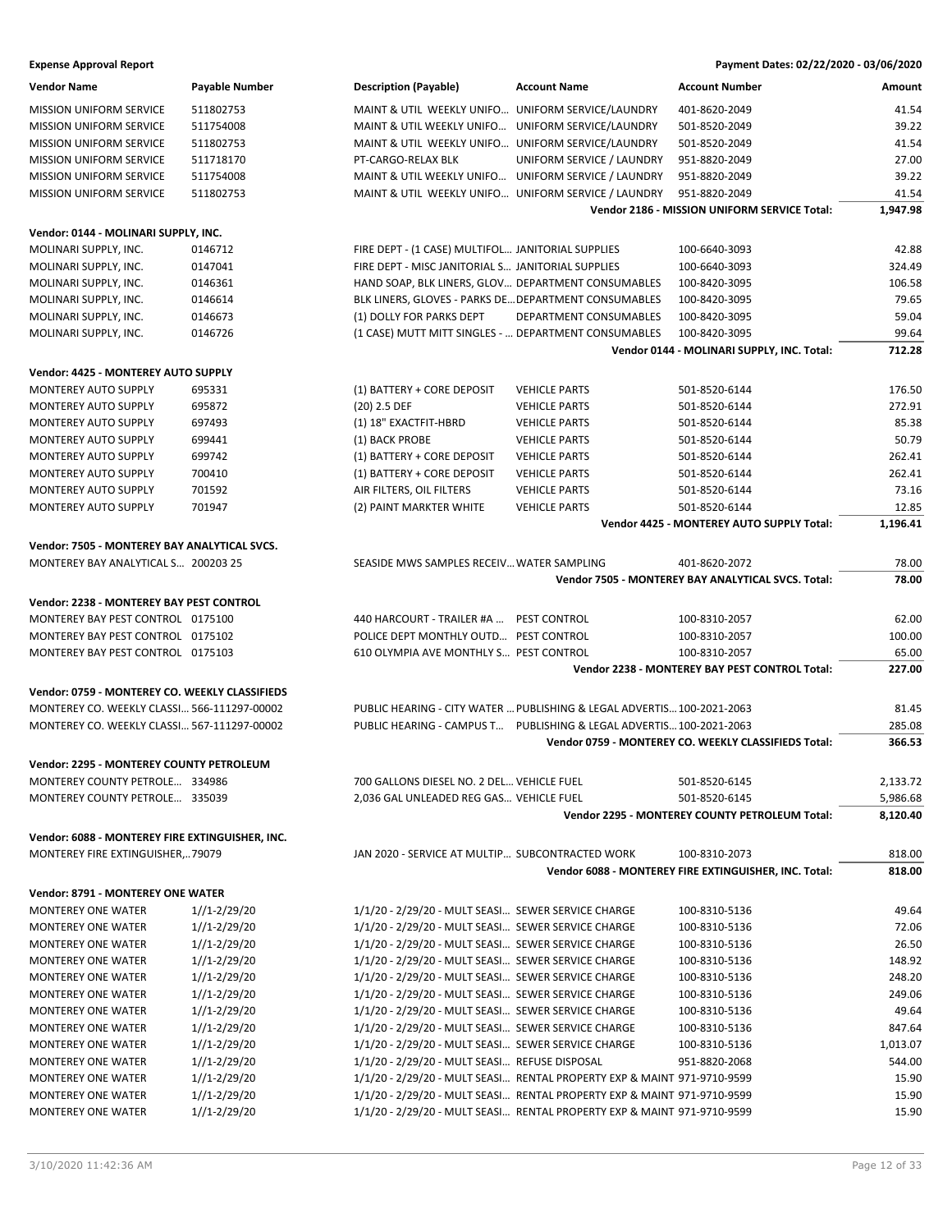**Expense Approval Report** — Payment Dates: 02/22/2020 - 03/06/2020

| Vendor Name | Payable Number | Description (Payable) | Account Name | Account Number | Amount |
|---|---|---|---|---|---|
| MISSION UNIFORM SERVICE | 511802753 | MAINT & UTIL WEEKLY UNIFO… | UNIFORM SERVICE/LAUNDRY | 401-8620-2049 | 41.54 |
| MISSION UNIFORM SERVICE | 511754008 | MAINT & UTIL WEEKLY UNIFO… | UNIFORM SERVICE/LAUNDRY | 501-8520-2049 | 39.22 |
| MISSION UNIFORM SERVICE | 511802753 | MAINT & UTIL WEEKLY UNIFO… | UNIFORM SERVICE/LAUNDRY | 501-8520-2049 | 41.54 |
| MISSION UNIFORM SERVICE | 511718170 | PT-CARGO-RELAX BLK | UNIFORM SERVICE / LAUNDRY | 951-8820-2049 | 27.00 |
| MISSION UNIFORM SERVICE | 511754008 | MAINT & UTIL WEEKLY UNIFO… | UNIFORM SERVICE / LAUNDRY | 951-8820-2049 | 39.22 |
| MISSION UNIFORM SERVICE | 511802753 | MAINT & UTIL WEEKLY UNIFO… | UNIFORM SERVICE / LAUNDRY | 951-8820-2049 | 41.54 |
| | | | | **Vendor 2186 - MISSION UNIFORM SERVICE Total:** | **1,947.98** |
| **Vendor: 0144 - MOLINARI SUPPLY, INC.** | | | | | |
| MOLINARI SUPPLY, INC. | 0146712 | FIRE DEPT - (1 CASE) MULTIFOL… | JANITORIAL SUPPLIES | 100-6640-3093 | 42.88 |
| MOLINARI SUPPLY, INC. | 0147041 | FIRE DEPT - MISC JANITORIAL S… | JANITORIAL SUPPLIES | 100-6640-3093 | 324.49 |
| MOLINARI SUPPLY, INC. | 0146361 | HAND SOAP, BLK LINERS, GLOV… | DEPARTMENT CONSUMABLES | 100-8420-3095 | 106.58 |
| MOLINARI SUPPLY, INC. | 0146614 | BLK LINERS, GLOVES - PARKS DE… | DEPARTMENT CONSUMABLES | 100-8420-3095 | 79.65 |
| MOLINARI SUPPLY, INC. | 0146673 | (1) DOLLY FOR PARKS DEPT | DEPARTMENT CONSUMABLES | 100-8420-3095 | 59.04 |
| MOLINARI SUPPLY, INC. | 0146726 | (1 CASE) MUTT MITT SINGLES - … | DEPARTMENT CONSUMABLES | 100-8420-3095 | 99.64 |
| | | | | **Vendor 0144 - MOLINARI SUPPLY, INC. Total:** | **712.28** |
| **Vendor: 4425 - MONTEREY AUTO SUPPLY** | | | | | |
| MONTEREY AUTO SUPPLY | 695331 | (1) BATTERY + CORE DEPOSIT | VEHICLE PARTS | 501-8520-6144 | 176.50 |
| MONTEREY AUTO SUPPLY | 695872 | (20) 2.5 DEF | VEHICLE PARTS | 501-8520-6144 | 272.91 |
| MONTEREY AUTO SUPPLY | 697493 | (1) 18" EXACTFIT-HBRD | VEHICLE PARTS | 501-8520-6144 | 85.38 |
| MONTEREY AUTO SUPPLY | 699441 | (1) BACK PROBE | VEHICLE PARTS | 501-8520-6144 | 50.79 |
| MONTEREY AUTO SUPPLY | 699742 | (1) BATTERY + CORE DEPOSIT | VEHICLE PARTS | 501-8520-6144 | 262.41 |
| MONTEREY AUTO SUPPLY | 700410 | (1) BATTERY + CORE DEPOSIT | VEHICLE PARTS | 501-8520-6144 | 262.41 |
| MONTEREY AUTO SUPPLY | 701592 | AIR FILTERS, OIL FILTERS | VEHICLE PARTS | 501-8520-6144 | 73.16 |
| MONTEREY AUTO SUPPLY | 701947 | (2) PAINT MARKTER WHITE | VEHICLE PARTS | 501-8520-6144 | 12.85 |
| | | | | **Vendor 4425 - MONTEREY AUTO SUPPLY Total:** | **1,196.41** |
| **Vendor: 7505 - MONTEREY BAY ANALYTICAL SVCS.** | | | | | |
| MONTEREY BAY ANALYTICAL S… | 200203 25 | SEASIDE MWS SAMPLES RECEIV… | WATER SAMPLING | 401-8620-2072 | 78.00 |
| | | | | **Vendor 7505 - MONTEREY BAY ANALYTICAL SVCS. Total:** | **78.00** |
| **Vendor: 2238 - MONTEREY BAY PEST CONTROL** | | | | | |
| MONTEREY BAY PEST CONTROL | 0175100 | 440 HARCOURT - TRAILER #A … | PEST CONTROL | 100-8310-2057 | 62.00 |
| MONTEREY BAY PEST CONTROL | 0175102 | POLICE DEPT MONTHLY OUTD… | PEST CONTROL | 100-8310-2057 | 100.00 |
| MONTEREY BAY PEST CONTROL | 0175103 | 610 OLYMPIA AVE MONTHLY S… | PEST CONTROL | 100-8310-2057 | 65.00 |
| | | | | **Vendor 2238 - MONTEREY BAY PEST CONTROL Total:** | **227.00** |
| **Vendor: 0759 - MONTEREY CO. WEEKLY CLASSIFIEDS** | | | | | |
| MONTEREY CO. WEEKLY CLASSI… | 566-111297-00002 | PUBLIC HEARING - CITY WATER … | PUBLISHING & LEGAL ADVERTIS… | 100-2021-2063 | 81.45 |
| MONTEREY CO. WEEKLY CLASSI… | 567-111297-00002 | PUBLIC HEARING - CAMPUS T… | PUBLISHING & LEGAL ADVERTIS… | 100-2021-2063 | 285.08 |
| | | | | **Vendor 0759 - MONTEREY CO. WEEKLY CLASSIFIEDS Total:** | **366.53** |
| **Vendor: 2295 - MONTEREY COUNTY PETROLEUM** | | | | | |
| MONTEREY COUNTY PETROLE… | 334986 | 700 GALLONS DIESEL NO. 2 DEL… | VEHICLE FUEL | 501-8520-6145 | 2,133.72 |
| MONTEREY COUNTY PETROLE… | 335039 | 2,036 GAL UNLEADED REG GAS… | VEHICLE FUEL | 501-8520-6145 | 5,986.68 |
| | | | | **Vendor 2295 - MONTEREY COUNTY PETROLEUM Total:** | **8,120.40** |
| **Vendor: 6088 - MONTEREY FIRE EXTINGUISHER, INC.** | | | | | |
| MONTEREY FIRE EXTINGUISHER,… | 79079 | JAN 2020 - SERVICE AT MULTIP… | SUBCONTRACTED WORK | 100-8310-2073 | 818.00 |
| | | | | **Vendor 6088 - MONTEREY FIRE EXTINGUISHER, INC. Total:** | **818.00** |
| **Vendor: 8791 - MONTEREY ONE WATER** | | | | | |
| MONTEREY ONE WATER | 1//1-2/29/20 | 1/1/20 - 2/29/20 - MULT SEASI… | SEWER SERVICE CHARGE | 100-8310-5136 | 49.64 |
| MONTEREY ONE WATER | 1//1-2/29/20 | 1/1/20 - 2/29/20 - MULT SEASI… | SEWER SERVICE CHARGE | 100-8310-5136 | 72.06 |
| MONTEREY ONE WATER | 1//1-2/29/20 | 1/1/20 - 2/29/20 - MULT SEASI… | SEWER SERVICE CHARGE | 100-8310-5136 | 26.50 |
| MONTEREY ONE WATER | 1//1-2/29/20 | 1/1/20 - 2/29/20 - MULT SEASI… | SEWER SERVICE CHARGE | 100-8310-5136 | 148.92 |
| MONTEREY ONE WATER | 1//1-2/29/20 | 1/1/20 - 2/29/20 - MULT SEASI… | SEWER SERVICE CHARGE | 100-8310-5136 | 248.20 |
| MONTEREY ONE WATER | 1//1-2/29/20 | 1/1/20 - 2/29/20 - MULT SEASI… | SEWER SERVICE CHARGE | 100-8310-5136 | 249.06 |
| MONTEREY ONE WATER | 1//1-2/29/20 | 1/1/20 - 2/29/20 - MULT SEASI… | SEWER SERVICE CHARGE | 100-8310-5136 | 49.64 |
| MONTEREY ONE WATER | 1//1-2/29/20 | 1/1/20 - 2/29/20 - MULT SEASI… | SEWER SERVICE CHARGE | 100-8310-5136 | 847.64 |
| MONTEREY ONE WATER | 1//1-2/29/20 | 1/1/20 - 2/29/20 - MULT SEASI… | SEWER SERVICE CHARGE | 100-8310-5136 | 1,013.07 |
| MONTEREY ONE WATER | 1//1-2/29/20 | 1/1/20 - 2/29/20 - MULT SEASI… | REFUSE DISPOSAL | 951-8820-2068 | 544.00 |
| MONTEREY ONE WATER | 1//1-2/29/20 | 1/1/20 - 2/29/20 - MULT SEASI… | RENTAL PROPERTY EXP & MAINT | 971-9710-9599 | 15.90 |
| MONTEREY ONE WATER | 1//1-2/29/20 | 1/1/20 - 2/29/20 - MULT SEASI… | RENTAL PROPERTY EXP & MAINT | 971-9710-9599 | 15.90 |
| MONTEREY ONE WATER | 1//1-2/29/20 | 1/1/20 - 2/29/20 - MULT SEASI… | RENTAL PROPERTY EXP & MAINT | 971-9710-9599 | 15.90 |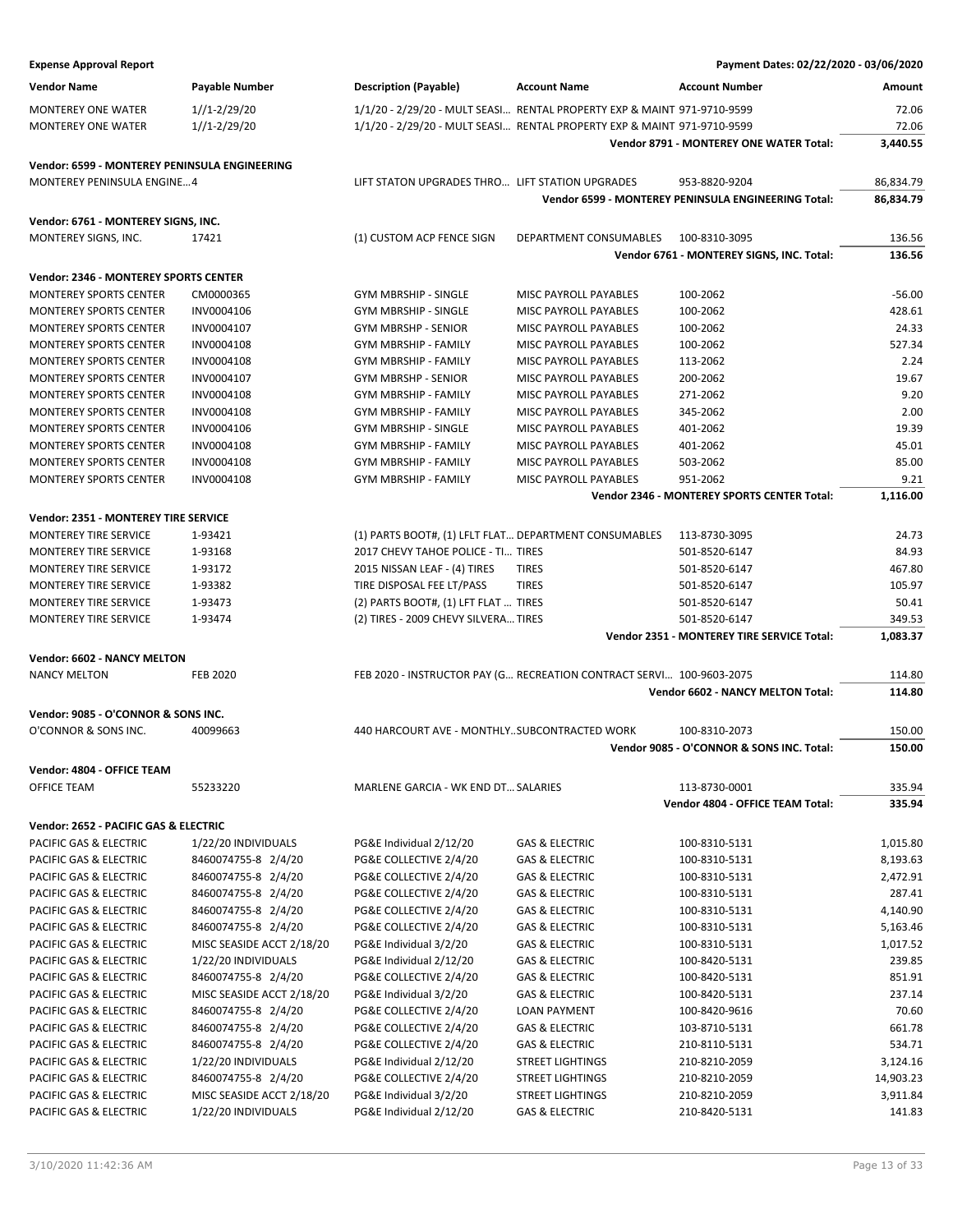**Expense Approval Report** — Payment Dates: 02/22/2020 - 03/06/2020

| Vendor Name | Payable Number | Description (Payable) | Account Name | Account Number | Amount |
|---|---|---|---|---|---|
| MONTEREY ONE WATER | 1//1-2/29/20 | 1/1/20 - 2/29/20 - MULT SEASI… | RENTAL PROPERTY EXP & MAINT | 971-9710-9599 | 72.06 |
| MONTEREY ONE WATER | 1//1-2/29/20 | 1/1/20 - 2/29/20 - MULT SEASI… | RENTAL PROPERTY EXP & MAINT | 971-9710-9599 | 72.06 |
| | | | | **Vendor 8791 - MONTEREY ONE WATER Total:** | **3,440.55** |
| **Vendor: 6599 - MONTEREY PENINSULA ENGINEERING** | | | | | |
| MONTEREY PENINSULA ENGINE…4 | | LIFT STATON UPGRADES THRO… | LIFT STATION UPGRADES | 953-8820-9204 | 86,834.79 |
| | | | | **Vendor 6599 - MONTEREY PENINSULA ENGINEERING Total:** | **86,834.79** |
| **Vendor: 6761 - MONTEREY SIGNS, INC.** | | | | | |
| MONTEREY SIGNS, INC. | 17421 | (1) CUSTOM ACP FENCE SIGN | DEPARTMENT CONSUMABLES | 100-8310-3095 | 136.56 |
| | | | | **Vendor 6761 - MONTEREY SIGNS, INC. Total:** | **136.56** |
| **Vendor: 2346 - MONTEREY SPORTS CENTER** | | | | | |
| MONTEREY SPORTS CENTER | CM0000365 | GYM MBRSHIP - SINGLE | MISC PAYROLL PAYABLES | 100-2062 | -56.00 |
| MONTEREY SPORTS CENTER | INV0004106 | GYM MBRSHIP - SINGLE | MISC PAYROLL PAYABLES | 100-2062 | 428.61 |
| MONTEREY SPORTS CENTER | INV0004107 | GYM MBRSHP - SENIOR | MISC PAYROLL PAYABLES | 100-2062 | 24.33 |
| MONTEREY SPORTS CENTER | INV0004108 | GYM MBRSHIP - FAMILY | MISC PAYROLL PAYABLES | 100-2062 | 527.34 |
| MONTEREY SPORTS CENTER | INV0004108 | GYM MBRSHIP - FAMILY | MISC PAYROLL PAYABLES | 113-2062 | 2.24 |
| MONTEREY SPORTS CENTER | INV0004107 | GYM MBRSHP - SENIOR | MISC PAYROLL PAYABLES | 200-2062 | 19.67 |
| MONTEREY SPORTS CENTER | INV0004108 | GYM MBRSHIP - FAMILY | MISC PAYROLL PAYABLES | 271-2062 | 9.20 |
| MONTEREY SPORTS CENTER | INV0004108 | GYM MBRSHIP - FAMILY | MISC PAYROLL PAYABLES | 345-2062 | 2.00 |
| MONTEREY SPORTS CENTER | INV0004106 | GYM MBRSHIP - SINGLE | MISC PAYROLL PAYABLES | 401-2062 | 19.39 |
| MONTEREY SPORTS CENTER | INV0004108 | GYM MBRSHIP - FAMILY | MISC PAYROLL PAYABLES | 401-2062 | 45.01 |
| MONTEREY SPORTS CENTER | INV0004108 | GYM MBRSHIP - FAMILY | MISC PAYROLL PAYABLES | 503-2062 | 85.00 |
| MONTEREY SPORTS CENTER | INV0004108 | GYM MBRSHIP - FAMILY | MISC PAYROLL PAYABLES | 951-2062 | 9.21 |
| | | | | **Vendor 2346 - MONTEREY SPORTS CENTER Total:** | **1,116.00** |
| **Vendor: 2351 - MONTEREY TIRE SERVICE** | | | | | |
| MONTEREY TIRE SERVICE | 1-93421 | (1) PARTS BOOT#, (1) LFLT FLAT… | DEPARTMENT CONSUMABLES | 113-8730-3095 | 24.73 |
| MONTEREY TIRE SERVICE | 1-93168 | 2017 CHEVY TAHOE POLICE - TI… | TIRES | 501-8520-6147 | 84.93 |
| MONTEREY TIRE SERVICE | 1-93172 | 2015 NISSAN LEAF - (4) TIRES | TIRES | 501-8520-6147 | 467.80 |
| MONTEREY TIRE SERVICE | 1-93382 | TIRE DISPOSAL FEE LT/PASS | TIRES | 501-8520-6147 | 105.97 |
| MONTEREY TIRE SERVICE | 1-93473 | (2) PARTS BOOT#, (1) LFT FLAT … | TIRES | 501-8520-6147 | 50.41 |
| MONTEREY TIRE SERVICE | 1-93474 | (2) TIRES - 2009 CHEVY SILVERA… | TIRES | 501-8520-6147 | 349.53 |
| | | | | **Vendor 2351 - MONTEREY TIRE SERVICE Total:** | **1,083.37** |
| **Vendor: 6602 - NANCY MELTON** | | | | | |
| NANCY MELTON | FEB 2020 | FEB 2020 - INSTRUCTOR PAY (G… | RECREATION CONTRACT SERVI… | 100-9603-2075 | 114.80 |
| | | | | **Vendor 6602 - NANCY MELTON Total:** | **114.80** |
| **Vendor: 9085 - O'CONNOR & SONS INC.** | | | | | |
| O'CONNOR & SONS INC. | 40099663 | 440 HARCOURT AVE - MONTHLY.. | SUBCONTRACTED WORK | 100-8310-2073 | 150.00 |
| | | | | **Vendor 9085 - O'CONNOR & SONS INC. Total:** | **150.00** |
| **Vendor: 4804 - OFFICE TEAM** | | | | | |
| OFFICE TEAM | 55233220 | MARLENE GARCIA - WK END DT… | SALARIES | 113-8730-0001 | 335.94 |
| | | | | **Vendor 4804 - OFFICE TEAM Total:** | **335.94** |
| **Vendor: 2652 - PACIFIC GAS & ELECTRIC** | | | | | |
| PACIFIC GAS & ELECTRIC | 1/22/20 INDIVIDUALS | PG&E Individual 2/12/20 | GAS & ELECTRIC | 100-8310-5131 | 1,015.80 |
| PACIFIC GAS & ELECTRIC | 8460074755-8 2/4/20 | PG&E COLLECTIVE 2/4/20 | GAS & ELECTRIC | 100-8310-5131 | 8,193.63 |
| PACIFIC GAS & ELECTRIC | 8460074755-8 2/4/20 | PG&E COLLECTIVE 2/4/20 | GAS & ELECTRIC | 100-8310-5131 | 2,472.91 |
| PACIFIC GAS & ELECTRIC | 8460074755-8 2/4/20 | PG&E COLLECTIVE 2/4/20 | GAS & ELECTRIC | 100-8310-5131 | 287.41 |
| PACIFIC GAS & ELECTRIC | 8460074755-8 2/4/20 | PG&E COLLECTIVE 2/4/20 | GAS & ELECTRIC | 100-8310-5131 | 4,140.90 |
| PACIFIC GAS & ELECTRIC | 8460074755-8 2/4/20 | PG&E COLLECTIVE 2/4/20 | GAS & ELECTRIC | 100-8310-5131 | 5,163.46 |
| PACIFIC GAS & ELECTRIC | MISC SEASIDE ACCT 2/18/20 | PG&E Individual 3/2/20 | GAS & ELECTRIC | 100-8310-5131 | 1,017.52 |
| PACIFIC GAS & ELECTRIC | 1/22/20 INDIVIDUALS | PG&E Individual 2/12/20 | GAS & ELECTRIC | 100-8420-5131 | 239.85 |
| PACIFIC GAS & ELECTRIC | 8460074755-8 2/4/20 | PG&E COLLECTIVE 2/4/20 | GAS & ELECTRIC | 100-8420-5131 | 851.91 |
| PACIFIC GAS & ELECTRIC | MISC SEASIDE ACCT 2/18/20 | PG&E Individual 3/2/20 | GAS & ELECTRIC | 100-8420-5131 | 237.14 |
| PACIFIC GAS & ELECTRIC | 8460074755-8 2/4/20 | PG&E COLLECTIVE 2/4/20 | LOAN PAYMENT | 100-8420-9616 | 70.60 |
| PACIFIC GAS & ELECTRIC | 8460074755-8 2/4/20 | PG&E COLLECTIVE 2/4/20 | GAS & ELECTRIC | 103-8710-5131 | 661.78 |
| PACIFIC GAS & ELECTRIC | 8460074755-8 2/4/20 | PG&E COLLECTIVE 2/4/20 | GAS & ELECTRIC | 210-8110-5131 | 534.71 |
| PACIFIC GAS & ELECTRIC | 1/22/20 INDIVIDUALS | PG&E Individual 2/12/20 | STREET LIGHTINGS | 210-8210-2059 | 3,124.16 |
| PACIFIC GAS & ELECTRIC | 8460074755-8 2/4/20 | PG&E COLLECTIVE 2/4/20 | STREET LIGHTINGS | 210-8210-2059 | 14,903.23 |
| PACIFIC GAS & ELECTRIC | MISC SEASIDE ACCT 2/18/20 | PG&E Individual 3/2/20 | STREET LIGHTINGS | 210-8210-2059 | 3,911.84 |
| PACIFIC GAS & ELECTRIC | 1/22/20 INDIVIDUALS | PG&E Individual 2/12/20 | GAS & ELECTRIC | 210-8420-5131 | 141.83 |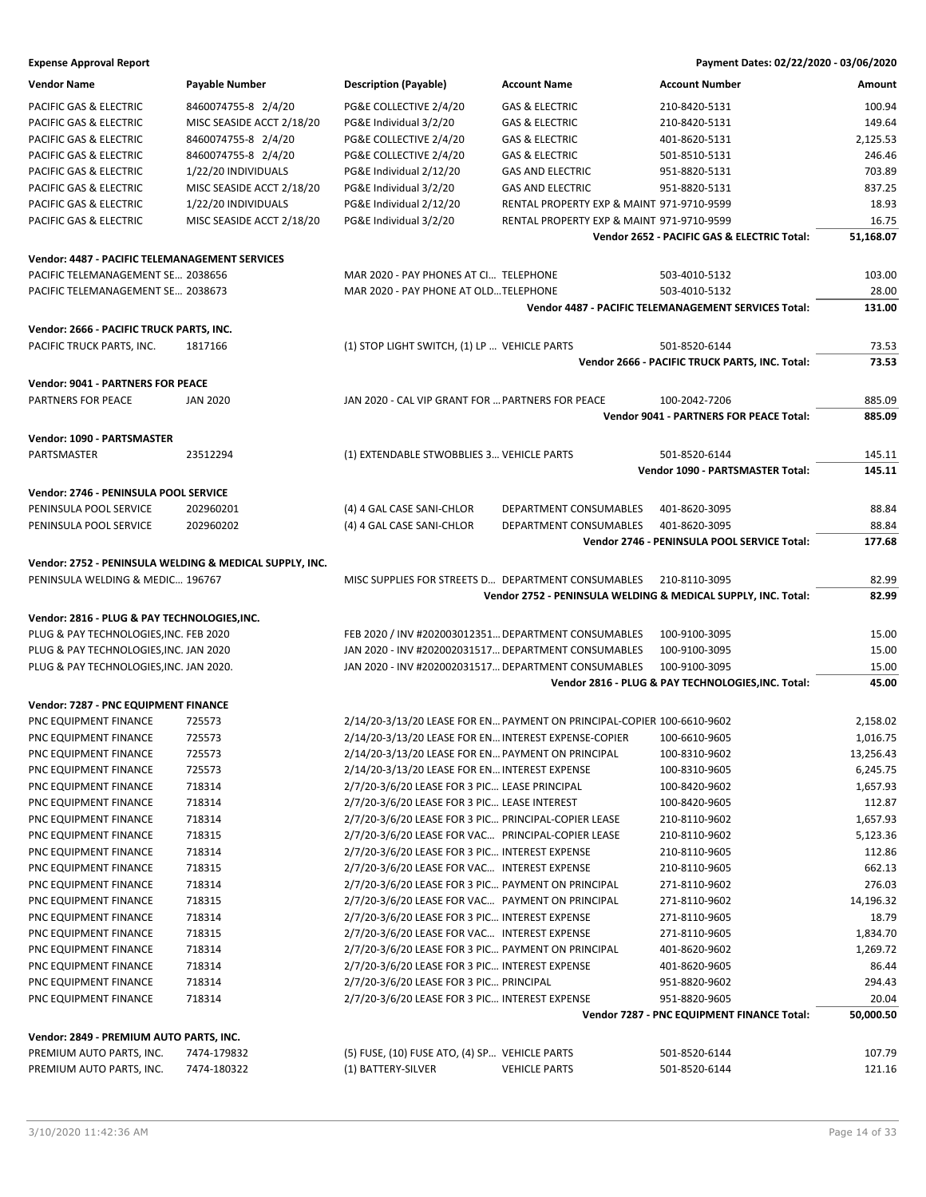**Expense Approval Report** — Payment Dates: 02/22/2020 - 03/06/2020

| Vendor Name | Payable Number | Description (Payable) | Account Name | Account Number | Amount |
|---|---|---|---|---|---|
| PACIFIC GAS & ELECTRIC | 8460074755-8 2/4/20 | PG&E COLLECTIVE 2/4/20 | GAS & ELECTRIC | 210-8420-5131 | 100.94 |
| PACIFIC GAS & ELECTRIC | MISC SEASIDE ACCT 2/18/20 | PG&E Individual 3/2/20 | GAS & ELECTRIC | 210-8420-5131 | 149.64 |
| PACIFIC GAS & ELECTRIC | 8460074755-8 2/4/20 | PG&E COLLECTIVE 2/4/20 | GAS & ELECTRIC | 401-8620-5131 | 2,125.53 |
| PACIFIC GAS & ELECTRIC | 8460074755-8 2/4/20 | PG&E COLLECTIVE 2/4/20 | GAS & ELECTRIC | 501-8510-5131 | 246.46 |
| PACIFIC GAS & ELECTRIC | 1/22/20 INDIVIDUALS | PG&E Individual 2/12/20 | GAS AND ELECTRIC | 951-8820-5131 | 703.89 |
| PACIFIC GAS & ELECTRIC | MISC SEASIDE ACCT 2/18/20 | PG&E Individual 3/2/20 | GAS AND ELECTRIC | 951-8820-5131 | 837.25 |
| PACIFIC GAS & ELECTRIC | 1/22/20 INDIVIDUALS | PG&E Individual 2/12/20 | RENTAL PROPERTY EXP & MAINT | 971-9710-9599 | 18.93 |
| PACIFIC GAS & ELECTRIC | MISC SEASIDE ACCT 2/18/20 | PG&E Individual 3/2/20 | RENTAL PROPERTY EXP & MAINT | 971-9710-9599 | 16.75 |
| | | | | **Vendor 2652 - PACIFIC GAS & ELECTRIC Total:** | **51,168.07** |
| **Vendor: 4487 - PACIFIC TELEMANAGEMENT SERVICES** | | | | | |
| PACIFIC TELEMANAGEMENT SE... | 2038656 | MAR 2020 - PAY PHONES AT CI... | TELEPHONE | 503-4010-5132 | 103.00 |
| PACIFIC TELEMANAGEMENT SE... | 2038673 | MAR 2020 - PAY PHONE AT OLD... | TELEPHONE | 503-4010-5132 | 28.00 |
| | | | | **Vendor 4487 - PACIFIC TELEMANAGEMENT SERVICES Total:** | **131.00** |
| **Vendor: 2666 - PACIFIC TRUCK PARTS, INC.** | | | | | |
| PACIFIC TRUCK PARTS, INC. | 1817166 | (1) STOP LIGHT SWITCH, (1) LP ... | VEHICLE PARTS | 501-8520-6144 | 73.53 |
| | | | | **Vendor 2666 - PACIFIC TRUCK PARTS, INC. Total:** | **73.53** |
| **Vendor: 9041 - PARTNERS FOR PEACE** | | | | | |
| PARTNERS FOR PEACE | JAN 2020 | JAN 2020 - CAL VIP GRANT FOR ... | PARTNERS FOR PEACE | 100-2042-7206 | 885.09 |
| | | | | **Vendor 9041 - PARTNERS FOR PEACE Total:** | **885.09** |
| **Vendor: 1090 - PARTSMASTER** | | | | | |
| PARTSMASTER | 23512294 | (1) EXTENDABLE STWOBBLIES 3... | VEHICLE PARTS | 501-8520-6144 | 145.11 |
| | | | | **Vendor 1090 - PARTSMASTER Total:** | **145.11** |
| **Vendor: 2746 - PENINSULA POOL SERVICE** | | | | | |
| PENINSULA POOL SERVICE | 202960201 | (4) 4 GAL CASE SANI-CHLOR | DEPARTMENT CONSUMABLES | 401-8620-3095 | 88.84 |
| PENINSULA POOL SERVICE | 202960202 | (4) 4 GAL CASE SANI-CHLOR | DEPARTMENT CONSUMABLES | 401-8620-3095 | 88.84 |
| | | | | **Vendor 2746 - PENINSULA POOL SERVICE Total:** | **177.68** |
| **Vendor: 2752 - PENINSULA WELDING & MEDICAL SUPPLY, INC.** | | | | | |
| PENINSULA WELDING & MEDIC... | 196767 | MISC SUPPLIES FOR STREETS D... | DEPARTMENT CONSUMABLES | 210-8110-3095 | 82.99 |
| | | | | **Vendor 2752 - PENINSULA WELDING & MEDICAL SUPPLY, INC. Total:** | **82.99** |
| **Vendor: 2816 - PLUG & PAY TECHNOLOGIES,INC.** | | | | | |
| PLUG & PAY TECHNOLOGIES,INC. | FEB 2020 | FEB 2020 / INV #202003012351... | DEPARTMENT CONSUMABLES | 100-9100-3095 | 15.00 |
| PLUG & PAY TECHNOLOGIES,INC. | JAN 2020 | JAN 2020 - INV #202002031517... | DEPARTMENT CONSUMABLES | 100-9100-3095 | 15.00 |
| PLUG & PAY TECHNOLOGIES,INC. | JAN 2020. | JAN 2020 - INV #202002031517... | DEPARTMENT CONSUMABLES | 100-9100-3095 | 15.00 |
| | | | | **Vendor 2816 - PLUG & PAY TECHNOLOGIES,INC. Total:** | **45.00** |
| **Vendor: 7287 - PNC EQUIPMENT FINANCE** | | | | | |
| PNC EQUIPMENT FINANCE | 725573 | 2/14/20-3/13/20 LEASE FOR EN... | PAYMENT ON PRINCIPAL-COPIER | 100-6610-9602 | 2,158.02 |
| PNC EQUIPMENT FINANCE | 725573 | 2/14/20-3/13/20 LEASE FOR EN... | INTEREST EXPENSE-COPIER | 100-6610-9605 | 1,016.75 |
| PNC EQUIPMENT FINANCE | 725573 | 2/14/20-3/13/20 LEASE FOR EN... | PAYMENT ON PRINCIPAL | 100-8310-9602 | 13,256.43 |
| PNC EQUIPMENT FINANCE | 725573 | 2/14/20-3/13/20 LEASE FOR EN... | INTEREST EXPENSE | 100-8310-9605 | 6,245.75 |
| PNC EQUIPMENT FINANCE | 718314 | 2/7/20-3/6/20 LEASE FOR 3 PIC... | LEASE PRINCIPAL | 100-8420-9602 | 1,657.93 |
| PNC EQUIPMENT FINANCE | 718314 | 2/7/20-3/6/20 LEASE FOR 3 PIC... | LEASE INTEREST | 100-8420-9605 | 112.87 |
| PNC EQUIPMENT FINANCE | 718314 | 2/7/20-3/6/20 LEASE FOR 3 PIC... | PRINCIPAL-COPIER LEASE | 210-8110-9602 | 1,657.93 |
| PNC EQUIPMENT FINANCE | 718315 | 2/7/20-3/6/20 LEASE FOR VAC... | PRINCIPAL-COPIER LEASE | 210-8110-9602 | 5,123.36 |
| PNC EQUIPMENT FINANCE | 718314 | 2/7/20-3/6/20 LEASE FOR 3 PIC... | INTEREST EXPENSE | 210-8110-9605 | 112.86 |
| PNC EQUIPMENT FINANCE | 718315 | 2/7/20-3/6/20 LEASE FOR VAC... | INTEREST EXPENSE | 210-8110-9605 | 662.13 |
| PNC EQUIPMENT FINANCE | 718314 | 2/7/20-3/6/20 LEASE FOR 3 PIC... | PAYMENT ON PRINCIPAL | 271-8110-9602 | 276.03 |
| PNC EQUIPMENT FINANCE | 718315 | 2/7/20-3/6/20 LEASE FOR VAC... | PAYMENT ON PRINCIPAL | 271-8110-9602 | 14,196.32 |
| PNC EQUIPMENT FINANCE | 718314 | 2/7/20-3/6/20 LEASE FOR 3 PIC... | INTEREST EXPENSE | 271-8110-9605 | 18.79 |
| PNC EQUIPMENT FINANCE | 718315 | 2/7/20-3/6/20 LEASE FOR VAC... | INTEREST EXPENSE | 271-8110-9605 | 1,834.70 |
| PNC EQUIPMENT FINANCE | 718314 | 2/7/20-3/6/20 LEASE FOR 3 PIC... | PAYMENT ON PRINCIPAL | 401-8620-9602 | 1,269.72 |
| PNC EQUIPMENT FINANCE | 718314 | 2/7/20-3/6/20 LEASE FOR 3 PIC... | INTEREST EXPENSE | 401-8620-9605 | 86.44 |
| PNC EQUIPMENT FINANCE | 718314 | 2/7/20-3/6/20 LEASE FOR 3 PIC... | PRINCIPAL | 951-8820-9602 | 294.43 |
| PNC EQUIPMENT FINANCE | 718314 | 2/7/20-3/6/20 LEASE FOR 3 PIC... | INTEREST EXPENSE | 951-8820-9605 | 20.04 |
| | | | | **Vendor 7287 - PNC EQUIPMENT FINANCE Total:** | **50,000.50** |
| **Vendor: 2849 - PREMIUM AUTO PARTS, INC.** | | | | | |
| PREMIUM AUTO PARTS, INC. | 7474-179832 | (5) FUSE, (10) FUSE ATO, (4) SP... | VEHICLE PARTS | 501-8520-6144 | 107.79 |
| PREMIUM AUTO PARTS, INC. | 7474-180322 | (1) BATTERY-SILVER | VEHICLE PARTS | 501-8520-6144 | 121.16 |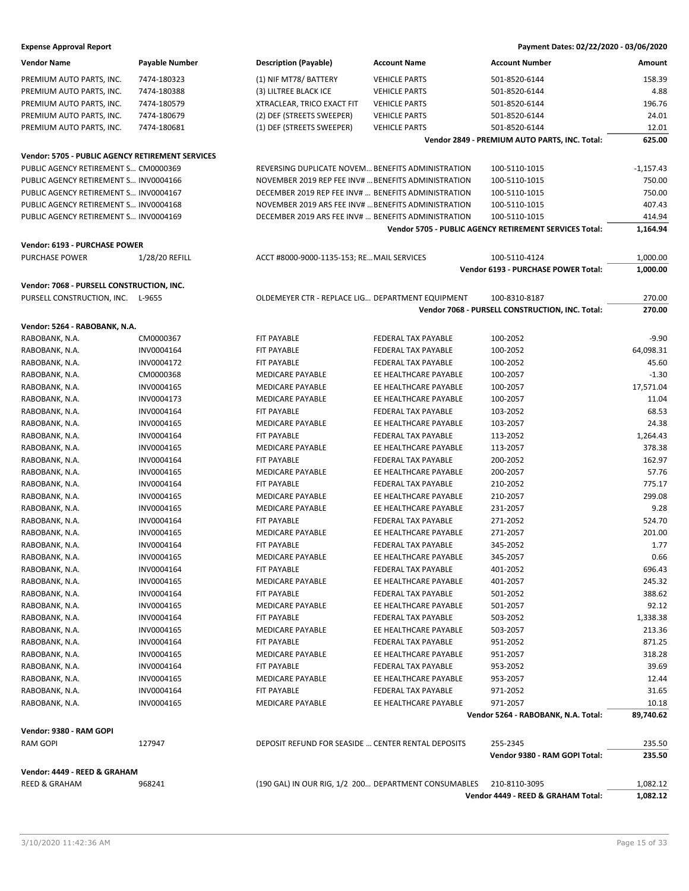**Expense Approval Report** — Payment Dates: 02/22/2020 - 03/06/2020

| Vendor Name | Payable Number | Description (Payable) | Account Name | Account Number | Amount |
|---|---|---|---|---|---|
| PREMIUM AUTO PARTS, INC. | 7474-180323 | (1) NIF MT78/ BATTERY | VEHICLE PARTS | 501-8520-6144 | 158.39 |
| PREMIUM AUTO PARTS, INC. | 7474-180388 | (3) LILTREE BLACK ICE | VEHICLE PARTS | 501-8520-6144 | 4.88 |
| PREMIUM AUTO PARTS, INC. | 7474-180579 | XTRACLEAR, TRICO EXACT FIT | VEHICLE PARTS | 501-8520-6144 | 196.76 |
| PREMIUM AUTO PARTS, INC. | 7474-180679 | (2) DEF (STREETS SWEEPER) | VEHICLE PARTS | 501-8520-6144 | 24.01 |
| PREMIUM AUTO PARTS, INC. | 7474-180681 | (1) DEF (STREETS SWEEPER) | VEHICLE PARTS | 501-8520-6144 | 12.01 |
| | | | | **Vendor 2849 - PREMIUM AUTO PARTS, INC. Total:** | **625.00** |
| **Vendor: 5705 - PUBLIC AGENCY RETIREMENT SERVICES** | | | | | |
| PUBLIC AGENCY RETIREMENT S... | CM0000369 | REVERSING DUPLICATE NOVEM... | BENEFITS ADMINISTRATION | 100-5110-1015 | -1,157.43 |
| PUBLIC AGENCY RETIREMENT S... | INV0004166 | NOVEMBER 2019 REP FEE INV# ... | BENEFITS ADMINISTRATION | 100-5110-1015 | 750.00 |
| PUBLIC AGENCY RETIREMENT S... | INV0004167 | DECEMBER 2019 REP FEE INV# ... | BENEFITS ADMINISTRATION | 100-5110-1015 | 750.00 |
| PUBLIC AGENCY RETIREMENT S... | INV0004168 | NOVEMBER 2019 ARS FEE INV# ... | BENEFITS ADMINISTRATION | 100-5110-1015 | 407.43 |
| PUBLIC AGENCY RETIREMENT S... | INV0004169 | DECEMBER 2019 ARS FEE INV# ... | BENEFITS ADMINISTRATION | 100-5110-1015 | 414.94 |
| | | | | **Vendor 5705 - PUBLIC AGENCY RETIREMENT SERVICES Total:** | **1,164.94** |
| **Vendor: 6193 - PURCHASE POWER** | | | | | |
| PURCHASE POWER | 1/28/20 REFILL | ACCT #8000-9000-1135-153; RE... | MAIL SERVICES | 100-5110-4124 | 1,000.00 |
| | | | | **Vendor 6193 - PURCHASE POWER Total:** | **1,000.00** |
| **Vendor: 7068 - PURSELL CONSTRUCTION, INC.** | | | | | |
| PURSELL CONSTRUCTION, INC. | L-9655 | OLDEMEYER CTR - REPLACE LIG... | DEPARTMENT EQUIPMENT | 100-8310-8187 | 270.00 |
| | | | | **Vendor 7068 - PURSELL CONSTRUCTION, INC. Total:** | **270.00** |
| **Vendor: 5264 - RABOBANK, N.A.** | | | | | |
| RABOBANK, N.A. | CM0000367 | FIT PAYABLE | FEDERAL TAX PAYABLE | 100-2052 | -9.90 |
| RABOBANK, N.A. | INV0004164 | FIT PAYABLE | FEDERAL TAX PAYABLE | 100-2052 | 64,098.31 |
| RABOBANK, N.A. | INV0004172 | FIT PAYABLE | FEDERAL TAX PAYABLE | 100-2052 | 45.60 |
| RABOBANK, N.A. | CM0000368 | MEDICARE PAYABLE | EE HEALTHCARE PAYABLE | 100-2057 | -1.30 |
| RABOBANK, N.A. | INV0004165 | MEDICARE PAYABLE | EE HEALTHCARE PAYABLE | 100-2057 | 17,571.04 |
| RABOBANK, N.A. | INV0004173 | MEDICARE PAYABLE | EE HEALTHCARE PAYABLE | 100-2057 | 11.04 |
| RABOBANK, N.A. | INV0004164 | FIT PAYABLE | FEDERAL TAX PAYABLE | 103-2052 | 68.53 |
| RABOBANK, N.A. | INV0004165 | MEDICARE PAYABLE | EE HEALTHCARE PAYABLE | 103-2057 | 24.38 |
| RABOBANK, N.A. | INV0004164 | FIT PAYABLE | FEDERAL TAX PAYABLE | 113-2052 | 1,264.43 |
| RABOBANK, N.A. | INV0004165 | MEDICARE PAYABLE | EE HEALTHCARE PAYABLE | 113-2057 | 378.38 |
| RABOBANK, N.A. | INV0004164 | FIT PAYABLE | FEDERAL TAX PAYABLE | 200-2052 | 162.97 |
| RABOBANK, N.A. | INV0004165 | MEDICARE PAYABLE | EE HEALTHCARE PAYABLE | 200-2057 | 57.76 |
| RABOBANK, N.A. | INV0004164 | FIT PAYABLE | FEDERAL TAX PAYABLE | 210-2052 | 775.17 |
| RABOBANK, N.A. | INV0004165 | MEDICARE PAYABLE | EE HEALTHCARE PAYABLE | 210-2057 | 299.08 |
| RABOBANK, N.A. | INV0004165 | MEDICARE PAYABLE | EE HEALTHCARE PAYABLE | 231-2057 | 9.28 |
| RABOBANK, N.A. | INV0004164 | FIT PAYABLE | FEDERAL TAX PAYABLE | 271-2052 | 524.70 |
| RABOBANK, N.A. | INV0004165 | MEDICARE PAYABLE | EE HEALTHCARE PAYABLE | 271-2057 | 201.00 |
| RABOBANK, N.A. | INV0004164 | FIT PAYABLE | FEDERAL TAX PAYABLE | 345-2052 | 1.77 |
| RABOBANK, N.A. | INV0004165 | MEDICARE PAYABLE | EE HEALTHCARE PAYABLE | 345-2057 | 0.66 |
| RABOBANK, N.A. | INV0004164 | FIT PAYABLE | FEDERAL TAX PAYABLE | 401-2052 | 696.43 |
| RABOBANK, N.A. | INV0004165 | MEDICARE PAYABLE | EE HEALTHCARE PAYABLE | 401-2057 | 245.32 |
| RABOBANK, N.A. | INV0004164 | FIT PAYABLE | FEDERAL TAX PAYABLE | 501-2052 | 388.62 |
| RABOBANK, N.A. | INV0004165 | MEDICARE PAYABLE | EE HEALTHCARE PAYABLE | 501-2057 | 92.12 |
| RABOBANK, N.A. | INV0004164 | FIT PAYABLE | FEDERAL TAX PAYABLE | 503-2052 | 1,338.38 |
| RABOBANK, N.A. | INV0004165 | MEDICARE PAYABLE | EE HEALTHCARE PAYABLE | 503-2057 | 213.36 |
| RABOBANK, N.A. | INV0004164 | FIT PAYABLE | FEDERAL TAX PAYABLE | 951-2052 | 871.25 |
| RABOBANK, N.A. | INV0004165 | MEDICARE PAYABLE | EE HEALTHCARE PAYABLE | 951-2057 | 318.28 |
| RABOBANK, N.A. | INV0004164 | FIT PAYABLE | FEDERAL TAX PAYABLE | 953-2052 | 39.69 |
| RABOBANK, N.A. | INV0004165 | MEDICARE PAYABLE | EE HEALTHCARE PAYABLE | 953-2057 | 12.44 |
| RABOBANK, N.A. | INV0004164 | FIT PAYABLE | FEDERAL TAX PAYABLE | 971-2052 | 31.65 |
| RABOBANK, N.A. | INV0004165 | MEDICARE PAYABLE | EE HEALTHCARE PAYABLE | 971-2057 | 10.18 |
| | | | | **Vendor 5264 - RABOBANK, N.A. Total:** | **89,740.62** |
| **Vendor: 9380 - RAM GOPI** | | | | | |
| RAM GOPI | 127947 | DEPOSIT REFUND FOR SEASIDE ... | CENTER RENTAL DEPOSITS | 255-2345 | 235.50 |
| | | | | **Vendor 9380 - RAM GOPI Total:** | **235.50** |
| **Vendor: 4449 - REED & GRAHAM** | | | | | |
| REED & GRAHAM | 968241 | (190 GAL) IN OUR RIG, 1/2 200... | DEPARTMENT CONSUMABLES | 210-8110-3095 | 1,082.12 |
| | | | | **Vendor 4449 - REED & GRAHAM Total:** | **1,082.12** |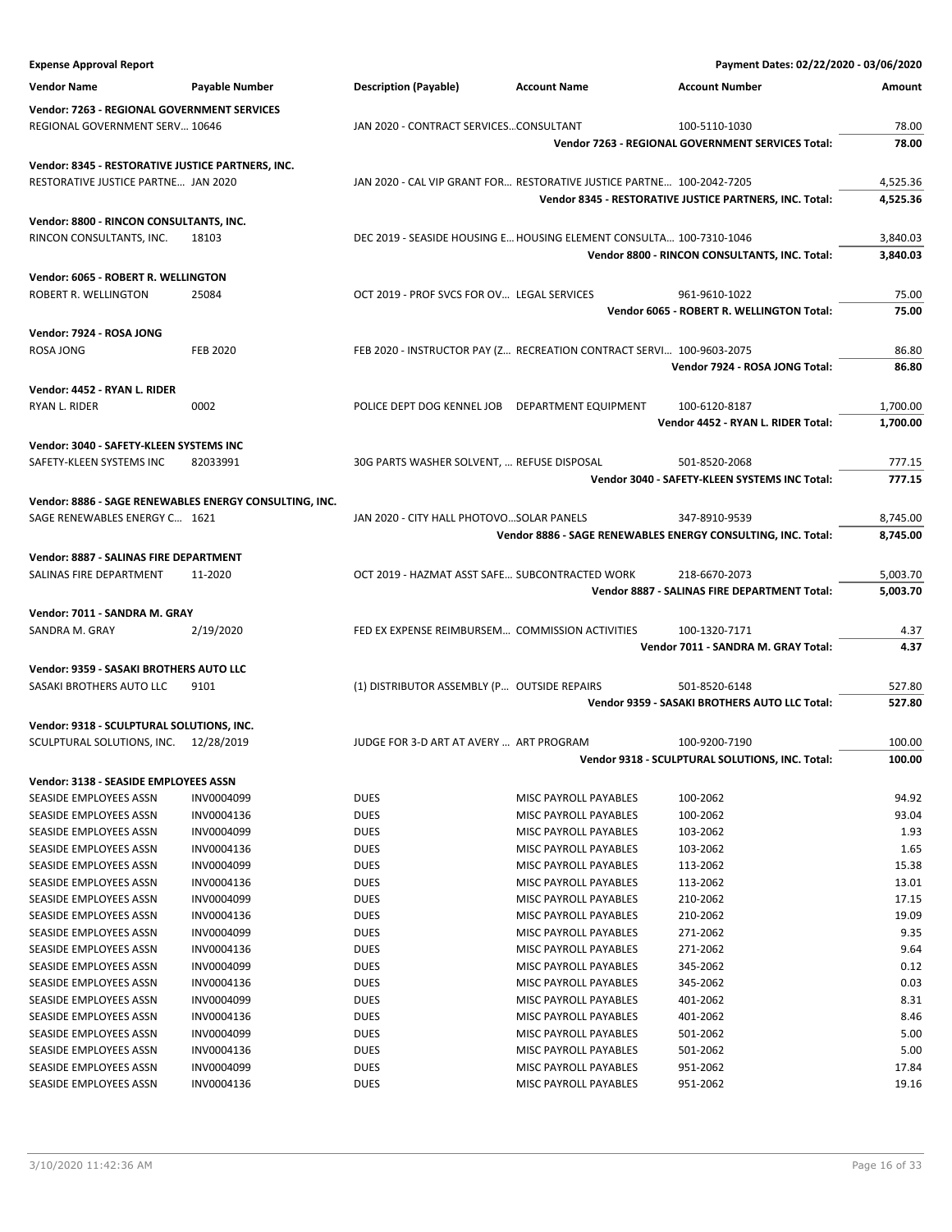**Expense Approval Report** — Payment Dates: 02/22/2020 - 03/06/2020

| Vendor Name | Payable Number | Description (Payable) | Account Name | Account Number | Amount |
|---|---|---|---|---|---|
| **Vendor: 7263 - REGIONAL GOVERNMENT SERVICES** | | | | | |
| REGIONAL GOVERNMENT SERV… | 10646 | JAN 2020 - CONTRACT SERVICES… | CONSULTANT | 100-5110-1030 | 78.00 |
| | | | | **Vendor 7263 - REGIONAL GOVERNMENT SERVICES Total:** | **78.00** |
| **Vendor: 8345 - RESTORATIVE JUSTICE PARTNERS, INC.** | | | | | |
| RESTORATIVE JUSTICE PARTNE… | JAN 2020 | JAN 2020 - CAL VIP GRANT FOR… | RESTORATIVE JUSTICE PARTNE… | 100-2042-7205 | 4,525.36 |
| | | | | **Vendor 8345 - RESTORATIVE JUSTICE PARTNERS, INC. Total:** | **4,525.36** |
| **Vendor: 8800 - RINCON CONSULTANTS, INC.** | | | | | |
| RINCON CONSULTANTS, INC. | 18103 | DEC 2019 - SEASIDE HOUSING E… | HOUSING ELEMENT CONSULTA… | 100-7310-1046 | 3,840.03 |
| | | | | **Vendor 8800 - RINCON CONSULTANTS, INC. Total:** | **3,840.03** |
| **Vendor: 6065 - ROBERT R. WELLINGTON** | | | | | |
| ROBERT R. WELLINGTON | 25084 | OCT 2019 - PROF SVCS FOR OV… | LEGAL SERVICES | 961-9610-1022 | 75.00 |
| | | | | **Vendor 6065 - ROBERT R. WELLINGTON Total:** | **75.00** |
| **Vendor: 7924 - ROSA JONG** | | | | | |
| ROSA JONG | FEB 2020 | FEB 2020 - INSTRUCTOR PAY (Z… | RECREATION CONTRACT SERVI… | 100-9603-2075 | 86.80 |
| | | | | **Vendor 7924 - ROSA JONG Total:** | **86.80** |
| **Vendor: 4452 - RYAN L. RIDER** | | | | | |
| RYAN L. RIDER | 0002 | POLICE DEPT DOG KENNEL JOB | DEPARTMENT EQUIPMENT | 100-6120-8187 | 1,700.00 |
| | | | | **Vendor 4452 - RYAN L. RIDER Total:** | **1,700.00** |
| **Vendor: 3040 - SAFETY-KLEEN SYSTEMS INC** | | | | | |
| SAFETY-KLEEN SYSTEMS INC | 82033991 | 30G PARTS WASHER SOLVENT, … | REFUSE DISPOSAL | 501-8520-2068 | 777.15 |
| | | | | **Vendor 3040 - SAFETY-KLEEN SYSTEMS INC Total:** | **777.15** |
| **Vendor: 8886 - SAGE RENEWABLES ENERGY CONSULTING, INC.** | | | | | |
| SAGE RENEWABLES ENERGY C… | 1621 | JAN 2020 - CITY HALL PHOTOVO… | SOLAR PANELS | 347-8910-9539 | 8,745.00 |
| | | | | **Vendor 8886 - SAGE RENEWABLES ENERGY CONSULTING, INC. Total:** | **8,745.00** |
| **Vendor: 8887 - SALINAS FIRE DEPARTMENT** | | | | | |
| SALINAS FIRE DEPARTMENT | 11-2020 | OCT 2019 - HAZMAT ASST SAFE… | SUBCONTRACTED WORK | 218-6670-2073 | 5,003.70 |
| | | | | **Vendor 8887 - SALINAS FIRE DEPARTMENT Total:** | **5,003.70** |
| **Vendor: 7011 - SANDRA M. GRAY** | | | | | |
| SANDRA M. GRAY | 2/19/2020 | FED EX EXPENSE REIMBURSEM… | COMMISSION ACTIVITIES | 100-1320-7171 | 4.37 |
| | | | | **Vendor 7011 - SANDRA M. GRAY Total:** | **4.37** |
| **Vendor: 9359 - SASAKI BROTHERS AUTO LLC** | | | | | |
| SASAKI BROTHERS AUTO LLC | 9101 | (1) DISTRIBUTOR ASSEMBLY (P… | OUTSIDE REPAIRS | 501-8520-6148 | 527.80 |
| | | | | **Vendor 9359 - SASAKI BROTHERS AUTO LLC Total:** | **527.80** |
| **Vendor: 9318 - SCULPTURAL SOLUTIONS, INC.** | | | | | |
| SCULPTURAL SOLUTIONS, INC. | 12/28/2019 | JUDGE FOR 3-D ART AT AVERY … | ART PROGRAM | 100-9200-7190 | 100.00 |
| | | | | **Vendor 9318 - SCULPTURAL SOLUTIONS, INC. Total:** | **100.00** |
| **Vendor: 3138 - SEASIDE EMPLOYEES ASSN** | | | | | |
| SEASIDE EMPLOYEES ASSN | INV0004099 | DUES | MISC PAYROLL PAYABLES | 100-2062 | 94.92 |
| SEASIDE EMPLOYEES ASSN | INV0004136 | DUES | MISC PAYROLL PAYABLES | 100-2062 | 93.04 |
| SEASIDE EMPLOYEES ASSN | INV0004099 | DUES | MISC PAYROLL PAYABLES | 103-2062 | 1.93 |
| SEASIDE EMPLOYEES ASSN | INV0004136 | DUES | MISC PAYROLL PAYABLES | 103-2062 | 1.65 |
| SEASIDE EMPLOYEES ASSN | INV0004099 | DUES | MISC PAYROLL PAYABLES | 113-2062 | 15.38 |
| SEASIDE EMPLOYEES ASSN | INV0004136 | DUES | MISC PAYROLL PAYABLES | 113-2062 | 13.01 |
| SEASIDE EMPLOYEES ASSN | INV0004099 | DUES | MISC PAYROLL PAYABLES | 210-2062 | 17.15 |
| SEASIDE EMPLOYEES ASSN | INV0004136 | DUES | MISC PAYROLL PAYABLES | 210-2062 | 19.09 |
| SEASIDE EMPLOYEES ASSN | INV0004099 | DUES | MISC PAYROLL PAYABLES | 271-2062 | 9.35 |
| SEASIDE EMPLOYEES ASSN | INV0004136 | DUES | MISC PAYROLL PAYABLES | 271-2062 | 9.64 |
| SEASIDE EMPLOYEES ASSN | INV0004099 | DUES | MISC PAYROLL PAYABLES | 345-2062 | 0.12 |
| SEASIDE EMPLOYEES ASSN | INV0004136 | DUES | MISC PAYROLL PAYABLES | 345-2062 | 0.03 |
| SEASIDE EMPLOYEES ASSN | INV0004099 | DUES | MISC PAYROLL PAYABLES | 401-2062 | 8.31 |
| SEASIDE EMPLOYEES ASSN | INV0004136 | DUES | MISC PAYROLL PAYABLES | 401-2062 | 8.46 |
| SEASIDE EMPLOYEES ASSN | INV0004099 | DUES | MISC PAYROLL PAYABLES | 501-2062 | 5.00 |
| SEASIDE EMPLOYEES ASSN | INV0004136 | DUES | MISC PAYROLL PAYABLES | 501-2062 | 5.00 |
| SEASIDE EMPLOYEES ASSN | INV0004099 | DUES | MISC PAYROLL PAYABLES | 951-2062 | 17.84 |
| SEASIDE EMPLOYEES ASSN | INV0004136 | DUES | MISC PAYROLL PAYABLES | 951-2062 | 19.16 |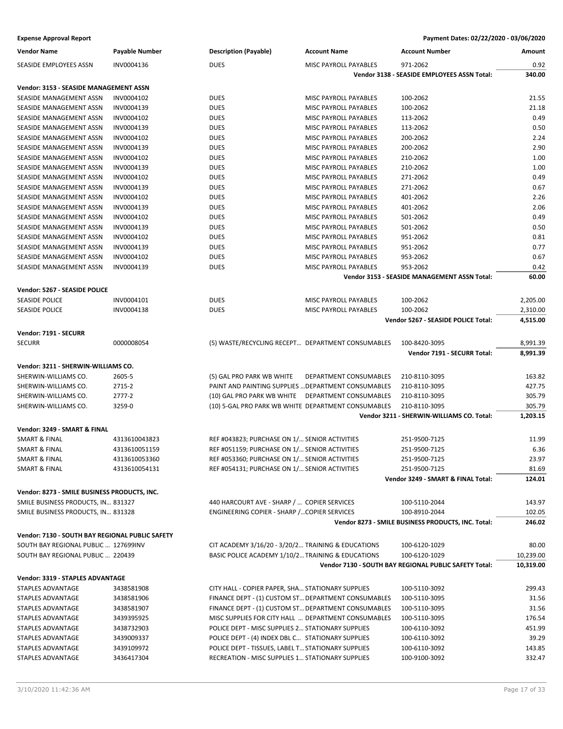**Expense Approval Report** — Payment Dates: 02/22/2020 - 03/06/2020

| Vendor Name | Payable Number | Description (Payable) | Account Name | Account Number | Amount |
|---|---|---|---|---|---|
| SEASIDE EMPLOYEES ASSN | INV0004136 | DUES | MISC PAYROLL PAYABLES | 971-2062 | 0.92 |
| | | | | **Vendor 3138 - SEASIDE EMPLOYEES ASSN Total:** | **340.00** |
| **Vendor: 3153 - SEASIDE MANAGEMENT ASSN** | | | | | |
| SEASIDE MANAGEMENT ASSN | INV0004102 | DUES | MISC PAYROLL PAYABLES | 100-2062 | 21.55 |
| SEASIDE MANAGEMENT ASSN | INV0004139 | DUES | MISC PAYROLL PAYABLES | 100-2062 | 21.18 |
| SEASIDE MANAGEMENT ASSN | INV0004102 | DUES | MISC PAYROLL PAYABLES | 113-2062 | 0.49 |
| SEASIDE MANAGEMENT ASSN | INV0004139 | DUES | MISC PAYROLL PAYABLES | 113-2062 | 0.50 |
| SEASIDE MANAGEMENT ASSN | INV0004102 | DUES | MISC PAYROLL PAYABLES | 200-2062 | 2.24 |
| SEASIDE MANAGEMENT ASSN | INV0004139 | DUES | MISC PAYROLL PAYABLES | 200-2062 | 2.90 |
| SEASIDE MANAGEMENT ASSN | INV0004102 | DUES | MISC PAYROLL PAYABLES | 210-2062 | 1.00 |
| SEASIDE MANAGEMENT ASSN | INV0004139 | DUES | MISC PAYROLL PAYABLES | 210-2062 | 1.00 |
| SEASIDE MANAGEMENT ASSN | INV0004102 | DUES | MISC PAYROLL PAYABLES | 271-2062 | 0.49 |
| SEASIDE MANAGEMENT ASSN | INV0004139 | DUES | MISC PAYROLL PAYABLES | 271-2062 | 0.67 |
| SEASIDE MANAGEMENT ASSN | INV0004102 | DUES | MISC PAYROLL PAYABLES | 401-2062 | 2.26 |
| SEASIDE MANAGEMENT ASSN | INV0004139 | DUES | MISC PAYROLL PAYABLES | 401-2062 | 2.06 |
| SEASIDE MANAGEMENT ASSN | INV0004102 | DUES | MISC PAYROLL PAYABLES | 501-2062 | 0.49 |
| SEASIDE MANAGEMENT ASSN | INV0004139 | DUES | MISC PAYROLL PAYABLES | 501-2062 | 0.50 |
| SEASIDE MANAGEMENT ASSN | INV0004102 | DUES | MISC PAYROLL PAYABLES | 951-2062 | 0.81 |
| SEASIDE MANAGEMENT ASSN | INV0004139 | DUES | MISC PAYROLL PAYABLES | 951-2062 | 0.77 |
| SEASIDE MANAGEMENT ASSN | INV0004102 | DUES | MISC PAYROLL PAYABLES | 953-2062 | 0.67 |
| SEASIDE MANAGEMENT ASSN | INV0004139 | DUES | MISC PAYROLL PAYABLES | 953-2062 | 0.42 |
| | | | | **Vendor 3153 - SEASIDE MANAGEMENT ASSN Total:** | **60.00** |
| **Vendor: 5267 - SEASIDE POLICE** | | | | | |
| SEASIDE POLICE | INV0004101 | DUES | MISC PAYROLL PAYABLES | 100-2062 | 2,205.00 |
| SEASIDE POLICE | INV0004138 | DUES | MISC PAYROLL PAYABLES | 100-2062 | 2,310.00 |
| | | | | **Vendor 5267 - SEASIDE POLICE Total:** | **4,515.00** |
| **Vendor: 7191 - SECURR** | | | | | |
| SECURR | 0000008054 | (5) WASTE/RECYCLING RECEPT... | DEPARTMENT CONSUMABLES | 100-8420-3095 | 8,991.39 |
| | | | | **Vendor 7191 - SECURR Total:** | **8,991.39** |
| **Vendor: 3211 - SHERWIN-WILLIAMS CO.** | | | | | |
| SHERWIN-WILLIAMS CO. | 2605-5 | (5) GAL PRO PARK WB WHITE | DEPARTMENT CONSUMABLES | 210-8110-3095 | 163.82 |
| SHERWIN-WILLIAMS CO. | 2715-2 | PAINT AND PAINTING SUPPLIES ... | DEPARTMENT CONSUMABLES | 210-8110-3095 | 427.75 |
| SHERWIN-WILLIAMS CO. | 2777-2 | (10) GAL PRO PARK WB WHITE | DEPARTMENT CONSUMABLES | 210-8110-3095 | 305.79 |
| SHERWIN-WILLIAMS CO. | 3259-0 | (10) 5-GAL PRO PARK WB WHITE | DEPARTMENT CONSUMABLES | 210-8110-3095 | 305.79 |
| | | | | **Vendor 3211 - SHERWIN-WILLIAMS CO. Total:** | **1,203.15** |
| **Vendor: 3249 - SMART & FINAL** | | | | | |
| SMART & FINAL | 4313610043823 | REF #043823; PURCHASE ON 1/... | SENIOR ACTIVITIES | 251-9500-7125 | 11.99 |
| SMART & FINAL | 4313610051159 | REF #051159; PURCHASE ON 1/... | SENIOR ACTIVITIES | 251-9500-7125 | 6.36 |
| SMART & FINAL | 4313610053360 | REF #053360; PURCHASE ON 1/... | SENIOR ACTIVITIES | 251-9500-7125 | 23.97 |
| SMART & FINAL | 4313610054131 | REF #054131; PURCHASE ON 1/... | SENIOR ACTIVITIES | 251-9500-7125 | 81.69 |
| | | | | **Vendor 3249 - SMART & FINAL Total:** | **124.01** |
| **Vendor: 8273 - SMILE BUSINESS PRODUCTS, INC.** | | | | | |
| SMILE BUSINESS PRODUCTS, IN... | 831327 | 440 HARCOURT AVE - SHARP / ... | COPIER SERVICES | 100-5110-2044 | 143.97 |
| SMILE BUSINESS PRODUCTS, IN... | 831328 | ENGINEERING COPIER - SHARP /... | COPIER SERVICES | 100-8910-2044 | 102.05 |
| | | | | **Vendor 8273 - SMILE BUSINESS PRODUCTS, INC. Total:** | **246.02** |
| **Vendor: 7130 - SOUTH BAY REGIONAL PUBLIC SAFETY** | | | | | |
| SOUTH BAY REGIONAL PUBLIC ... | 127699INV | CIT ACADEMY 3/16/20 - 3/20/2... | TRAINING & EDUCATIONS | 100-6120-1029 | 80.00 |
| SOUTH BAY REGIONAL PUBLIC ... | 220439 | BASIC POLICE ACADEMY 1/10/2... | TRAINING & EDUCATIONS | 100-6120-1029 | 10,239.00 |
| | | | | **Vendor 7130 - SOUTH BAY REGIONAL PUBLIC SAFETY Total:** | **10,319.00** |
| **Vendor: 3319 - STAPLES ADVANTAGE** | | | | | |
| STAPLES ADVANTAGE | 3438581908 | CITY HALL - COPIER PAPER, SHA... | STATIONARY SUPPLIES | 100-5110-3092 | 299.43 |
| STAPLES ADVANTAGE | 3438581906 | FINANCE DEPT - (1) CUSTOM ST... | DEPARTMENT CONSUMABLES | 100-5110-3095 | 31.56 |
| STAPLES ADVANTAGE | 3438581907 | FINANCE DEPT - (1) CUSTOM ST... | DEPARTMENT CONSUMABLES | 100-5110-3095 | 31.56 |
| STAPLES ADVANTAGE | 3439395925 | MISC SUPPLIES FOR CITY HALL ... | DEPARTMENT CONSUMABLES | 100-5110-3095 | 176.54 |
| STAPLES ADVANTAGE | 3438732903 | POLICE DEPT - MISC SUPPLIES 2... | STATIONARY SUPPLIES | 100-6110-3092 | 451.99 |
| STAPLES ADVANTAGE | 3439009337 | POLICE DEPT - (4) INDEX DBL C... | STATIONARY SUPPLIES | 100-6110-3092 | 39.29 |
| STAPLES ADVANTAGE | 3439109972 | POLICE DEPT - TISSUES, LABEL T... | STATIONARY SUPPLIES | 100-6110-3092 | 143.85 |
| STAPLES ADVANTAGE | 3436417304 | RECREATION - MISC SUPPLIES 1... | STATIONARY SUPPLIES | 100-9100-3092 | 332.47 |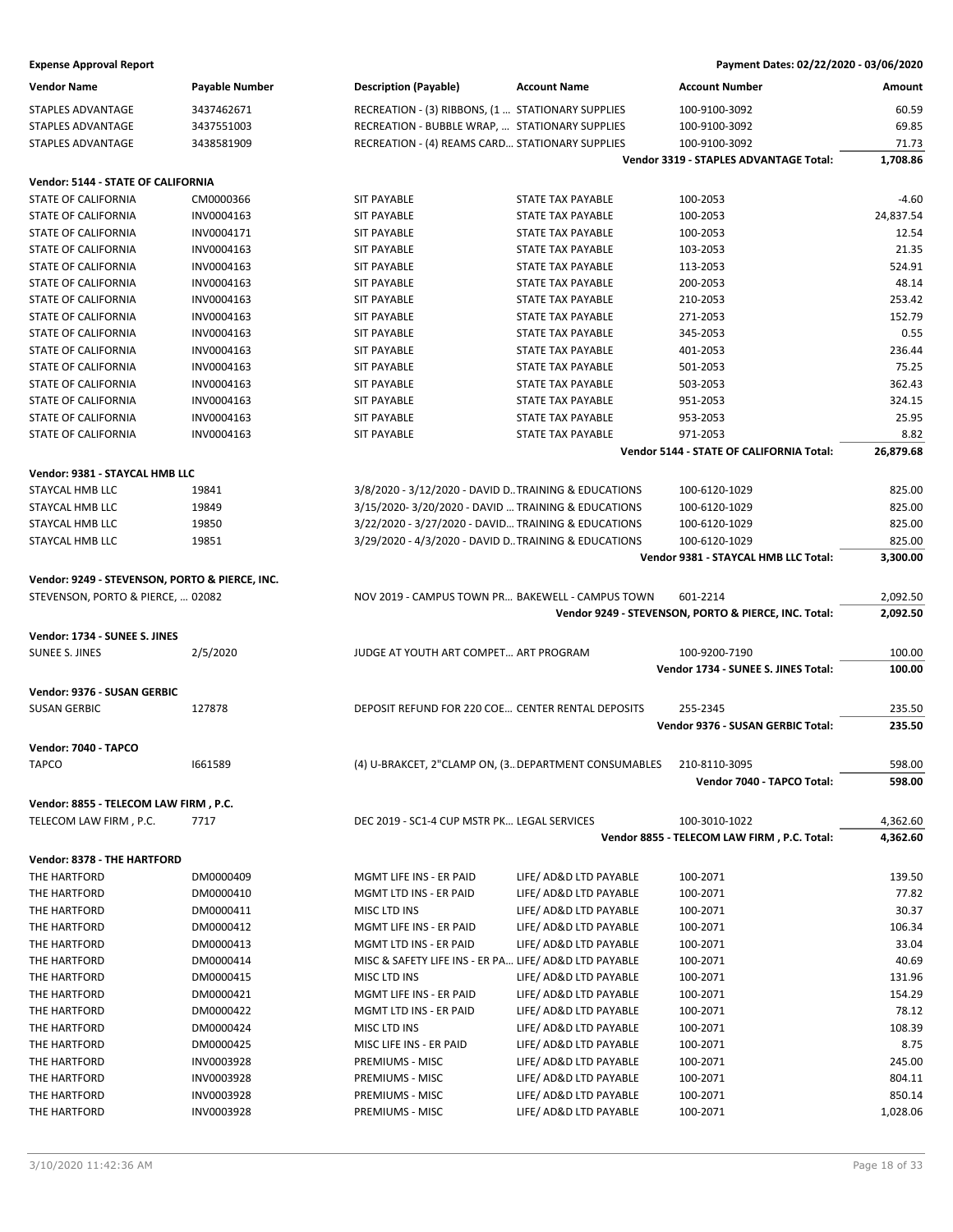**Expense Approval Report** — Payment Dates: 02/22/2020 - 03/06/2020

| Vendor Name | Payable Number | Description (Payable) | Account Name | Account Number | Amount |
|---|---|---|---|---|---|
| STAPLES ADVANTAGE | 3437462671 | RECREATION - (3) RIBBONS, (1 ... | STATIONARY SUPPLIES | 100-9100-3092 | 60.59 |
| STAPLES ADVANTAGE | 3437551003 | RECREATION - BUBBLE WRAP, ... | STATIONARY SUPPLIES | 100-9100-3092 | 69.85 |
| STAPLES ADVANTAGE | 3438581909 | RECREATION - (4) REAMS CARD... | STATIONARY SUPPLIES | 100-9100-3092 | 71.73 |
| | | | | **Vendor 3319 - STAPLES ADVANTAGE Total:** | **1,708.86** |
| **Vendor: 5144 - STATE OF CALIFORNIA** | | | | | |
| STATE OF CALIFORNIA | CM0000366 | SIT PAYABLE | STATE TAX PAYABLE | 100-2053 | -4.60 |
| STATE OF CALIFORNIA | INV0004163 | SIT PAYABLE | STATE TAX PAYABLE | 100-2053 | 24,837.54 |
| STATE OF CALIFORNIA | INV0004171 | SIT PAYABLE | STATE TAX PAYABLE | 100-2053 | 12.54 |
| STATE OF CALIFORNIA | INV0004163 | SIT PAYABLE | STATE TAX PAYABLE | 103-2053 | 21.35 |
| STATE OF CALIFORNIA | INV0004163 | SIT PAYABLE | STATE TAX PAYABLE | 113-2053 | 524.91 |
| STATE OF CALIFORNIA | INV0004163 | SIT PAYABLE | STATE TAX PAYABLE | 200-2053 | 48.14 |
| STATE OF CALIFORNIA | INV0004163 | SIT PAYABLE | STATE TAX PAYABLE | 210-2053 | 253.42 |
| STATE OF CALIFORNIA | INV0004163 | SIT PAYABLE | STATE TAX PAYABLE | 271-2053 | 152.79 |
| STATE OF CALIFORNIA | INV0004163 | SIT PAYABLE | STATE TAX PAYABLE | 345-2053 | 0.55 |
| STATE OF CALIFORNIA | INV0004163 | SIT PAYABLE | STATE TAX PAYABLE | 401-2053 | 236.44 |
| STATE OF CALIFORNIA | INV0004163 | SIT PAYABLE | STATE TAX PAYABLE | 501-2053 | 75.25 |
| STATE OF CALIFORNIA | INV0004163 | SIT PAYABLE | STATE TAX PAYABLE | 503-2053 | 362.43 |
| STATE OF CALIFORNIA | INV0004163 | SIT PAYABLE | STATE TAX PAYABLE | 951-2053 | 324.15 |
| STATE OF CALIFORNIA | INV0004163 | SIT PAYABLE | STATE TAX PAYABLE | 953-2053 | 25.95 |
| STATE OF CALIFORNIA | INV0004163 | SIT PAYABLE | STATE TAX PAYABLE | 971-2053 | 8.82 |
| | | | | **Vendor 5144 - STATE OF CALIFORNIA Total:** | **26,879.68** |
| **Vendor: 9381 - STAYCAL HMB LLC** | | | | | |
| STAYCAL HMB LLC | 19841 | 3/8/2020 - 3/12/2020 - DAVID D... | TRAINING & EDUCATIONS | 100-6120-1029 | 825.00 |
| STAYCAL HMB LLC | 19849 | 3/15/2020- 3/20/2020 - DAVID ... | TRAINING & EDUCATIONS | 100-6120-1029 | 825.00 |
| STAYCAL HMB LLC | 19850 | 3/22/2020 - 3/27/2020 - DAVID... | TRAINING & EDUCATIONS | 100-6120-1029 | 825.00 |
| STAYCAL HMB LLC | 19851 | 3/29/2020 - 4/3/2020 - DAVID D... | TRAINING & EDUCATIONS | 100-6120-1029 | 825.00 |
| | | | | **Vendor 9381 - STAYCAL HMB LLC Total:** | **3,300.00** |
| **Vendor: 9249 - STEVENSON, PORTO & PIERCE, INC.** | | | | | |
| STEVENSON, PORTO & PIERCE, ... | 02082 | NOV 2019 - CAMPUS TOWN PR... | BAKEWELL - CAMPUS TOWN | 601-2214 | 2,092.50 |
| | | | | **Vendor 9249 - STEVENSON, PORTO & PIERCE, INC. Total:** | **2,092.50** |
| **Vendor: 1734 - SUNEE S. JINES** | | | | | |
| SUNEE S. JINES | 2/5/2020 | JUDGE AT YOUTH ART COMPET... | ART PROGRAM | 100-9200-7190 | 100.00 |
| | | | | **Vendor 1734 - SUNEE S. JINES Total:** | **100.00** |
| **Vendor: 9376 - SUSAN GERBIC** | | | | | |
| SUSAN GERBIC | 127878 | DEPOSIT REFUND FOR 220 COE... | CENTER RENTAL DEPOSITS | 255-2345 | 235.50 |
| | | | | **Vendor 9376 - SUSAN GERBIC Total:** | **235.50** |
| **Vendor: 7040 - TAPCO** | | | | | |
| TAPCO | I661589 | (4) U-BRAKCET, 2"CLAMP ON, (3... | DEPARTMENT CONSUMABLES | 210-8110-3095 | 598.00 |
| | | | | **Vendor 7040 - TAPCO Total:** | **598.00** |
| **Vendor: 8855 - TELECOM LAW FIRM , P.C.** | | | | | |
| TELECOM LAW FIRM , P.C. | 7717 | DEC 2019 - SC1-4 CUP MSTR PK... | LEGAL SERVICES | 100-3010-1022 | 4,362.60 |
| | | | | **Vendor 8855 - TELECOM LAW FIRM , P.C. Total:** | **4,362.60** |
| **Vendor: 8378 - THE HARTFORD** | | | | | |
| THE HARTFORD | DM0000409 | MGMT LIFE INS - ER PAID | LIFE/ AD&D LTD PAYABLE | 100-2071 | 139.50 |
| THE HARTFORD | DM0000410 | MGMT LTD INS - ER PAID | LIFE/ AD&D LTD PAYABLE | 100-2071 | 77.82 |
| THE HARTFORD | DM0000411 | MISC LTD INS | LIFE/ AD&D LTD PAYABLE | 100-2071 | 30.37 |
| THE HARTFORD | DM0000412 | MGMT LIFE INS - ER PAID | LIFE/ AD&D LTD PAYABLE | 100-2071 | 106.34 |
| THE HARTFORD | DM0000413 | MGMT LTD INS - ER PAID | LIFE/ AD&D LTD PAYABLE | 100-2071 | 33.04 |
| THE HARTFORD | DM0000414 | MISC & SAFETY LIFE INS - ER PA... | LIFE/ AD&D LTD PAYABLE | 100-2071 | 40.69 |
| THE HARTFORD | DM0000415 | MISC LTD INS | LIFE/ AD&D LTD PAYABLE | 100-2071 | 131.96 |
| THE HARTFORD | DM0000421 | MGMT LIFE INS - ER PAID | LIFE/ AD&D LTD PAYABLE | 100-2071 | 154.29 |
| THE HARTFORD | DM0000422 | MGMT LTD INS - ER PAID | LIFE/ AD&D LTD PAYABLE | 100-2071 | 78.12 |
| THE HARTFORD | DM0000424 | MISC LTD INS | LIFE/ AD&D LTD PAYABLE | 100-2071 | 108.39 |
| THE HARTFORD | DM0000425 | MISC LIFE INS - ER PAID | LIFE/ AD&D LTD PAYABLE | 100-2071 | 8.75 |
| THE HARTFORD | INV0003928 | PREMIUMS - MISC | LIFE/ AD&D LTD PAYABLE | 100-2071 | 245.00 |
| THE HARTFORD | INV0003928 | PREMIUMS - MISC | LIFE/ AD&D LTD PAYABLE | 100-2071 | 804.11 |
| THE HARTFORD | INV0003928 | PREMIUMS - MISC | LIFE/ AD&D LTD PAYABLE | 100-2071 | 850.14 |
| THE HARTFORD | INV0003928 | PREMIUMS - MISC | LIFE/ AD&D LTD PAYABLE | 100-2071 | 1,028.06 |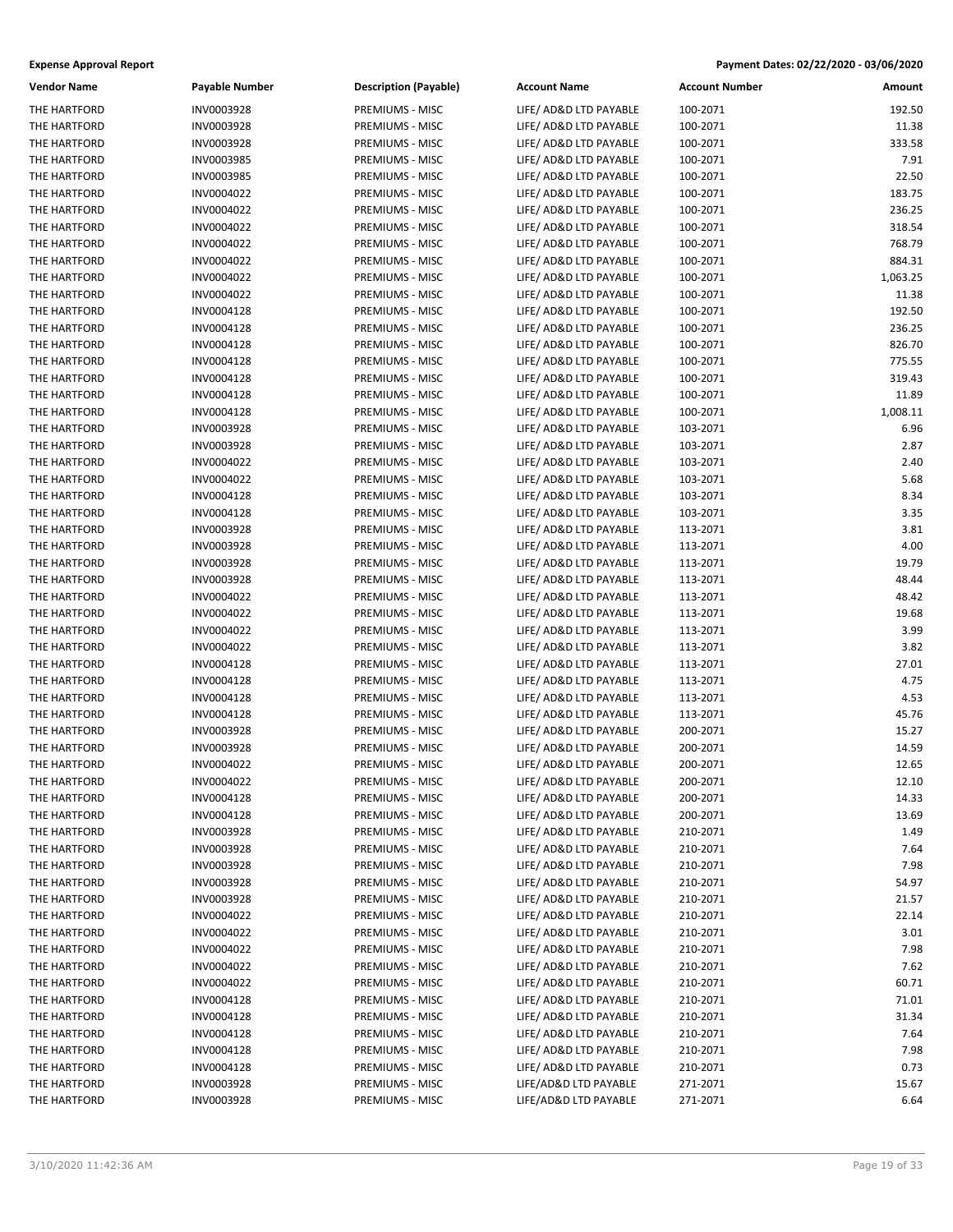**Expense Approval Report** — Payment Dates: 02/22/2020 - 03/06/2020

| Vendor Name | Payable Number | Description (Payable) | Account Name | Account Number | Amount |
|---|---|---|---|---|---|
| THE HARTFORD | INV0003928 | PREMIUMS - MISC | LIFE/ AD&D LTD PAYABLE | 100-2071 | 192.50 |
| THE HARTFORD | INV0003928 | PREMIUMS - MISC | LIFE/ AD&D LTD PAYABLE | 100-2071 | 11.38 |
| THE HARTFORD | INV0003928 | PREMIUMS - MISC | LIFE/ AD&D LTD PAYABLE | 100-2071 | 333.58 |
| THE HARTFORD | INV0003985 | PREMIUMS - MISC | LIFE/ AD&D LTD PAYABLE | 100-2071 | 7.91 |
| THE HARTFORD | INV0003985 | PREMIUMS - MISC | LIFE/ AD&D LTD PAYABLE | 100-2071 | 22.50 |
| THE HARTFORD | INV0004022 | PREMIUMS - MISC | LIFE/ AD&D LTD PAYABLE | 100-2071 | 183.75 |
| THE HARTFORD | INV0004022 | PREMIUMS - MISC | LIFE/ AD&D LTD PAYABLE | 100-2071 | 236.25 |
| THE HARTFORD | INV0004022 | PREMIUMS - MISC | LIFE/ AD&D LTD PAYABLE | 100-2071 | 318.54 |
| THE HARTFORD | INV0004022 | PREMIUMS - MISC | LIFE/ AD&D LTD PAYABLE | 100-2071 | 768.79 |
| THE HARTFORD | INV0004022 | PREMIUMS - MISC | LIFE/ AD&D LTD PAYABLE | 100-2071 | 884.31 |
| THE HARTFORD | INV0004022 | PREMIUMS - MISC | LIFE/ AD&D LTD PAYABLE | 100-2071 | 1,063.25 |
| THE HARTFORD | INV0004022 | PREMIUMS - MISC | LIFE/ AD&D LTD PAYABLE | 100-2071 | 11.38 |
| THE HARTFORD | INV0004128 | PREMIUMS - MISC | LIFE/ AD&D LTD PAYABLE | 100-2071 | 192.50 |
| THE HARTFORD | INV0004128 | PREMIUMS - MISC | LIFE/ AD&D LTD PAYABLE | 100-2071 | 236.25 |
| THE HARTFORD | INV0004128 | PREMIUMS - MISC | LIFE/ AD&D LTD PAYABLE | 100-2071 | 826.70 |
| THE HARTFORD | INV0004128 | PREMIUMS - MISC | LIFE/ AD&D LTD PAYABLE | 100-2071 | 775.55 |
| THE HARTFORD | INV0004128 | PREMIUMS - MISC | LIFE/ AD&D LTD PAYABLE | 100-2071 | 319.43 |
| THE HARTFORD | INV0004128 | PREMIUMS - MISC | LIFE/ AD&D LTD PAYABLE | 100-2071 | 11.89 |
| THE HARTFORD | INV0004128 | PREMIUMS - MISC | LIFE/ AD&D LTD PAYABLE | 100-2071 | 1,008.11 |
| THE HARTFORD | INV0003928 | PREMIUMS - MISC | LIFE/ AD&D LTD PAYABLE | 103-2071 | 6.96 |
| THE HARTFORD | INV0003928 | PREMIUMS - MISC | LIFE/ AD&D LTD PAYABLE | 103-2071 | 2.87 |
| THE HARTFORD | INV0004022 | PREMIUMS - MISC | LIFE/ AD&D LTD PAYABLE | 103-2071 | 2.40 |
| THE HARTFORD | INV0004022 | PREMIUMS - MISC | LIFE/ AD&D LTD PAYABLE | 103-2071 | 5.68 |
| THE HARTFORD | INV0004128 | PREMIUMS - MISC | LIFE/ AD&D LTD PAYABLE | 103-2071 | 8.34 |
| THE HARTFORD | INV0004128 | PREMIUMS - MISC | LIFE/ AD&D LTD PAYABLE | 103-2071 | 3.35 |
| THE HARTFORD | INV0003928 | PREMIUMS - MISC | LIFE/ AD&D LTD PAYABLE | 113-2071 | 3.81 |
| THE HARTFORD | INV0003928 | PREMIUMS - MISC | LIFE/ AD&D LTD PAYABLE | 113-2071 | 4.00 |
| THE HARTFORD | INV0003928 | PREMIUMS - MISC | LIFE/ AD&D LTD PAYABLE | 113-2071 | 19.79 |
| THE HARTFORD | INV0003928 | PREMIUMS - MISC | LIFE/ AD&D LTD PAYABLE | 113-2071 | 48.44 |
| THE HARTFORD | INV0004022 | PREMIUMS - MISC | LIFE/ AD&D LTD PAYABLE | 113-2071 | 48.42 |
| THE HARTFORD | INV0004022 | PREMIUMS - MISC | LIFE/ AD&D LTD PAYABLE | 113-2071 | 19.68 |
| THE HARTFORD | INV0004022 | PREMIUMS - MISC | LIFE/ AD&D LTD PAYABLE | 113-2071 | 3.99 |
| THE HARTFORD | INV0004022 | PREMIUMS - MISC | LIFE/ AD&D LTD PAYABLE | 113-2071 | 3.82 |
| THE HARTFORD | INV0004128 | PREMIUMS - MISC | LIFE/ AD&D LTD PAYABLE | 113-2071 | 27.01 |
| THE HARTFORD | INV0004128 | PREMIUMS - MISC | LIFE/ AD&D LTD PAYABLE | 113-2071 | 4.75 |
| THE HARTFORD | INV0004128 | PREMIUMS - MISC | LIFE/ AD&D LTD PAYABLE | 113-2071 | 4.53 |
| THE HARTFORD | INV0004128 | PREMIUMS - MISC | LIFE/ AD&D LTD PAYABLE | 113-2071 | 45.76 |
| THE HARTFORD | INV0003928 | PREMIUMS - MISC | LIFE/ AD&D LTD PAYABLE | 200-2071 | 15.27 |
| THE HARTFORD | INV0003928 | PREMIUMS - MISC | LIFE/ AD&D LTD PAYABLE | 200-2071 | 14.59 |
| THE HARTFORD | INV0004022 | PREMIUMS - MISC | LIFE/ AD&D LTD PAYABLE | 200-2071 | 12.65 |
| THE HARTFORD | INV0004022 | PREMIUMS - MISC | LIFE/ AD&D LTD PAYABLE | 200-2071 | 12.10 |
| THE HARTFORD | INV0004128 | PREMIUMS - MISC | LIFE/ AD&D LTD PAYABLE | 200-2071 | 14.33 |
| THE HARTFORD | INV0004128 | PREMIUMS - MISC | LIFE/ AD&D LTD PAYABLE | 200-2071 | 13.69 |
| THE HARTFORD | INV0003928 | PREMIUMS - MISC | LIFE/ AD&D LTD PAYABLE | 210-2071 | 1.49 |
| THE HARTFORD | INV0003928 | PREMIUMS - MISC | LIFE/ AD&D LTD PAYABLE | 210-2071 | 7.64 |
| THE HARTFORD | INV0003928 | PREMIUMS - MISC | LIFE/ AD&D LTD PAYABLE | 210-2071 | 7.98 |
| THE HARTFORD | INV0003928 | PREMIUMS - MISC | LIFE/ AD&D LTD PAYABLE | 210-2071 | 54.97 |
| THE HARTFORD | INV0003928 | PREMIUMS - MISC | LIFE/ AD&D LTD PAYABLE | 210-2071 | 21.57 |
| THE HARTFORD | INV0004022 | PREMIUMS - MISC | LIFE/ AD&D LTD PAYABLE | 210-2071 | 22.14 |
| THE HARTFORD | INV0004022 | PREMIUMS - MISC | LIFE/ AD&D LTD PAYABLE | 210-2071 | 3.01 |
| THE HARTFORD | INV0004022 | PREMIUMS - MISC | LIFE/ AD&D LTD PAYABLE | 210-2071 | 7.98 |
| THE HARTFORD | INV0004022 | PREMIUMS - MISC | LIFE/ AD&D LTD PAYABLE | 210-2071 | 7.62 |
| THE HARTFORD | INV0004022 | PREMIUMS - MISC | LIFE/ AD&D LTD PAYABLE | 210-2071 | 60.71 |
| THE HARTFORD | INV0004128 | PREMIUMS - MISC | LIFE/ AD&D LTD PAYABLE | 210-2071 | 71.01 |
| THE HARTFORD | INV0004128 | PREMIUMS - MISC | LIFE/ AD&D LTD PAYABLE | 210-2071 | 31.34 |
| THE HARTFORD | INV0004128 | PREMIUMS - MISC | LIFE/ AD&D LTD PAYABLE | 210-2071 | 7.64 |
| THE HARTFORD | INV0004128 | PREMIUMS - MISC | LIFE/ AD&D LTD PAYABLE | 210-2071 | 7.98 |
| THE HARTFORD | INV0004128 | PREMIUMS - MISC | LIFE/ AD&D LTD PAYABLE | 210-2071 | 0.73 |
| THE HARTFORD | INV0003928 | PREMIUMS - MISC | LIFE/AD&D LTD PAYABLE | 271-2071 | 15.67 |
| THE HARTFORD | INV0003928 | PREMIUMS - MISC | LIFE/AD&D LTD PAYABLE | 271-2071 | 6.64 |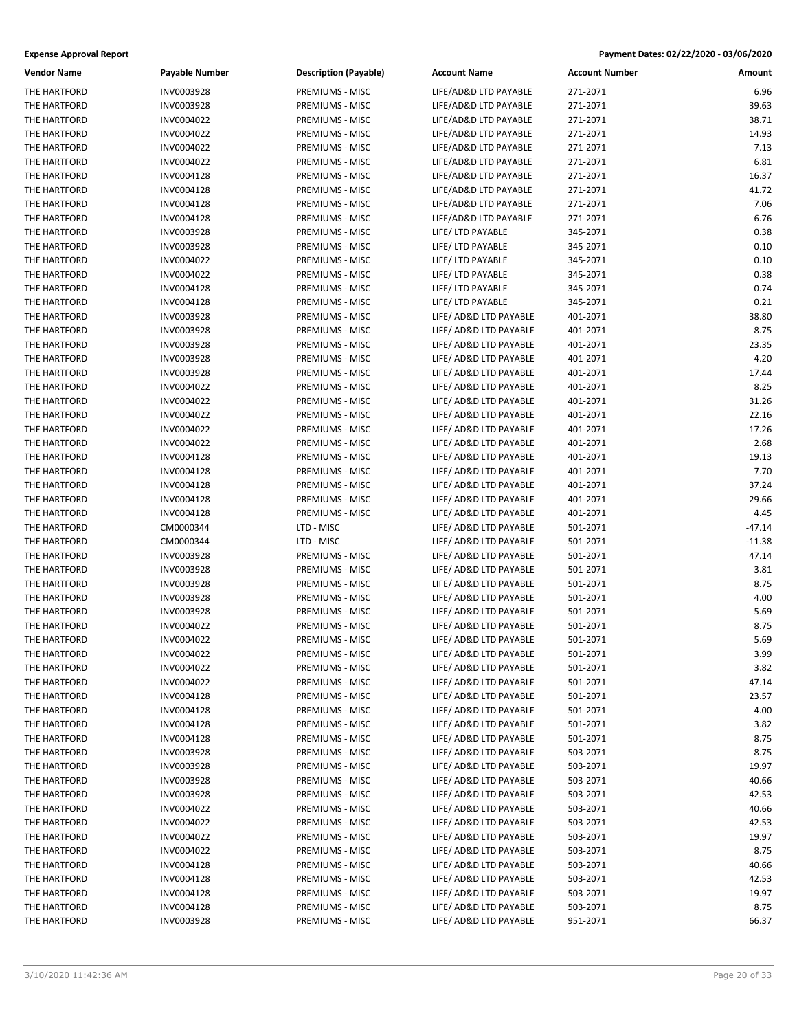**Expense Approval Report** | **Payment Dates: 02/22/2020 - 03/06/2020**

| Vendor Name | Payable Number | Description (Payable) | Account Name | Account Number | Amount |
|---|---|---|---|---|---|
| THE HARTFORD | INV0003928 | PREMIUMS - MISC | LIFE/AD&D LTD PAYABLE | 271-2071 | 6.96 |
| THE HARTFORD | INV0003928 | PREMIUMS - MISC | LIFE/AD&D LTD PAYABLE | 271-2071 | 39.63 |
| THE HARTFORD | INV0004022 | PREMIUMS - MISC | LIFE/AD&D LTD PAYABLE | 271-2071 | 38.71 |
| THE HARTFORD | INV0004022 | PREMIUMS - MISC | LIFE/AD&D LTD PAYABLE | 271-2071 | 14.93 |
| THE HARTFORD | INV0004022 | PREMIUMS - MISC | LIFE/AD&D LTD PAYABLE | 271-2071 | 7.13 |
| THE HARTFORD | INV0004022 | PREMIUMS - MISC | LIFE/AD&D LTD PAYABLE | 271-2071 | 6.81 |
| THE HARTFORD | INV0004128 | PREMIUMS - MISC | LIFE/AD&D LTD PAYABLE | 271-2071 | 16.37 |
| THE HARTFORD | INV0004128 | PREMIUMS - MISC | LIFE/AD&D LTD PAYABLE | 271-2071 | 41.72 |
| THE HARTFORD | INV0004128 | PREMIUMS - MISC | LIFE/AD&D LTD PAYABLE | 271-2071 | 7.06 |
| THE HARTFORD | INV0004128 | PREMIUMS - MISC | LIFE/AD&D LTD PAYABLE | 271-2071 | 6.76 |
| THE HARTFORD | INV0003928 | PREMIUMS - MISC | LIFE/ LTD PAYABLE | 345-2071 | 0.38 |
| THE HARTFORD | INV0003928 | PREMIUMS - MISC | LIFE/ LTD PAYABLE | 345-2071 | 0.10 |
| THE HARTFORD | INV0004022 | PREMIUMS - MISC | LIFE/ LTD PAYABLE | 345-2071 | 0.10 |
| THE HARTFORD | INV0004022 | PREMIUMS - MISC | LIFE/ LTD PAYABLE | 345-2071 | 0.38 |
| THE HARTFORD | INV0004128 | PREMIUMS - MISC | LIFE/ LTD PAYABLE | 345-2071 | 0.74 |
| THE HARTFORD | INV0004128 | PREMIUMS - MISC | LIFE/ LTD PAYABLE | 345-2071 | 0.21 |
| THE HARTFORD | INV0003928 | PREMIUMS - MISC | LIFE/ AD&D LTD PAYABLE | 401-2071 | 38.80 |
| THE HARTFORD | INV0003928 | PREMIUMS - MISC | LIFE/ AD&D LTD PAYABLE | 401-2071 | 8.75 |
| THE HARTFORD | INV0003928 | PREMIUMS - MISC | LIFE/ AD&D LTD PAYABLE | 401-2071 | 23.35 |
| THE HARTFORD | INV0003928 | PREMIUMS - MISC | LIFE/ AD&D LTD PAYABLE | 401-2071 | 4.20 |
| THE HARTFORD | INV0003928 | PREMIUMS - MISC | LIFE/ AD&D LTD PAYABLE | 401-2071 | 17.44 |
| THE HARTFORD | INV0004022 | PREMIUMS - MISC | LIFE/ AD&D LTD PAYABLE | 401-2071 | 8.25 |
| THE HARTFORD | INV0004022 | PREMIUMS - MISC | LIFE/ AD&D LTD PAYABLE | 401-2071 | 31.26 |
| THE HARTFORD | INV0004022 | PREMIUMS - MISC | LIFE/ AD&D LTD PAYABLE | 401-2071 | 22.16 |
| THE HARTFORD | INV0004022 | PREMIUMS - MISC | LIFE/ AD&D LTD PAYABLE | 401-2071 | 17.26 |
| THE HARTFORD | INV0004022 | PREMIUMS - MISC | LIFE/ AD&D LTD PAYABLE | 401-2071 | 2.68 |
| THE HARTFORD | INV0004128 | PREMIUMS - MISC | LIFE/ AD&D LTD PAYABLE | 401-2071 | 19.13 |
| THE HARTFORD | INV0004128 | PREMIUMS - MISC | LIFE/ AD&D LTD PAYABLE | 401-2071 | 7.70 |
| THE HARTFORD | INV0004128 | PREMIUMS - MISC | LIFE/ AD&D LTD PAYABLE | 401-2071 | 37.24 |
| THE HARTFORD | INV0004128 | PREMIUMS - MISC | LIFE/ AD&D LTD PAYABLE | 401-2071 | 29.66 |
| THE HARTFORD | INV0004128 | PREMIUMS - MISC | LIFE/ AD&D LTD PAYABLE | 401-2071 | 4.45 |
| THE HARTFORD | CM0000344 | LTD - MISC | LIFE/ AD&D LTD PAYABLE | 501-2071 | -47.14 |
| THE HARTFORD | CM0000344 | LTD - MISC | LIFE/ AD&D LTD PAYABLE | 501-2071 | -11.38 |
| THE HARTFORD | INV0003928 | PREMIUMS - MISC | LIFE/ AD&D LTD PAYABLE | 501-2071 | 47.14 |
| THE HARTFORD | INV0003928 | PREMIUMS - MISC | LIFE/ AD&D LTD PAYABLE | 501-2071 | 3.81 |
| THE HARTFORD | INV0003928 | PREMIUMS - MISC | LIFE/ AD&D LTD PAYABLE | 501-2071 | 8.75 |
| THE HARTFORD | INV0003928 | PREMIUMS - MISC | LIFE/ AD&D LTD PAYABLE | 501-2071 | 4.00 |
| THE HARTFORD | INV0003928 | PREMIUMS - MISC | LIFE/ AD&D LTD PAYABLE | 501-2071 | 5.69 |
| THE HARTFORD | INV0004022 | PREMIUMS - MISC | LIFE/ AD&D LTD PAYABLE | 501-2071 | 8.75 |
| THE HARTFORD | INV0004022 | PREMIUMS - MISC | LIFE/ AD&D LTD PAYABLE | 501-2071 | 5.69 |
| THE HARTFORD | INV0004022 | PREMIUMS - MISC | LIFE/ AD&D LTD PAYABLE | 501-2071 | 3.99 |
| THE HARTFORD | INV0004022 | PREMIUMS - MISC | LIFE/ AD&D LTD PAYABLE | 501-2071 | 3.82 |
| THE HARTFORD | INV0004022 | PREMIUMS - MISC | LIFE/ AD&D LTD PAYABLE | 501-2071 | 47.14 |
| THE HARTFORD | INV0004128 | PREMIUMS - MISC | LIFE/ AD&D LTD PAYABLE | 501-2071 | 23.57 |
| THE HARTFORD | INV0004128 | PREMIUMS - MISC | LIFE/ AD&D LTD PAYABLE | 501-2071 | 4.00 |
| THE HARTFORD | INV0004128 | PREMIUMS - MISC | LIFE/ AD&D LTD PAYABLE | 501-2071 | 3.82 |
| THE HARTFORD | INV0004128 | PREMIUMS - MISC | LIFE/ AD&D LTD PAYABLE | 501-2071 | 8.75 |
| THE HARTFORD | INV0003928 | PREMIUMS - MISC | LIFE/ AD&D LTD PAYABLE | 503-2071 | 8.75 |
| THE HARTFORD | INV0003928 | PREMIUMS - MISC | LIFE/ AD&D LTD PAYABLE | 503-2071 | 19.97 |
| THE HARTFORD | INV0003928 | PREMIUMS - MISC | LIFE/ AD&D LTD PAYABLE | 503-2071 | 40.66 |
| THE HARTFORD | INV0003928 | PREMIUMS - MISC | LIFE/ AD&D LTD PAYABLE | 503-2071 | 42.53 |
| THE HARTFORD | INV0004022 | PREMIUMS - MISC | LIFE/ AD&D LTD PAYABLE | 503-2071 | 40.66 |
| THE HARTFORD | INV0004022 | PREMIUMS - MISC | LIFE/ AD&D LTD PAYABLE | 503-2071 | 42.53 |
| THE HARTFORD | INV0004022 | PREMIUMS - MISC | LIFE/ AD&D LTD PAYABLE | 503-2071 | 19.97 |
| THE HARTFORD | INV0004022 | PREMIUMS - MISC | LIFE/ AD&D LTD PAYABLE | 503-2071 | 8.75 |
| THE HARTFORD | INV0004128 | PREMIUMS - MISC | LIFE/ AD&D LTD PAYABLE | 503-2071 | 40.66 |
| THE HARTFORD | INV0004128 | PREMIUMS - MISC | LIFE/ AD&D LTD PAYABLE | 503-2071 | 42.53 |
| THE HARTFORD | INV0004128 | PREMIUMS - MISC | LIFE/ AD&D LTD PAYABLE | 503-2071 | 19.97 |
| THE HARTFORD | INV0004128 | PREMIUMS - MISC | LIFE/ AD&D LTD PAYABLE | 503-2071 | 8.75 |
| THE HARTFORD | INV0003928 | PREMIUMS - MISC | LIFE/ AD&D LTD PAYABLE | 951-2071 | 66.37 |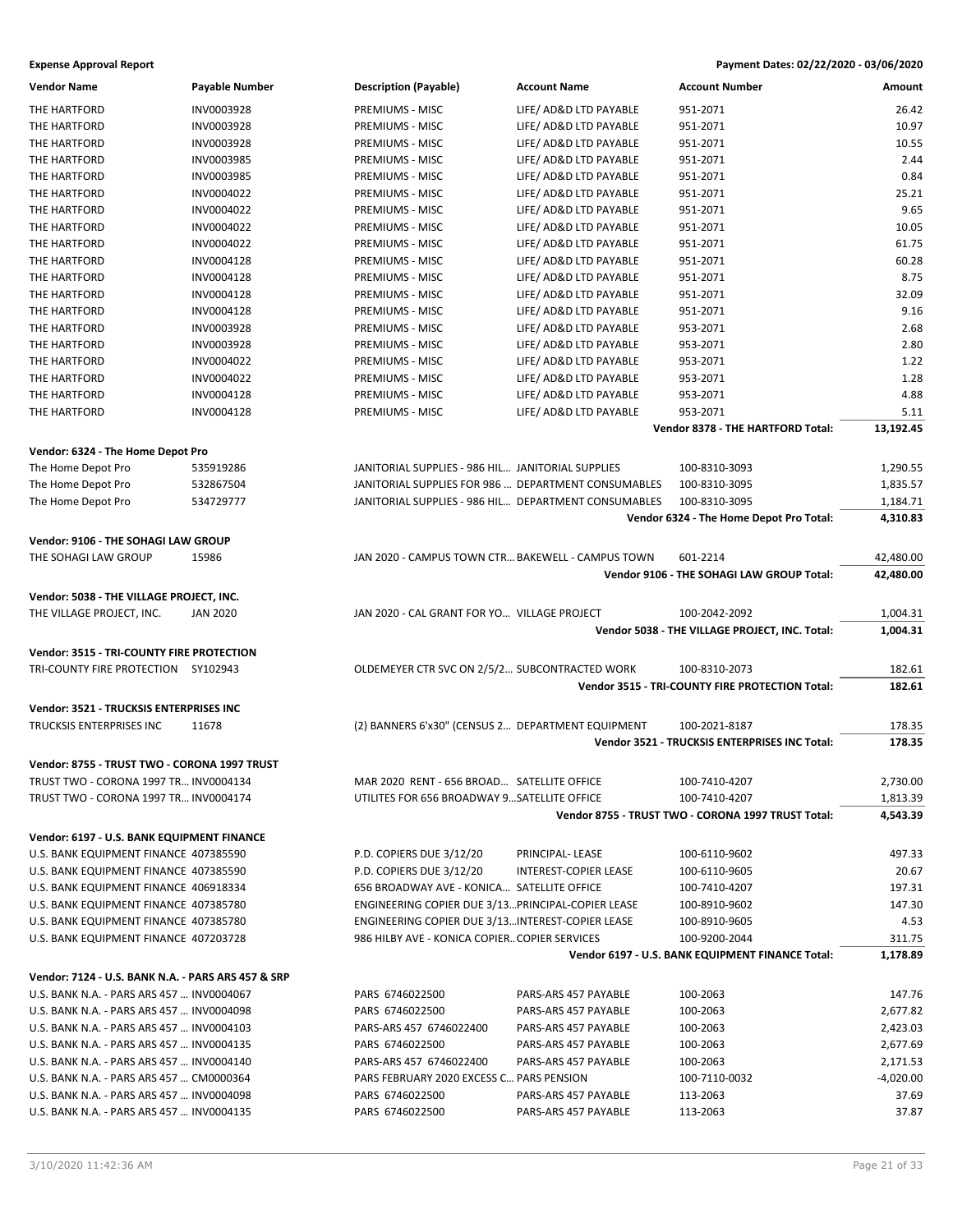**Expense Approval Report** — Payment Dates: 02/22/2020 - 03/06/2020

| Vendor Name | Payable Number | Description (Payable) | Account Name | Account Number | Amount |
|---|---|---|---|---|---|
| THE HARTFORD | INV0003928 | PREMIUMS - MISC | LIFE/ AD&D LTD PAYABLE | 951-2071 | 26.42 |
| THE HARTFORD | INV0003928 | PREMIUMS - MISC | LIFE/ AD&D LTD PAYABLE | 951-2071 | 10.97 |
| THE HARTFORD | INV0003928 | PREMIUMS - MISC | LIFE/ AD&D LTD PAYABLE | 951-2071 | 10.55 |
| THE HARTFORD | INV0003985 | PREMIUMS - MISC | LIFE/ AD&D LTD PAYABLE | 951-2071 | 2.44 |
| THE HARTFORD | INV0003985 | PREMIUMS - MISC | LIFE/ AD&D LTD PAYABLE | 951-2071 | 0.84 |
| THE HARTFORD | INV0004022 | PREMIUMS - MISC | LIFE/ AD&D LTD PAYABLE | 951-2071 | 25.21 |
| THE HARTFORD | INV0004022 | PREMIUMS - MISC | LIFE/ AD&D LTD PAYABLE | 951-2071 | 9.65 |
| THE HARTFORD | INV0004022 | PREMIUMS - MISC | LIFE/ AD&D LTD PAYABLE | 951-2071 | 10.05 |
| THE HARTFORD | INV0004022 | PREMIUMS - MISC | LIFE/ AD&D LTD PAYABLE | 951-2071 | 61.75 |
| THE HARTFORD | INV0004128 | PREMIUMS - MISC | LIFE/ AD&D LTD PAYABLE | 951-2071 | 60.28 |
| THE HARTFORD | INV0004128 | PREMIUMS - MISC | LIFE/ AD&D LTD PAYABLE | 951-2071 | 8.75 |
| THE HARTFORD | INV0004128 | PREMIUMS - MISC | LIFE/ AD&D LTD PAYABLE | 951-2071 | 32.09 |
| THE HARTFORD | INV0004128 | PREMIUMS - MISC | LIFE/ AD&D LTD PAYABLE | 951-2071 | 9.16 |
| THE HARTFORD | INV0003928 | PREMIUMS - MISC | LIFE/ AD&D LTD PAYABLE | 953-2071 | 2.68 |
| THE HARTFORD | INV0003928 | PREMIUMS - MISC | LIFE/ AD&D LTD PAYABLE | 953-2071 | 2.80 |
| THE HARTFORD | INV0004022 | PREMIUMS - MISC | LIFE/ AD&D LTD PAYABLE | 953-2071 | 1.22 |
| THE HARTFORD | INV0004022 | PREMIUMS - MISC | LIFE/ AD&D LTD PAYABLE | 953-2071 | 1.28 |
| THE HARTFORD | INV0004128 | PREMIUMS - MISC | LIFE/ AD&D LTD PAYABLE | 953-2071 | 4.88 |
| THE HARTFORD | INV0004128 | PREMIUMS - MISC | LIFE/ AD&D LTD PAYABLE | 953-2071 | 5.11 |
| | | | | **Vendor 8378 - THE HARTFORD Total:** | **13,192.45** |
| **Vendor: 6324 - The Home Depot Pro** | | | | | |
| The Home Depot Pro | 535919286 | JANITORIAL SUPPLIES - 986 HIL... | JANITORIAL SUPPLIES | 100-8310-3093 | 1,290.55 |
| The Home Depot Pro | 532867504 | JANITORIAL SUPPLIES FOR 986 ... | DEPARTMENT CONSUMABLES | 100-8310-3095 | 1,835.57 |
| The Home Depot Pro | 534729777 | JANITORIAL SUPPLIES - 986 HIL... | DEPARTMENT CONSUMABLES | 100-8310-3095 | 1,184.71 |
| | | | | **Vendor 6324 - The Home Depot Pro Total:** | **4,310.83** |
| **Vendor: 9106 - THE SOHAGI LAW GROUP** | | | | | |
| THE SOHAGI LAW GROUP | 15986 | JAN 2020 - CAMPUS TOWN CTR... | BAKEWELL - CAMPUS TOWN | 601-2214 | 42,480.00 |
| | | | | **Vendor 9106 - THE SOHAGI LAW GROUP Total:** | **42,480.00** |
| **Vendor: 5038 - THE VILLAGE PROJECT, INC.** | | | | | |
| THE VILLAGE PROJECT, INC. | JAN 2020 | JAN 2020 - CAL GRANT FOR YO... | VILLAGE PROJECT | 100-2042-2092 | 1,004.31 |
| | | | | **Vendor 5038 - THE VILLAGE PROJECT, INC. Total:** | **1,004.31** |
| **Vendor: 3515 - TRI-COUNTY FIRE PROTECTION** | | | | | |
| TRI-COUNTY FIRE PROTECTION | SY102943 | OLDEMEYER CTR SVC ON 2/5/2... | SUBCONTRACTED WORK | 100-8310-2073 | 182.61 |
| | | | | **Vendor 3515 - TRI-COUNTY FIRE PROTECTION Total:** | **182.61** |
| **Vendor: 3521 - TRUCKSIS ENTERPRISES INC** | | | | | |
| TRUCKSIS ENTERPRISES INC | 11678 | (2) BANNERS 6'x30" (CENSUS 2... | DEPARTMENT EQUIPMENT | 100-2021-8187 | 178.35 |
| | | | | **Vendor 3521 - TRUCKSIS ENTERPRISES INC Total:** | **178.35** |
| **Vendor: 8755 - TRUST TWO - CORONA 1997 TRUST** | | | | | |
| TRUST TWO - CORONA 1997 TR... | INV0004134 | MAR 2020 RENT - 656 BROAD... | SATELLITE OFFICE | 100-7410-4207 | 2,730.00 |
| TRUST TWO - CORONA 1997 TR... | INV0004174 | UTILITES FOR 656 BROADWAY 9... | SATELLITE OFFICE | 100-7410-4207 | 1,813.39 |
| | | | | **Vendor 8755 - TRUST TWO - CORONA 1997 TRUST Total:** | **4,543.39** |
| **Vendor: 6197 - U.S. BANK EQUIPMENT FINANCE** | | | | | |
| U.S. BANK EQUIPMENT FINANCE | 407385590 | P.D. COPIERS DUE 3/12/20 | PRINCIPAL- LEASE | 100-6110-9602 | 497.33 |
| U.S. BANK EQUIPMENT FINANCE | 407385590 | P.D. COPIERS DUE 3/12/20 | INTEREST-COPIER LEASE | 100-6110-9605 | 20.67 |
| U.S. BANK EQUIPMENT FINANCE | 406918334 | 656 BROADWAY AVE - KONICA... | SATELLITE OFFICE | 100-7410-4207 | 197.31 |
| U.S. BANK EQUIPMENT FINANCE | 407385780 | ENGINEERING COPIER DUE 3/13... | PRINCIPAL-COPIER LEASE | 100-8910-9602 | 147.30 |
| U.S. BANK EQUIPMENT FINANCE | 407385780 | ENGINEERING COPIER DUE 3/13... | INTEREST-COPIER LEASE | 100-8910-9605 | 4.53 |
| U.S. BANK EQUIPMENT FINANCE | 407203728 | 986 HILBY AVE - KONICA COPIER... | COPIER SERVICES | 100-9200-2044 | 311.75 |
| | | | | **Vendor 6197 - U.S. BANK EQUIPMENT FINANCE Total:** | **1,178.89** |
| **Vendor: 7124 - U.S. BANK N.A. - PARS ARS 457 & SRP** | | | | | |
| U.S. BANK N.A. - PARS ARS 457 ... | INV0004067 | PARS 6746022500 | PARS-ARS 457 PAYABLE | 100-2063 | 147.76 |
| U.S. BANK N.A. - PARS ARS 457 ... | INV0004098 | PARS 6746022500 | PARS-ARS 457 PAYABLE | 100-2063 | 2,677.82 |
| U.S. BANK N.A. - PARS ARS 457 ... | INV0004103 | PARS-ARS 457 6746022400 | PARS-ARS 457 PAYABLE | 100-2063 | 2,423.03 |
| U.S. BANK N.A. - PARS ARS 457 ... | INV0004135 | PARS 6746022500 | PARS-ARS 457 PAYABLE | 100-2063 | 2,677.69 |
| U.S. BANK N.A. - PARS ARS 457 ... | INV0004140 | PARS-ARS 457 6746022400 | PARS-ARS 457 PAYABLE | 100-2063 | 2,171.53 |
| U.S. BANK N.A. - PARS ARS 457 ... | CM0000364 | PARS FEBRUARY 2020 EXCESS C... | PARS PENSION | 100-7110-0032 | -4,020.00 |
| U.S. BANK N.A. - PARS ARS 457 ... | INV0004098 | PARS 6746022500 | PARS-ARS 457 PAYABLE | 113-2063 | 37.69 |
| U.S. BANK N.A. - PARS ARS 457 ... | INV0004135 | PARS 6746022500 | PARS-ARS 457 PAYABLE | 113-2063 | 37.87 |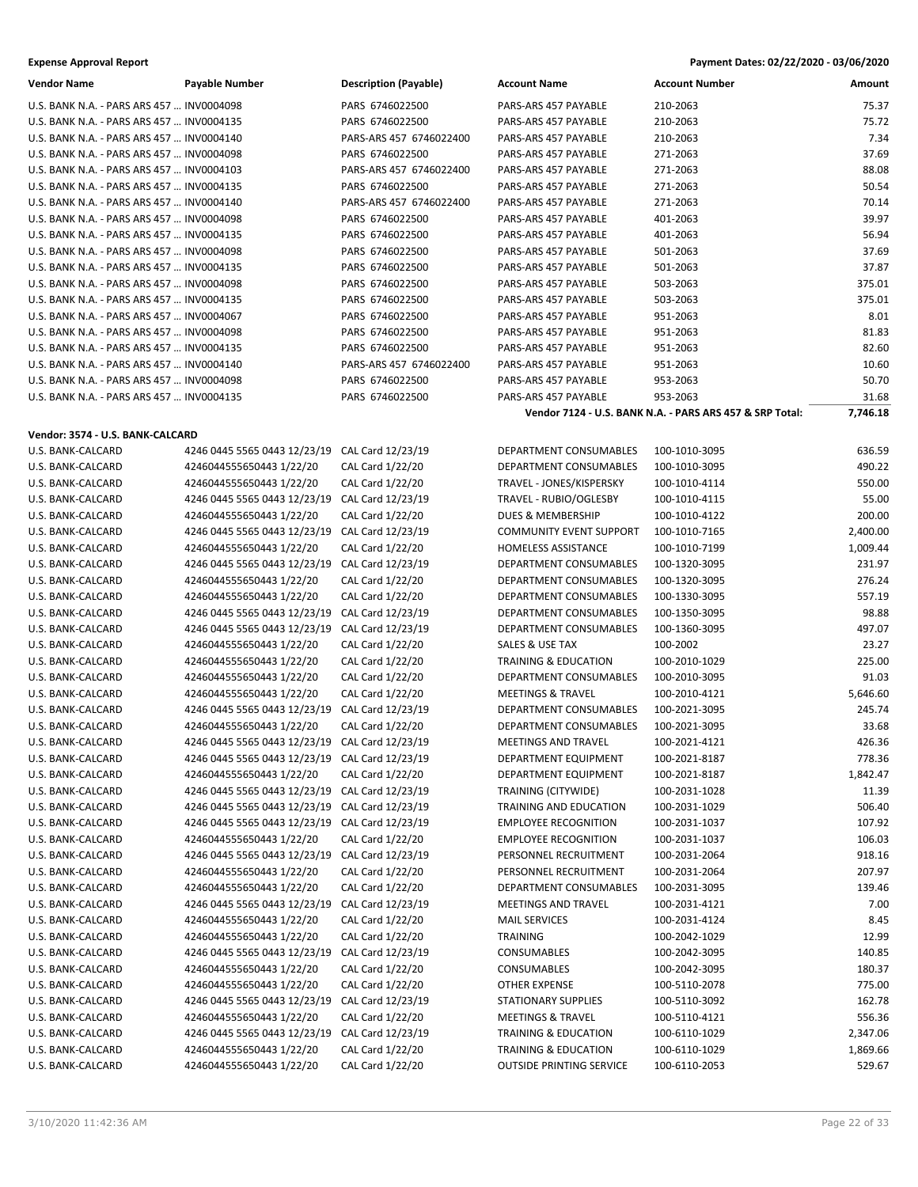**Expense Approval Report** | **Payment Dates: 02/22/2020 - 03/06/2020**

| Vendor Name | Payable Number | Description (Payable) | Account Name | Account Number | Amount |
|---|---|---|---|---|---|
| U.S. BANK N.A. - PARS ARS 457 ... | INV0004098 | PARS 6746022500 | PARS-ARS 457 PAYABLE | 210-2063 | 75.37 |
| U.S. BANK N.A. - PARS ARS 457 ... | INV0004135 | PARS 6746022500 | PARS-ARS 457 PAYABLE | 210-2063 | 75.72 |
| U.S. BANK N.A. - PARS ARS 457 ... | INV0004140 | PARS-ARS 457 6746022400 | PARS-ARS 457 PAYABLE | 210-2063 | 7.34 |
| U.S. BANK N.A. - PARS ARS 457 ... | INV0004098 | PARS 6746022500 | PARS-ARS 457 PAYABLE | 271-2063 | 37.69 |
| U.S. BANK N.A. - PARS ARS 457 ... | INV0004103 | PARS-ARS 457 6746022400 | PARS-ARS 457 PAYABLE | 271-2063 | 88.08 |
| U.S. BANK N.A. - PARS ARS 457 ... | INV0004135 | PARS 6746022500 | PARS-ARS 457 PAYABLE | 271-2063 | 50.54 |
| U.S. BANK N.A. - PARS ARS 457 ... | INV0004140 | PARS-ARS 457 6746022400 | PARS-ARS 457 PAYABLE | 271-2063 | 70.14 |
| U.S. BANK N.A. - PARS ARS 457 ... | INV0004098 | PARS 6746022500 | PARS-ARS 457 PAYABLE | 401-2063 | 39.97 |
| U.S. BANK N.A. - PARS ARS 457 ... | INV0004135 | PARS 6746022500 | PARS-ARS 457 PAYABLE | 401-2063 | 56.94 |
| U.S. BANK N.A. - PARS ARS 457 ... | INV0004098 | PARS 6746022500 | PARS-ARS 457 PAYABLE | 501-2063 | 37.69 |
| U.S. BANK N.A. - PARS ARS 457 ... | INV0004135 | PARS 6746022500 | PARS-ARS 457 PAYABLE | 501-2063 | 37.87 |
| U.S. BANK N.A. - PARS ARS 457 ... | INV0004098 | PARS 6746022500 | PARS-ARS 457 PAYABLE | 503-2063 | 375.01 |
| U.S. BANK N.A. - PARS ARS 457 ... | INV0004135 | PARS 6746022500 | PARS-ARS 457 PAYABLE | 503-2063 | 375.01 |
| U.S. BANK N.A. - PARS ARS 457 ... | INV0004067 | PARS 6746022500 | PARS-ARS 457 PAYABLE | 951-2063 | 8.01 |
| U.S. BANK N.A. - PARS ARS 457 ... | INV0004098 | PARS 6746022500 | PARS-ARS 457 PAYABLE | 951-2063 | 81.83 |
| U.S. BANK N.A. - PARS ARS 457 ... | INV0004135 | PARS 6746022500 | PARS-ARS 457 PAYABLE | 951-2063 | 82.60 |
| U.S. BANK N.A. - PARS ARS 457 ... | INV0004140 | PARS-ARS 457 6746022400 | PARS-ARS 457 PAYABLE | 951-2063 | 10.60 |
| U.S. BANK N.A. - PARS ARS 457 ... | INV0004098 | PARS 6746022500 | PARS-ARS 457 PAYABLE | 953-2063 | 50.70 |
| U.S. BANK N.A. - PARS ARS 457 ... | INV0004135 | PARS 6746022500 | PARS-ARS 457 PAYABLE | 953-2063 | 31.68 |
| | | | **Vendor 7124 - U.S. BANK N.A. - PARS ARS 457 & SRP Total:** | | **7,746.18** |

**Vendor: 3574 - U.S. BANK-CALCARD**

| Vendor Name | Payable Number | Description (Payable) | Account Name | Account Number | Amount |
|---|---|---|---|---|---|
| U.S. BANK-CALCARD | 4246 0445 5565 0443 12/23/19 | CAL Card 12/23/19 | DEPARTMENT CONSUMABLES | 100-1010-3095 | 636.59 |
| U.S. BANK-CALCARD | 4246044555650443 1/22/20 | CAL Card 1/22/20 | DEPARTMENT CONSUMABLES | 100-1010-3095 | 490.22 |
| U.S. BANK-CALCARD | 4246044555650443 1/22/20 | CAL Card 1/22/20 | TRAVEL - JONES/KISPERSKY | 100-1010-4114 | 550.00 |
| U.S. BANK-CALCARD | 4246 0445 5565 0443 12/23/19 | CAL Card 12/23/19 | TRAVEL - RUBIO/OGLESBY | 100-1010-4115 | 55.00 |
| U.S. BANK-CALCARD | 4246044555650443 1/22/20 | CAL Card 1/22/20 | DUES & MEMBERSHIP | 100-1010-4122 | 200.00 |
| U.S. BANK-CALCARD | 4246 0445 5565 0443 12/23/19 | CAL Card 12/23/19 | COMMUNITY EVENT SUPPORT | 100-1010-7165 | 2,400.00 |
| U.S. BANK-CALCARD | 4246044555650443 1/22/20 | CAL Card 1/22/20 | HOMELESS ASSISTANCE | 100-1010-7199 | 1,009.44 |
| U.S. BANK-CALCARD | 4246 0445 5565 0443 12/23/19 | CAL Card 12/23/19 | DEPARTMENT CONSUMABLES | 100-1320-3095 | 231.97 |
| U.S. BANK-CALCARD | 4246044555650443 1/22/20 | CAL Card 1/22/20 | DEPARTMENT CONSUMABLES | 100-1320-3095 | 276.24 |
| U.S. BANK-CALCARD | 4246044555650443 1/22/20 | CAL Card 1/22/20 | DEPARTMENT CONSUMABLES | 100-1330-3095 | 557.19 |
| U.S. BANK-CALCARD | 4246 0445 5565 0443 12/23/19 | CAL Card 12/23/19 | DEPARTMENT CONSUMABLES | 100-1350-3095 | 98.88 |
| U.S. BANK-CALCARD | 4246 0445 5565 0443 12/23/19 | CAL Card 12/23/19 | DEPARTMENT CONSUMABLES | 100-1360-3095 | 497.07 |
| U.S. BANK-CALCARD | 4246044555650443 1/22/20 | CAL Card 1/22/20 | SALES & USE TAX | 100-2002 | 23.27 |
| U.S. BANK-CALCARD | 4246044555650443 1/22/20 | CAL Card 1/22/20 | TRAINING & EDUCATION | 100-2010-1029 | 225.00 |
| U.S. BANK-CALCARD | 4246044555650443 1/22/20 | CAL Card 1/22/20 | DEPARTMENT CONSUMABLES | 100-2010-3095 | 91.03 |
| U.S. BANK-CALCARD | 4246044555650443 1/22/20 | CAL Card 1/22/20 | MEETINGS & TRAVEL | 100-2010-4121 | 5,646.60 |
| U.S. BANK-CALCARD | 4246 0445 5565 0443 12/23/19 | CAL Card 12/23/19 | DEPARTMENT CONSUMABLES | 100-2021-3095 | 245.74 |
| U.S. BANK-CALCARD | 4246044555650443 1/22/20 | CAL Card 1/22/20 | DEPARTMENT CONSUMABLES | 100-2021-3095 | 33.68 |
| U.S. BANK-CALCARD | 4246 0445 5565 0443 12/23/19 | CAL Card 12/23/19 | MEETINGS AND TRAVEL | 100-2021-4121 | 426.36 |
| U.S. BANK-CALCARD | 4246 0445 5565 0443 12/23/19 | CAL Card 12/23/19 | DEPARTMENT EQUIPMENT | 100-2021-8187 | 778.36 |
| U.S. BANK-CALCARD | 4246044555650443 1/22/20 | CAL Card 1/22/20 | DEPARTMENT EQUIPMENT | 100-2021-8187 | 1,842.47 |
| U.S. BANK-CALCARD | 4246 0445 5565 0443 12/23/19 | CAL Card 12/23/19 | TRAINING (CITYWIDE) | 100-2031-1028 | 11.39 |
| U.S. BANK-CALCARD | 4246 0445 5565 0443 12/23/19 | CAL Card 12/23/19 | TRAINING AND EDUCATION | 100-2031-1029 | 506.40 |
| U.S. BANK-CALCARD | 4246 0445 5565 0443 12/23/19 | CAL Card 12/23/19 | EMPLOYEE RECOGNITION | 100-2031-1037 | 107.92 |
| U.S. BANK-CALCARD | 4246044555650443 1/22/20 | CAL Card 1/22/20 | EMPLOYEE RECOGNITION | 100-2031-1037 | 106.03 |
| U.S. BANK-CALCARD | 4246 0445 5565 0443 12/23/19 | CAL Card 12/23/19 | PERSONNEL RECRUITMENT | 100-2031-2064 | 918.16 |
| U.S. BANK-CALCARD | 4246044555650443 1/22/20 | CAL Card 1/22/20 | PERSONNEL RECRUITMENT | 100-2031-2064 | 207.97 |
| U.S. BANK-CALCARD | 4246044555650443 1/22/20 | CAL Card 1/22/20 | DEPARTMENT CONSUMABLES | 100-2031-3095 | 139.46 |
| U.S. BANK-CALCARD | 4246 0445 5565 0443 12/23/19 | CAL Card 12/23/19 | MEETINGS AND TRAVEL | 100-2031-4121 | 7.00 |
| U.S. BANK-CALCARD | 4246044555650443 1/22/20 | CAL Card 1/22/20 | MAIL SERVICES | 100-2031-4124 | 8.45 |
| U.S. BANK-CALCARD | 4246044555650443 1/22/20 | CAL Card 1/22/20 | TRAINING | 100-2042-1029 | 12.99 |
| U.S. BANK-CALCARD | 4246 0445 5565 0443 12/23/19 | CAL Card 12/23/19 | CONSUMABLES | 100-2042-3095 | 140.85 |
| U.S. BANK-CALCARD | 4246044555650443 1/22/20 | CAL Card 1/22/20 | CONSUMABLES | 100-2042-3095 | 180.37 |
| U.S. BANK-CALCARD | 4246044555650443 1/22/20 | CAL Card 1/22/20 | OTHER EXPENSE | 100-5110-2078 | 775.00 |
| U.S. BANK-CALCARD | 4246 0445 5565 0443 12/23/19 | CAL Card 12/23/19 | STATIONARY SUPPLIES | 100-5110-3092 | 162.78 |
| U.S. BANK-CALCARD | 4246044555650443 1/22/20 | CAL Card 1/22/20 | MEETINGS & TRAVEL | 100-5110-4121 | 556.36 |
| U.S. BANK-CALCARD | 4246 0445 5565 0443 12/23/19 | CAL Card 12/23/19 | TRAINING & EDUCATION | 100-6110-1029 | 2,347.06 |
| U.S. BANK-CALCARD | 4246044555650443 1/22/20 | CAL Card 1/22/20 | TRAINING & EDUCATION | 100-6110-1029 | 1,869.66 |
| U.S. BANK-CALCARD | 4246044555650443 1/22/20 | CAL Card 1/22/20 | OUTSIDE PRINTING SERVICE | 100-6110-2053 | 529.67 |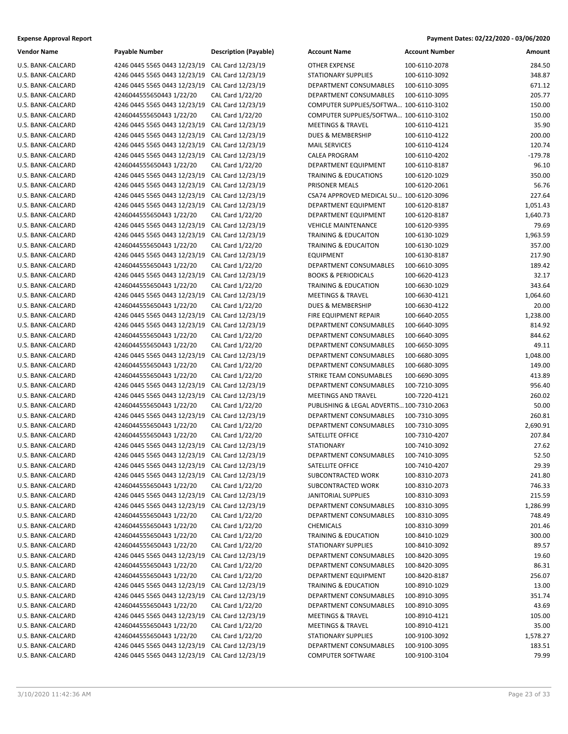**Expense Approval Report** | **Payment Dates: 02/22/2020 - 03/06/2020**

| Vendor Name | Payable Number | Description (Payable) | Account Name | Account Number | Amount |
|---|---|---|---|---|---|
| U.S. BANK-CALCARD | 4246 0445 5565 0443 12/23/19 | CAL Card 12/23/19 | OTHER EXPENSE | 100-6110-2078 | 284.50 |
| U.S. BANK-CALCARD | 4246 0445 5565 0443 12/23/19 | CAL Card 12/23/19 | STATIONARY SUPPLIES | 100-6110-3092 | 348.87 |
| U.S. BANK-CALCARD | 4246 0445 5565 0443 12/23/19 | CAL Card 12/23/19 | DEPARTMENT CONSUMABLES | 100-6110-3095 | 671.12 |
| U.S. BANK-CALCARD | 4246044555650443 1/22/20 | CAL Card 1/22/20 | DEPARTMENT CONSUMABLES | 100-6110-3095 | 205.77 |
| U.S. BANK-CALCARD | 4246 0445 5565 0443 12/23/19 | CAL Card 12/23/19 | COMPUTER SUPPLIES/SOFTWA... | 100-6110-3102 | 150.00 |
| U.S. BANK-CALCARD | 4246044555650443 1/22/20 | CAL Card 1/22/20 | COMPUTER SUPPLIES/SOFTWA... | 100-6110-3102 | 150.00 |
| U.S. BANK-CALCARD | 4246 0445 5565 0443 12/23/19 | CAL Card 12/23/19 | MEETINGS & TRAVEL | 100-6110-4121 | 35.90 |
| U.S. BANK-CALCARD | 4246 0445 5565 0443 12/23/19 | CAL Card 12/23/19 | DUES & MEMBERSHIP | 100-6110-4122 | 200.00 |
| U.S. BANK-CALCARD | 4246 0445 5565 0443 12/23/19 | CAL Card 12/23/19 | MAIL SERVICES | 100-6110-4124 | 120.74 |
| U.S. BANK-CALCARD | 4246 0445 5565 0443 12/23/19 | CAL Card 12/23/19 | CALEA PROGRAM | 100-6110-4202 | -179.78 |
| U.S. BANK-CALCARD | 4246044555650443 1/22/20 | CAL Card 1/22/20 | DEPARTMENT EQUIPMENT | 100-6110-8187 | 96.10 |
| U.S. BANK-CALCARD | 4246 0445 5565 0443 12/23/19 | CAL Card 12/23/19 | TRAINING & EDUCATIONS | 100-6120-1029 | 350.00 |
| U.S. BANK-CALCARD | 4246 0445 5565 0443 12/23/19 | CAL Card 12/23/19 | PRISONER MEALS | 100-6120-2061 | 56.76 |
| U.S. BANK-CALCARD | 4246 0445 5565 0443 12/23/19 | CAL Card 12/23/19 | CSA74 APPROVED MEDICAL SU... | 100-6120-3096 | 227.64 |
| U.S. BANK-CALCARD | 4246 0445 5565 0443 12/23/19 | CAL Card 12/23/19 | DEPARTMENT EQUIPMENT | 100-6120-8187 | 1,051.43 |
| U.S. BANK-CALCARD | 4246044555650443 1/22/20 | CAL Card 1/22/20 | DEPARTMENT EQUIPMENT | 100-6120-8187 | 1,640.73 |
| U.S. BANK-CALCARD | 4246 0445 5565 0443 12/23/19 | CAL Card 12/23/19 | VEHICLE MAINTENANCE | 100-6120-9395 | 79.69 |
| U.S. BANK-CALCARD | 4246 0445 5565 0443 12/23/19 | CAL Card 12/23/19 | TRAINING & EDUCAITON | 100-6130-1029 | 1,963.59 |
| U.S. BANK-CALCARD | 4246044555650443 1/22/20 | CAL Card 1/22/20 | TRAINING & EDUCAITON | 100-6130-1029 | 357.00 |
| U.S. BANK-CALCARD | 4246 0445 5565 0443 12/23/19 | CAL Card 12/23/19 | EQUIPMENT | 100-6130-8187 | 217.90 |
| U.S. BANK-CALCARD | 4246044555650443 1/22/20 | CAL Card 1/22/20 | DEPARTMENT CONSUMABLES | 100-6610-3095 | 189.42 |
| U.S. BANK-CALCARD | 4246 0445 5565 0443 12/23/19 | CAL Card 12/23/19 | BOOKS & PERIODICALS | 100-6620-4123 | 32.17 |
| U.S. BANK-CALCARD | 4246044555650443 1/22/20 | CAL Card 1/22/20 | TRAINING & EDUCATION | 100-6630-1029 | 343.64 |
| U.S. BANK-CALCARD | 4246 0445 5565 0443 12/23/19 | CAL Card 12/23/19 | MEETINGS & TRAVEL | 100-6630-4121 | 1,064.60 |
| U.S. BANK-CALCARD | 4246044555650443 1/22/20 | CAL Card 1/22/20 | DUES & MEMBERSHIP | 100-6630-4122 | 20.00 |
| U.S. BANK-CALCARD | 4246 0445 5565 0443 12/23/19 | CAL Card 12/23/19 | FIRE EQUIPMENT REPAIR | 100-6640-2055 | 1,238.00 |
| U.S. BANK-CALCARD | 4246 0445 5565 0443 12/23/19 | CAL Card 12/23/19 | DEPARTMENT CONSUMABLES | 100-6640-3095 | 814.92 |
| U.S. BANK-CALCARD | 4246044555650443 1/22/20 | CAL Card 1/22/20 | DEPARTMENT CONSUMABLES | 100-6640-3095 | 844.62 |
| U.S. BANK-CALCARD | 4246044555650443 1/22/20 | CAL Card 1/22/20 | DEPARTMENT CONSUMABLES | 100-6650-3095 | 49.11 |
| U.S. BANK-CALCARD | 4246 0445 5565 0443 12/23/19 | CAL Card 12/23/19 | DEPARTMENT CONSUMABLES | 100-6680-3095 | 1,048.00 |
| U.S. BANK-CALCARD | 4246044555650443 1/22/20 | CAL Card 1/22/20 | DEPARTMENT CONSUMABLES | 100-6680-3095 | 149.00 |
| U.S. BANK-CALCARD | 4246044555650443 1/22/20 | CAL Card 1/22/20 | STRIKE TEAM CONSUMABLES | 100-6690-3095 | 413.89 |
| U.S. BANK-CALCARD | 4246 0445 5565 0443 12/23/19 | CAL Card 12/23/19 | DEPARTMENT CONSUMABLES | 100-7210-3095 | 956.40 |
| U.S. BANK-CALCARD | 4246 0445 5565 0443 12/23/19 | CAL Card 12/23/19 | MEETINGS AND TRAVEL | 100-7220-4121 | 260.02 |
| U.S. BANK-CALCARD | 4246044555650443 1/22/20 | CAL Card 1/22/20 | PUBLISHING & LEGAL ADVERTIS... | 100-7310-2063 | 50.00 |
| U.S. BANK-CALCARD | 4246 0445 5565 0443 12/23/19 | CAL Card 12/23/19 | DEPARTMENT CONSUMABLES | 100-7310-3095 | 260.81 |
| U.S. BANK-CALCARD | 4246044555650443 1/22/20 | CAL Card 1/22/20 | DEPARTMENT CONSUMABLES | 100-7310-3095 | 2,690.91 |
| U.S. BANK-CALCARD | 4246044555650443 1/22/20 | CAL Card 1/22/20 | SATELLITE OFFICE | 100-7310-4207 | 207.84 |
| U.S. BANK-CALCARD | 4246 0445 5565 0443 12/23/19 | CAL Card 12/23/19 | STATIONARY | 100-7410-3092 | 27.62 |
| U.S. BANK-CALCARD | 4246 0445 5565 0443 12/23/19 | CAL Card 12/23/19 | DEPARTMENT CONSUMABLES | 100-7410-3095 | 52.50 |
| U.S. BANK-CALCARD | 4246 0445 5565 0443 12/23/19 | CAL Card 12/23/19 | SATELLITE OFFICE | 100-7410-4207 | 29.39 |
| U.S. BANK-CALCARD | 4246 0445 5565 0443 12/23/19 | CAL Card 12/23/19 | SUBCONTRACTED WORK | 100-8310-2073 | 241.80 |
| U.S. BANK-CALCARD | 4246044555650443 1/22/20 | CAL Card 1/22/20 | SUBCONTRACTED WORK | 100-8310-2073 | 746.33 |
| U.S. BANK-CALCARD | 4246 0445 5565 0443 12/23/19 | CAL Card 12/23/19 | JANITORIAL SUPPLIES | 100-8310-3093 | 215.59 |
| U.S. BANK-CALCARD | 4246 0445 5565 0443 12/23/19 | CAL Card 12/23/19 | DEPARTMENT CONSUMABLES | 100-8310-3095 | 1,286.99 |
| U.S. BANK-CALCARD | 4246044555650443 1/22/20 | CAL Card 1/22/20 | DEPARTMENT CONSUMABLES | 100-8310-3095 | 748.49 |
| U.S. BANK-CALCARD | 4246044555650443 1/22/20 | CAL Card 1/22/20 | CHEMICALS | 100-8310-3099 | 201.46 |
| U.S. BANK-CALCARD | 4246044555650443 1/22/20 | CAL Card 1/22/20 | TRAINING & EDUCATION | 100-8410-1029 | 300.00 |
| U.S. BANK-CALCARD | 4246044555650443 1/22/20 | CAL Card 1/22/20 | STATIONARY SUPPLIES | 100-8410-3092 | 89.57 |
| U.S. BANK-CALCARD | 4246 0445 5565 0443 12/23/19 | CAL Card 12/23/19 | DEPARTMENT CONSUMABLES | 100-8420-3095 | 19.60 |
| U.S. BANK-CALCARD | 4246044555650443 1/22/20 | CAL Card 1/22/20 | DEPARTMENT CONSUMABLES | 100-8420-3095 | 86.31 |
| U.S. BANK-CALCARD | 4246044555650443 1/22/20 | CAL Card 1/22/20 | DEPARTMENT EQUIPMENT | 100-8420-8187 | 256.07 |
| U.S. BANK-CALCARD | 4246 0445 5565 0443 12/23/19 | CAL Card 12/23/19 | TRAINING & EDUCATION | 100-8910-1029 | 13.00 |
| U.S. BANK-CALCARD | 4246 0445 5565 0443 12/23/19 | CAL Card 12/23/19 | DEPARTMENT CONSUMABLES | 100-8910-3095 | 351.74 |
| U.S. BANK-CALCARD | 4246044555650443 1/22/20 | CAL Card 1/22/20 | DEPARTMENT CONSUMABLES | 100-8910-3095 | 43.69 |
| U.S. BANK-CALCARD | 4246 0445 5565 0443 12/23/19 | CAL Card 12/23/19 | MEETINGS & TRAVEL | 100-8910-4121 | 105.00 |
| U.S. BANK-CALCARD | 4246044555650443 1/22/20 | CAL Card 1/22/20 | MEETINGS & TRAVEL | 100-8910-4121 | 35.00 |
| U.S. BANK-CALCARD | 4246044555650443 1/22/20 | CAL Card 1/22/20 | STATIONARY SUPPLIES | 100-9100-3092 | 1,578.27 |
| U.S. BANK-CALCARD | 4246 0445 5565 0443 12/23/19 | CAL Card 12/23/19 | DEPARTMENT CONSUMABLES | 100-9100-3095 | 183.51 |
| U.S. BANK-CALCARD | 4246 0445 5565 0443 12/23/19 | CAL Card 12/23/19 | COMPUTER SOFTWARE | 100-9100-3104 | 79.99 |

3/10/2020 11:42:36 AM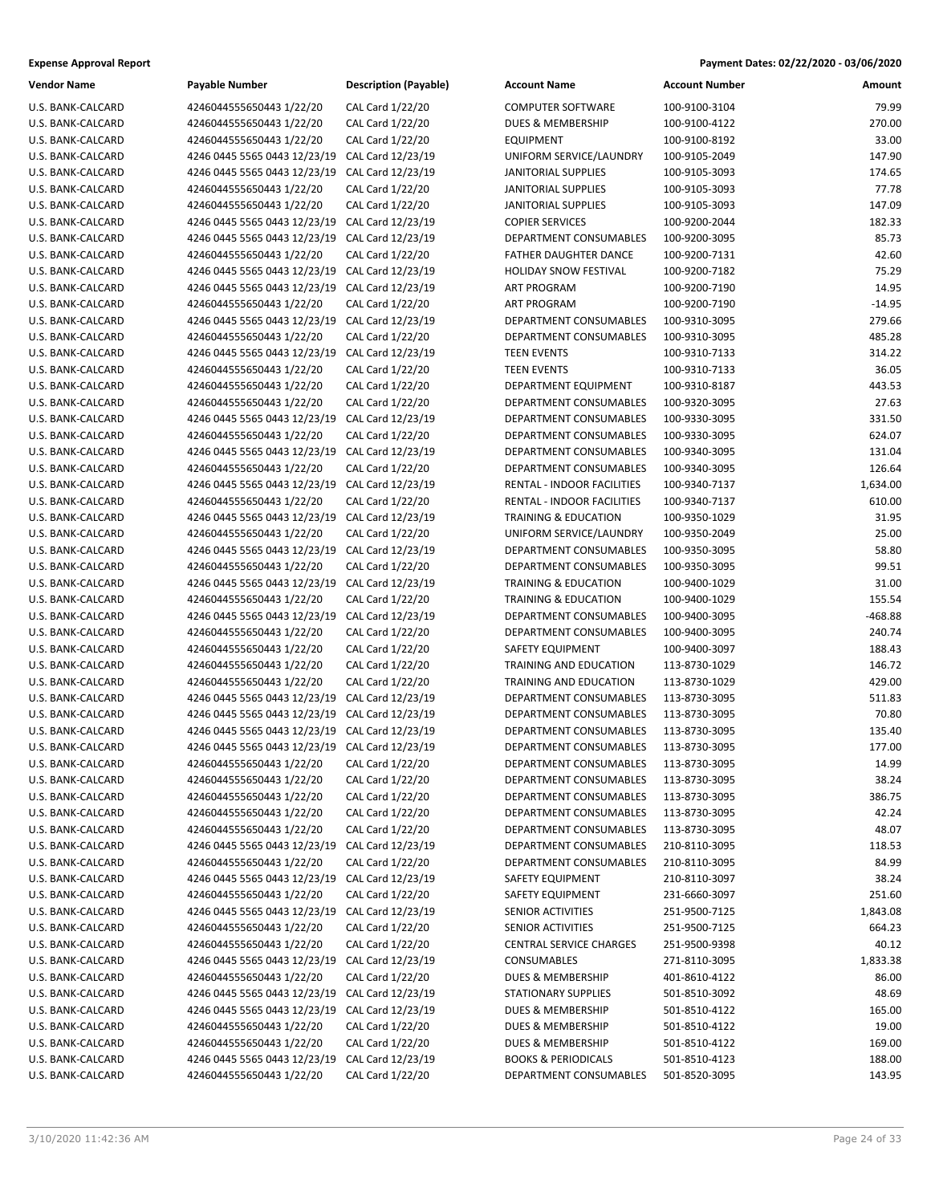**Expense Approval Report** | **Payment Dates: 02/22/2020 - 03/06/2020**

| Vendor Name | Payable Number | Description (Payable) | Account Name | Account Number | Amount |
|---|---|---|---|---|---|
| U.S. BANK-CALCARD | 4246044555650443 1/22/20 | CAL Card 1/22/20 | COMPUTER SOFTWARE | 100-9100-3104 | 79.99 |
| U.S. BANK-CALCARD | 4246044555650443 1/22/20 | CAL Card 1/22/20 | DUES & MEMBERSHIP | 100-9100-4122 | 270.00 |
| U.S. BANK-CALCARD | 4246044555650443 1/22/20 | CAL Card 1/22/20 | EQUIPMENT | 100-9100-8192 | 33.00 |
| U.S. BANK-CALCARD | 4246 0445 5565 0443 12/23/19 | CAL Card 12/23/19 | UNIFORM SERVICE/LAUNDRY | 100-9105-2049 | 147.90 |
| U.S. BANK-CALCARD | 4246 0445 5565 0443 12/23/19 | CAL Card 12/23/19 | JANITORIAL SUPPLIES | 100-9105-3093 | 174.65 |
| U.S. BANK-CALCARD | 4246044555650443 1/22/20 | CAL Card 1/22/20 | JANITORIAL SUPPLIES | 100-9105-3093 | 77.78 |
| U.S. BANK-CALCARD | 4246044555650443 1/22/20 | CAL Card 1/22/20 | JANITORIAL SUPPLIES | 100-9105-3093 | 147.09 |
| U.S. BANK-CALCARD | 4246 0445 5565 0443 12/23/19 | CAL Card 12/23/19 | COPIER SERVICES | 100-9200-2044 | 182.33 |
| U.S. BANK-CALCARD | 4246 0445 5565 0443 12/23/19 | CAL Card 12/23/19 | DEPARTMENT CONSUMABLES | 100-9200-3095 | 85.73 |
| U.S. BANK-CALCARD | 4246044555650443 1/22/20 | CAL Card 1/22/20 | FATHER DAUGHTER DANCE | 100-9200-7131 | 42.60 |
| U.S. BANK-CALCARD | 4246 0445 5565 0443 12/23/19 | CAL Card 12/23/19 | HOLIDAY SNOW FESTIVAL | 100-9200-7182 | 75.29 |
| U.S. BANK-CALCARD | 4246 0445 5565 0443 12/23/19 | CAL Card 12/23/19 | ART PROGRAM | 100-9200-7190 | 14.95 |
| U.S. BANK-CALCARD | 4246044555650443 1/22/20 | CAL Card 1/22/20 | ART PROGRAM | 100-9200-7190 | -14.95 |
| U.S. BANK-CALCARD | 4246 0445 5565 0443 12/23/19 | CAL Card 12/23/19 | DEPARTMENT CONSUMABLES | 100-9310-3095 | 279.66 |
| U.S. BANK-CALCARD | 4246044555650443 1/22/20 | CAL Card 1/22/20 | DEPARTMENT CONSUMABLES | 100-9310-3095 | 485.28 |
| U.S. BANK-CALCARD | 4246 0445 5565 0443 12/23/19 | CAL Card 12/23/19 | TEEN EVENTS | 100-9310-7133 | 314.22 |
| U.S. BANK-CALCARD | 4246044555650443 1/22/20 | CAL Card 1/22/20 | TEEN EVENTS | 100-9310-7133 | 36.05 |
| U.S. BANK-CALCARD | 4246044555650443 1/22/20 | CAL Card 1/22/20 | DEPARTMENT EQUIPMENT | 100-9310-8187 | 443.53 |
| U.S. BANK-CALCARD | 4246044555650443 1/22/20 | CAL Card 1/22/20 | DEPARTMENT CONSUMABLES | 100-9320-3095 | 27.63 |
| U.S. BANK-CALCARD | 4246 0445 5565 0443 12/23/19 | CAL Card 12/23/19 | DEPARTMENT CONSUMABLES | 100-9330-3095 | 331.50 |
| U.S. BANK-CALCARD | 4246044555650443 1/22/20 | CAL Card 1/22/20 | DEPARTMENT CONSUMABLES | 100-9330-3095 | 624.07 |
| U.S. BANK-CALCARD | 4246 0445 5565 0443 12/23/19 | CAL Card 12/23/19 | DEPARTMENT CONSUMABLES | 100-9340-3095 | 131.04 |
| U.S. BANK-CALCARD | 4246044555650443 1/22/20 | CAL Card 1/22/20 | DEPARTMENT CONSUMABLES | 100-9340-3095 | 126.64 |
| U.S. BANK-CALCARD | 4246 0445 5565 0443 12/23/19 | CAL Card 12/23/19 | RENTAL - INDOOR FACILITIES | 100-9340-7137 | 1,634.00 |
| U.S. BANK-CALCARD | 4246044555650443 1/22/20 | CAL Card 1/22/20 | RENTAL - INDOOR FACILITIES | 100-9340-7137 | 610.00 |
| U.S. BANK-CALCARD | 4246 0445 5565 0443 12/23/19 | CAL Card 12/23/19 | TRAINING & EDUCATION | 100-9350-1029 | 31.95 |
| U.S. BANK-CALCARD | 4246044555650443 1/22/20 | CAL Card 1/22/20 | UNIFORM SERVICE/LAUNDRY | 100-9350-2049 | 25.00 |
| U.S. BANK-CALCARD | 4246 0445 5565 0443 12/23/19 | CAL Card 12/23/19 | DEPARTMENT CONSUMABLES | 100-9350-3095 | 58.80 |
| U.S. BANK-CALCARD | 4246044555650443 1/22/20 | CAL Card 1/22/20 | DEPARTMENT CONSUMABLES | 100-9350-3095 | 99.51 |
| U.S. BANK-CALCARD | 4246 0445 5565 0443 12/23/19 | CAL Card 12/23/19 | TRAINING & EDUCATION | 100-9400-1029 | 31.00 |
| U.S. BANK-CALCARD | 4246044555650443 1/22/20 | CAL Card 1/22/20 | TRAINING & EDUCATION | 100-9400-1029 | 155.54 |
| U.S. BANK-CALCARD | 4246 0445 5565 0443 12/23/19 | CAL Card 12/23/19 | DEPARTMENT CONSUMABLES | 100-9400-3095 | -468.88 |
| U.S. BANK-CALCARD | 4246044555650443 1/22/20 | CAL Card 1/22/20 | DEPARTMENT CONSUMABLES | 100-9400-3095 | 240.74 |
| U.S. BANK-CALCARD | 4246044555650443 1/22/20 | CAL Card 1/22/20 | SAFETY EQUIPMENT | 100-9400-3097 | 188.43 |
| U.S. BANK-CALCARD | 4246044555650443 1/22/20 | CAL Card 1/22/20 | TRAINING AND EDUCATION | 113-8730-1029 | 146.72 |
| U.S. BANK-CALCARD | 4246044555650443 1/22/20 | CAL Card 1/22/20 | TRAINING AND EDUCATION | 113-8730-1029 | 429.00 |
| U.S. BANK-CALCARD | 4246 0445 5565 0443 12/23/19 | CAL Card 12/23/19 | DEPARTMENT CONSUMABLES | 113-8730-3095 | 511.83 |
| U.S. BANK-CALCARD | 4246 0445 5565 0443 12/23/19 | CAL Card 12/23/19 | DEPARTMENT CONSUMABLES | 113-8730-3095 | 70.80 |
| U.S. BANK-CALCARD | 4246 0445 5565 0443 12/23/19 | CAL Card 12/23/19 | DEPARTMENT CONSUMABLES | 113-8730-3095 | 135.40 |
| U.S. BANK-CALCARD | 4246 0445 5565 0443 12/23/19 | CAL Card 12/23/19 | DEPARTMENT CONSUMABLES | 113-8730-3095 | 177.00 |
| U.S. BANK-CALCARD | 4246044555650443 1/22/20 | CAL Card 1/22/20 | DEPARTMENT CONSUMABLES | 113-8730-3095 | 14.99 |
| U.S. BANK-CALCARD | 4246044555650443 1/22/20 | CAL Card 1/22/20 | DEPARTMENT CONSUMABLES | 113-8730-3095 | 38.24 |
| U.S. BANK-CALCARD | 4246044555650443 1/22/20 | CAL Card 1/22/20 | DEPARTMENT CONSUMABLES | 113-8730-3095 | 386.75 |
| U.S. BANK-CALCARD | 4246044555650443 1/22/20 | CAL Card 1/22/20 | DEPARTMENT CONSUMABLES | 113-8730-3095 | 42.24 |
| U.S. BANK-CALCARD | 4246044555650443 1/22/20 | CAL Card 1/22/20 | DEPARTMENT CONSUMABLES | 113-8730-3095 | 48.07 |
| U.S. BANK-CALCARD | 4246 0445 5565 0443 12/23/19 | CAL Card 12/23/19 | DEPARTMENT CONSUMABLES | 210-8110-3095 | 118.53 |
| U.S. BANK-CALCARD | 4246044555650443 1/22/20 | CAL Card 1/22/20 | DEPARTMENT CONSUMABLES | 210-8110-3095 | 84.99 |
| U.S. BANK-CALCARD | 4246 0445 5565 0443 12/23/19 | CAL Card 12/23/19 | SAFETY EQUIPMENT | 210-8110-3097 | 38.24 |
| U.S. BANK-CALCARD | 4246044555650443 1/22/20 | CAL Card 1/22/20 | SAFETY EQUIPMENT | 231-6660-3097 | 251.60 |
| U.S. BANK-CALCARD | 4246 0445 5565 0443 12/23/19 | CAL Card 12/23/19 | SENIOR ACTIVITIES | 251-9500-7125 | 1,843.08 |
| U.S. BANK-CALCARD | 4246044555650443 1/22/20 | CAL Card 1/22/20 | SENIOR ACTIVITIES | 251-9500-7125 | 664.23 |
| U.S. BANK-CALCARD | 4246044555650443 1/22/20 | CAL Card 1/22/20 | CENTRAL SERVICE CHARGES | 251-9500-9398 | 40.12 |
| U.S. BANK-CALCARD | 4246 0445 5565 0443 12/23/19 | CAL Card 12/23/19 | CONSUMABLES | 271-8110-3095 | 1,833.38 |
| U.S. BANK-CALCARD | 4246044555650443 1/22/20 | CAL Card 1/22/20 | DUES & MEMBERSHIP | 401-8610-4122 | 86.00 |
| U.S. BANK-CALCARD | 4246 0445 5565 0443 12/23/19 | CAL Card 12/23/19 | STATIONARY SUPPLIES | 501-8510-3092 | 48.69 |
| U.S. BANK-CALCARD | 4246 0445 5565 0443 12/23/19 | CAL Card 12/23/19 | DUES & MEMBERSHIP | 501-8510-4122 | 165.00 |
| U.S. BANK-CALCARD | 4246044555650443 1/22/20 | CAL Card 1/22/20 | DUES & MEMBERSHIP | 501-8510-4122 | 19.00 |
| U.S. BANK-CALCARD | 4246044555650443 1/22/20 | CAL Card 1/22/20 | DUES & MEMBERSHIP | 501-8510-4122 | 169.00 |
| U.S. BANK-CALCARD | 4246 0445 5565 0443 12/23/19 | CAL Card 12/23/19 | BOOKS & PERIODICALS | 501-8510-4123 | 188.00 |
| U.S. BANK-CALCARD | 4246044555650443 1/22/20 | CAL Card 1/22/20 | DEPARTMENT CONSUMABLES | 501-8520-3095 | 143.95 |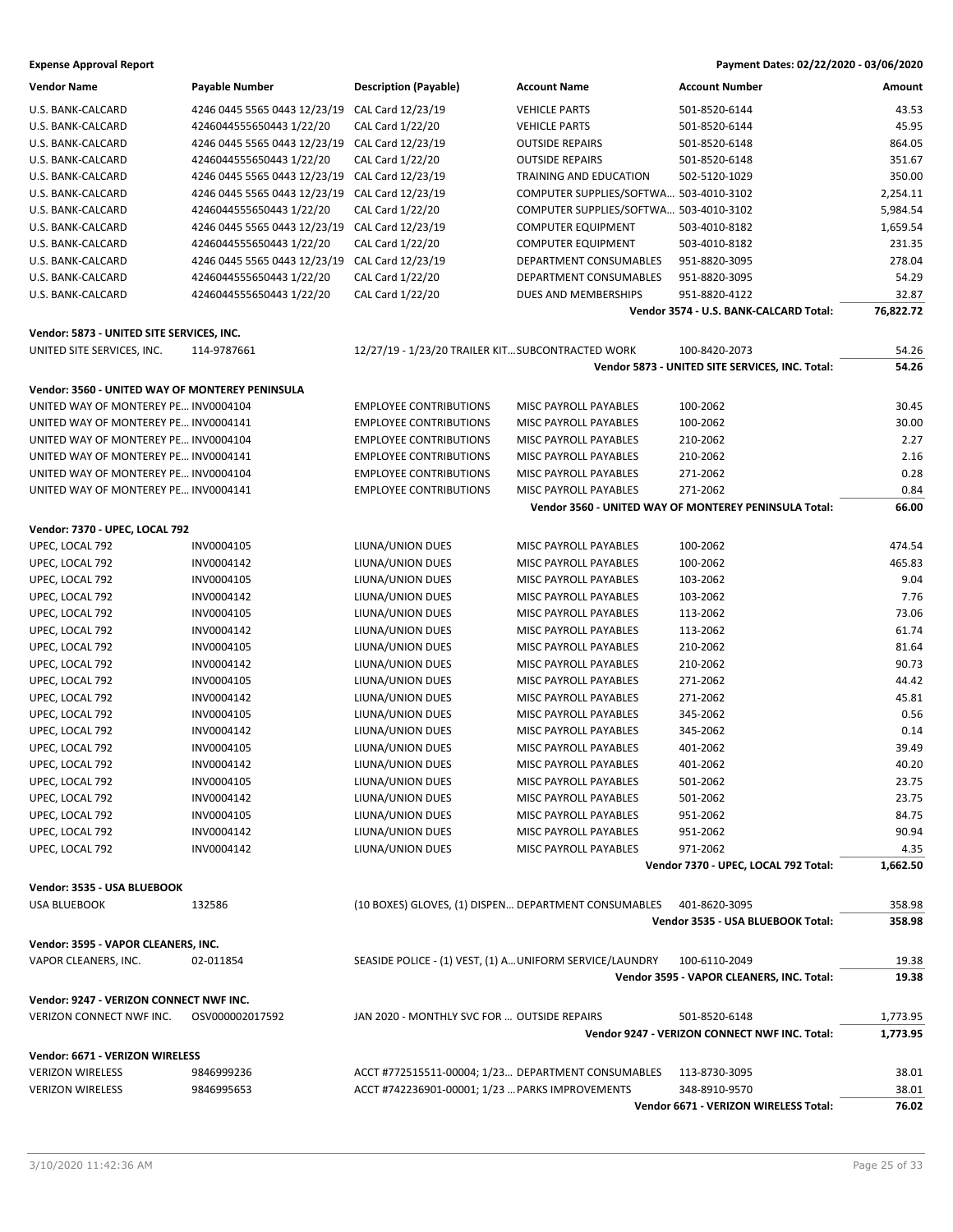**Expense Approval Report** — Payment Dates: 02/22/2020 - 03/06/2020

| Vendor Name | Payable Number | Description (Payable) | Account Name | Account Number | Amount |
|---|---|---|---|---|---|
| U.S. BANK-CALCARD | 4246 0445 5565 0443 12/23/19 | CAL Card 12/23/19 | VEHICLE PARTS | 501-8520-6144 | 43.53 |
| U.S. BANK-CALCARD | 4246044555650443 1/22/20 | CAL Card 1/22/20 | VEHICLE PARTS | 501-8520-6144 | 45.95 |
| U.S. BANK-CALCARD | 4246 0445 5565 0443 12/23/19 | CAL Card 12/23/19 | OUTSIDE REPAIRS | 501-8520-6148 | 864.05 |
| U.S. BANK-CALCARD | 4246044555650443 1/22/20 | CAL Card 1/22/20 | OUTSIDE REPAIRS | 501-8520-6148 | 351.67 |
| U.S. BANK-CALCARD | 4246 0445 5565 0443 12/23/19 | CAL Card 12/23/19 | TRAINING AND EDUCATION | 502-5120-1029 | 350.00 |
| U.S. BANK-CALCARD | 4246 0445 5565 0443 12/23/19 | CAL Card 12/23/19 | COMPUTER SUPPLIES/SOFTWA... | 503-4010-3102 | 2,254.11 |
| U.S. BANK-CALCARD | 4246044555650443 1/22/20 | CAL Card 1/22/20 | COMPUTER SUPPLIES/SOFTWA... | 503-4010-3102 | 5,984.54 |
| U.S. BANK-CALCARD | 4246 0445 5565 0443 12/23/19 | CAL Card 12/23/19 | COMPUTER EQUIPMENT | 503-4010-8182 | 1,659.54 |
| U.S. BANK-CALCARD | 4246044555650443 1/22/20 | CAL Card 1/22/20 | COMPUTER EQUIPMENT | 503-4010-8182 | 231.35 |
| U.S. BANK-CALCARD | 4246 0445 5565 0443 12/23/19 | CAL Card 12/23/19 | DEPARTMENT CONSUMABLES | 951-8820-3095 | 278.04 |
| U.S. BANK-CALCARD | 4246044555650443 1/22/20 | CAL Card 1/22/20 | DEPARTMENT CONSUMABLES | 951-8820-3095 | 54.29 |
| U.S. BANK-CALCARD | 4246044555650443 1/22/20 | CAL Card 1/22/20 | DUES AND MEMBERSHIPS | 951-8820-4122 | 32.87 |
| | | | | **Vendor 3574 - U.S. BANK-CALCARD Total:** | **76,822.72** |
| **Vendor: 5873 - UNITED SITE SERVICES, INC.** | | | | | |
| UNITED SITE SERVICES, INC. | 114-9787661 | 12/27/19 - 1/23/20 TRAILER KIT... | SUBCONTRACTED WORK | 100-8420-2073 | 54.26 |
| | | | | **Vendor 5873 - UNITED SITE SERVICES, INC. Total:** | **54.26** |
| **Vendor: 3560 - UNITED WAY OF MONTEREY PENINSULA** | | | | | |
| UNITED WAY OF MONTEREY PE... | INV0004104 | EMPLOYEE CONTRIBUTIONS | MISC PAYROLL PAYABLES | 100-2062 | 30.45 |
| UNITED WAY OF MONTEREY PE... | INV0004141 | EMPLOYEE CONTRIBUTIONS | MISC PAYROLL PAYABLES | 100-2062 | 30.00 |
| UNITED WAY OF MONTEREY PE... | INV0004104 | EMPLOYEE CONTRIBUTIONS | MISC PAYROLL PAYABLES | 210-2062 | 2.27 |
| UNITED WAY OF MONTEREY PE... | INV0004141 | EMPLOYEE CONTRIBUTIONS | MISC PAYROLL PAYABLES | 210-2062 | 2.16 |
| UNITED WAY OF MONTEREY PE... | INV0004104 | EMPLOYEE CONTRIBUTIONS | MISC PAYROLL PAYABLES | 271-2062 | 0.28 |
| UNITED WAY OF MONTEREY PE... | INV0004141 | EMPLOYEE CONTRIBUTIONS | MISC PAYROLL PAYABLES | 271-2062 | 0.84 |
| | | | | **Vendor 3560 - UNITED WAY OF MONTEREY PENINSULA Total:** | **66.00** |
| **Vendor: 7370 - UPEC, LOCAL 792** | | | | | |
| UPEC, LOCAL 792 | INV0004105 | LIUNA/UNION DUES | MISC PAYROLL PAYABLES | 100-2062 | 474.54 |
| UPEC, LOCAL 792 | INV0004142 | LIUNA/UNION DUES | MISC PAYROLL PAYABLES | 100-2062 | 465.83 |
| UPEC, LOCAL 792 | INV0004105 | LIUNA/UNION DUES | MISC PAYROLL PAYABLES | 103-2062 | 9.04 |
| UPEC, LOCAL 792 | INV0004142 | LIUNA/UNION DUES | MISC PAYROLL PAYABLES | 103-2062 | 7.76 |
| UPEC, LOCAL 792 | INV0004105 | LIUNA/UNION DUES | MISC PAYROLL PAYABLES | 113-2062 | 73.06 |
| UPEC, LOCAL 792 | INV0004142 | LIUNA/UNION DUES | MISC PAYROLL PAYABLES | 113-2062 | 61.74 |
| UPEC, LOCAL 792 | INV0004105 | LIUNA/UNION DUES | MISC PAYROLL PAYABLES | 210-2062 | 81.64 |
| UPEC, LOCAL 792 | INV0004142 | LIUNA/UNION DUES | MISC PAYROLL PAYABLES | 210-2062 | 90.73 |
| UPEC, LOCAL 792 | INV0004105 | LIUNA/UNION DUES | MISC PAYROLL PAYABLES | 271-2062 | 44.42 |
| UPEC, LOCAL 792 | INV0004142 | LIUNA/UNION DUES | MISC PAYROLL PAYABLES | 271-2062 | 45.81 |
| UPEC, LOCAL 792 | INV0004105 | LIUNA/UNION DUES | MISC PAYROLL PAYABLES | 345-2062 | 0.56 |
| UPEC, LOCAL 792 | INV0004142 | LIUNA/UNION DUES | MISC PAYROLL PAYABLES | 345-2062 | 0.14 |
| UPEC, LOCAL 792 | INV0004105 | LIUNA/UNION DUES | MISC PAYROLL PAYABLES | 401-2062 | 39.49 |
| UPEC, LOCAL 792 | INV0004142 | LIUNA/UNION DUES | MISC PAYROLL PAYABLES | 401-2062 | 40.20 |
| UPEC, LOCAL 792 | INV0004105 | LIUNA/UNION DUES | MISC PAYROLL PAYABLES | 501-2062 | 23.75 |
| UPEC, LOCAL 792 | INV0004142 | LIUNA/UNION DUES | MISC PAYROLL PAYABLES | 501-2062 | 23.75 |
| UPEC, LOCAL 792 | INV0004105 | LIUNA/UNION DUES | MISC PAYROLL PAYABLES | 951-2062 | 84.75 |
| UPEC, LOCAL 792 | INV0004142 | LIUNA/UNION DUES | MISC PAYROLL PAYABLES | 951-2062 | 90.94 |
| UPEC, LOCAL 792 | INV0004142 | LIUNA/UNION DUES | MISC PAYROLL PAYABLES | 971-2062 | 4.35 |
| | | | | **Vendor 7370 - UPEC, LOCAL 792 Total:** | **1,662.50** |
| **Vendor: 3535 - USA BLUEBOOK** | | | | | |
| USA BLUEBOOK | 132586 | (10 BOXES) GLOVES, (1) DISPEN... | DEPARTMENT CONSUMABLES | 401-8620-3095 | 358.98 |
| | | | | **Vendor 3535 - USA BLUEBOOK Total:** | **358.98** |
| **Vendor: 3595 - VAPOR CLEANERS, INC.** | | | | | |
| VAPOR CLEANERS, INC. | 02-011854 | SEASIDE POLICE - (1) VEST, (1) A... | UNIFORM SERVICE/LAUNDRY | 100-6110-2049 | 19.38 |
| | | | | **Vendor 3595 - VAPOR CLEANERS, INC. Total:** | **19.38** |
| **Vendor: 9247 - VERIZON CONNECT NWF INC.** | | | | | |
| VERIZON CONNECT NWF INC. | OSV000002017592 | JAN 2020 - MONTHLY SVC FOR ... | OUTSIDE REPAIRS | 501-8520-6148 | 1,773.95 |
| | | | | **Vendor 9247 - VERIZON CONNECT NWF INC. Total:** | **1,773.95** |
| **Vendor: 6671 - VERIZON WIRELESS** | | | | | |
| VERIZON WIRELESS | 9846999236 | ACCT #772515511-00004; 1/23... | DEPARTMENT CONSUMABLES | 113-8730-3095 | 38.01 |
| VERIZON WIRELESS | 9846995653 | ACCT #742236901-00001; 1/23 ... | PARKS IMPROVEMENTS | 348-8910-9570 | 38.01 |
| | | | | **Vendor 6671 - VERIZON WIRELESS Total:** | **76.02** |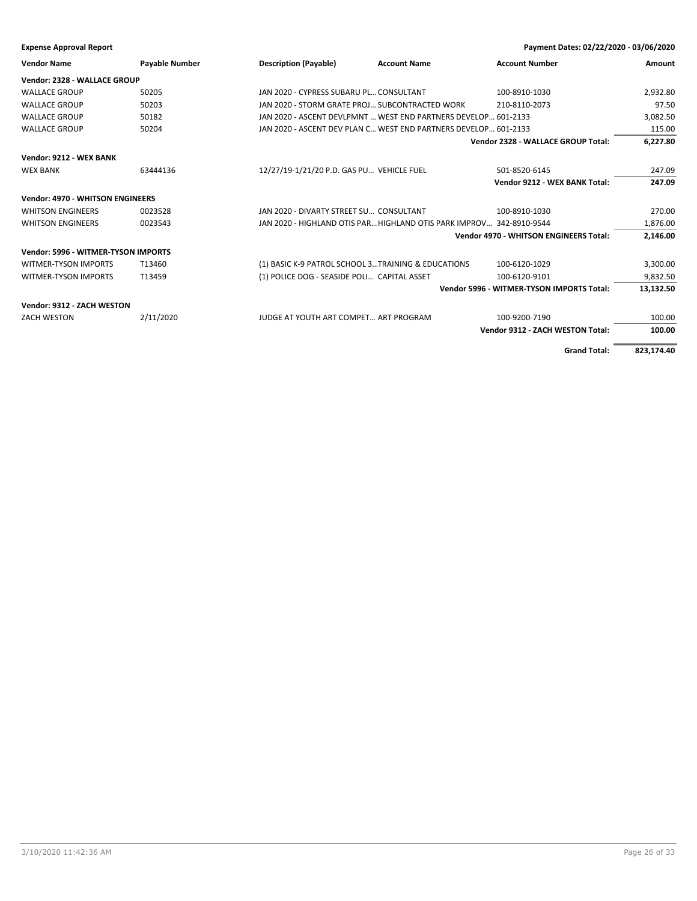**Expense Approval Report** — Payment Dates: 02/22/2020 - 03/06/2020

| Vendor Name | Payable Number | Description (Payable) | Account Name | Account Number | Amount |
|---|---|---|---|---|---|
| **Vendor: 2328 - WALLACE GROUP** | | | | | |
| WALLACE GROUP | 50205 | JAN 2020 - CYPRESS SUBARU PL… | CONSULTANT | 100-8910-1030 | 2,932.80 |
| WALLACE GROUP | 50203 | JAN 2020 - STORM GRATE PROJ… | SUBCONTRACTED WORK | 210-8110-2073 | 97.50 |
| WALLACE GROUP | 50182 | JAN 2020 - ASCENT DEVLPMNT … | WEST END PARTNERS DEVELOP… | 601-2133 | 3,082.50 |
| WALLACE GROUP | 50204 | JAN 2020 - ASCENT DEV PLAN C… | WEST END PARTNERS DEVELOP… | 601-2133 | 115.00 |
| | | | | **Vendor 2328 - WALLACE GROUP Total:** | **6,227.80** |
| **Vendor: 9212 - WEX BANK** | | | | | |
| WEX BANK | 63444136 | 12/27/19-1/21/20 P.D. GAS PU… | VEHICLE FUEL | 501-8520-6145 | 247.09 |
| | | | | **Vendor 9212 - WEX BANK Total:** | **247.09** |
| **Vendor: 4970 - WHITSON ENGINEERS** | | | | | |
| WHITSON ENGINEERS | 0023528 | JAN 2020 - DIVARTY STREET SU… | CONSULTANT | 100-8910-1030 | 270.00 |
| WHITSON ENGINEERS | 0023543 | JAN 2020 - HIGHLAND OTIS PAR… | HIGHLAND OTIS PARK IMPROV… | 342-8910-9544 | 1,876.00 |
| | | | | **Vendor 4970 - WHITSON ENGINEERS Total:** | **2,146.00** |
| **Vendor: 5996 - WITMER-TYSON IMPORTS** | | | | | |
| WITMER-TYSON IMPORTS | T13460 | (1) BASIC K-9 PATROL SCHOOL 3… | TRAINING & EDUCATIONS | 100-6120-1029 | 3,300.00 |
| WITMER-TYSON IMPORTS | T13459 | (1) POLICE DOG - SEASIDE POLI… | CAPITAL ASSET | 100-6120-9101 | 9,832.50 |
| | | | | **Vendor 5996 - WITMER-TYSON IMPORTS Total:** | **13,132.50** |
| **Vendor: 9312 - ZACH WESTON** | | | | | |
| ZACH WESTON | 2/11/2020 | JUDGE AT YOUTH ART COMPET… | ART PROGRAM | 100-9200-7190 | 100.00 |
| | | | | **Vendor 9312 - ZACH WESTON Total:** | **100.00** |
| | | | | **Grand Total:** | **823,174.40** |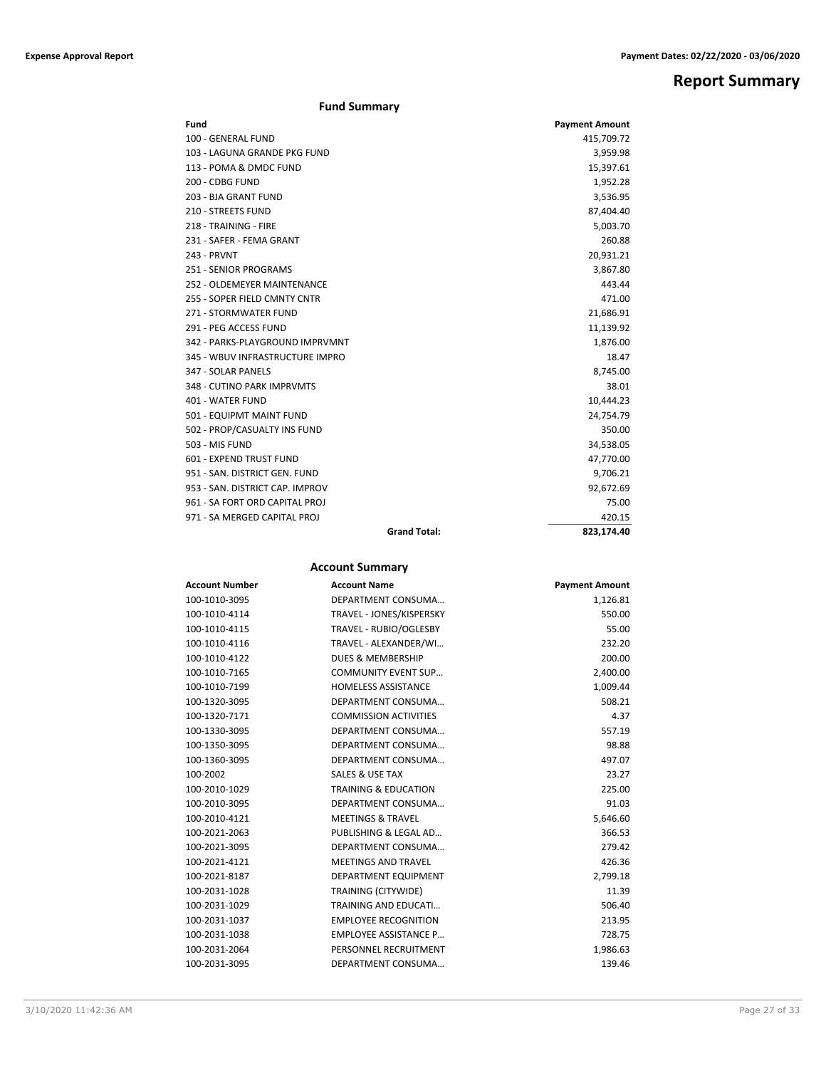# Report Summary

## Fund Summary

| Fund | Payment Amount |
|---|---|
| 100 - GENERAL FUND | 415,709.72 |
| 103 - LAGUNA GRANDE PKG FUND | 3,959.98 |
| 113 - POMA & DMDC FUND | 15,397.61 |
| 200 - CDBG FUND | 1,952.28 |
| 203 - BJA GRANT FUND | 3,536.95 |
| 210 - STREETS FUND | 87,404.40 |
| 218 - TRAINING - FIRE | 5,003.70 |
| 231 - SAFER - FEMA GRANT | 260.88 |
| 243 - PRVNT | 20,931.21 |
| 251 - SENIOR PROGRAMS | 3,867.80 |
| 252 - OLDEMEYER MAINTENANCE | 443.44 |
| 255 - SOPER FIELD CMNTY CNTR | 471.00 |
| 271 - STORMWATER FUND | 21,686.91 |
| 291 - PEG ACCESS FUND | 11,139.92 |
| 342 - PARKS-PLAYGROUND IMPRVMNT | 1,876.00 |
| 345 - WBUV INFRASTRUCTURE IMPRO | 18.47 |
| 347 - SOLAR PANELS | 8,745.00 |
| 348 - CUTINO PARK IMPRVMTS | 38.01 |
| 401 - WATER FUND | 10,444.23 |
| 501 - EQUIPMT MAINT FUND | 24,754.79 |
| 502 - PROP/CASUALTY INS FUND | 350.00 |
| 503 - MIS FUND | 34,538.05 |
| 601 - EXPEND TRUST FUND | 47,770.00 |
| 951 - SAN. DISTRICT GEN. FUND | 9,706.21 |
| 953 - SAN. DISTRICT CAP. IMPROV | 92,672.69 |
| 961 - SA FORT ORD CAPITAL PROJ | 75.00 |
| 971 - SA MERGED CAPITAL PROJ | 420.15 |
| **Grand Total:** | **823,174.40** |

## Account Summary

| Account Number | Account Name | Payment Amount |
|---|---|---|
| 100-1010-3095 | DEPARTMENT CONSUMA… | 1,126.81 |
| 100-1010-4114 | TRAVEL - JONES/KISPERSKY | 550.00 |
| 100-1010-4115 | TRAVEL - RUBIO/OGLESBY | 55.00 |
| 100-1010-4116 | TRAVEL - ALEXANDER/WI… | 232.20 |
| 100-1010-4122 | DUES & MEMBERSHIP | 200.00 |
| 100-1010-7165 | COMMUNITY EVENT SUP… | 2,400.00 |
| 100-1010-7199 | HOMELESS ASSISTANCE | 1,009.44 |
| 100-1320-3095 | DEPARTMENT CONSUMA… | 508.21 |
| 100-1320-7171 | COMMISSION ACTIVITIES | 4.37 |
| 100-1330-3095 | DEPARTMENT CONSUMA… | 557.19 |
| 100-1350-3095 | DEPARTMENT CONSUMA… | 98.88 |
| 100-1360-3095 | DEPARTMENT CONSUMA… | 497.07 |
| 100-2002 | SALES & USE TAX | 23.27 |
| 100-2010-1029 | TRAINING & EDUCATION | 225.00 |
| 100-2010-3095 | DEPARTMENT CONSUMA… | 91.03 |
| 100-2010-4121 | MEETINGS & TRAVEL | 5,646.60 |
| 100-2021-2063 | PUBLISHING & LEGAL AD… | 366.53 |
| 100-2021-3095 | DEPARTMENT CONSUMA… | 279.42 |
| 100-2021-4121 | MEETINGS AND TRAVEL | 426.36 |
| 100-2021-8187 | DEPARTMENT EQUIPMENT | 2,799.18 |
| 100-2031-1028 | TRAINING (CITYWIDE) | 11.39 |
| 100-2031-1029 | TRAINING AND EDUCATI… | 506.40 |
| 100-2031-1037 | EMPLOYEE RECOGNITION | 213.95 |
| 100-2031-1038 | EMPLOYEE ASSISTANCE P… | 728.75 |
| 100-2031-2064 | PERSONNEL RECRUITMENT | 1,986.63 |
| 100-2031-3095 | DEPARTMENT CONSUMA… | 139.46 |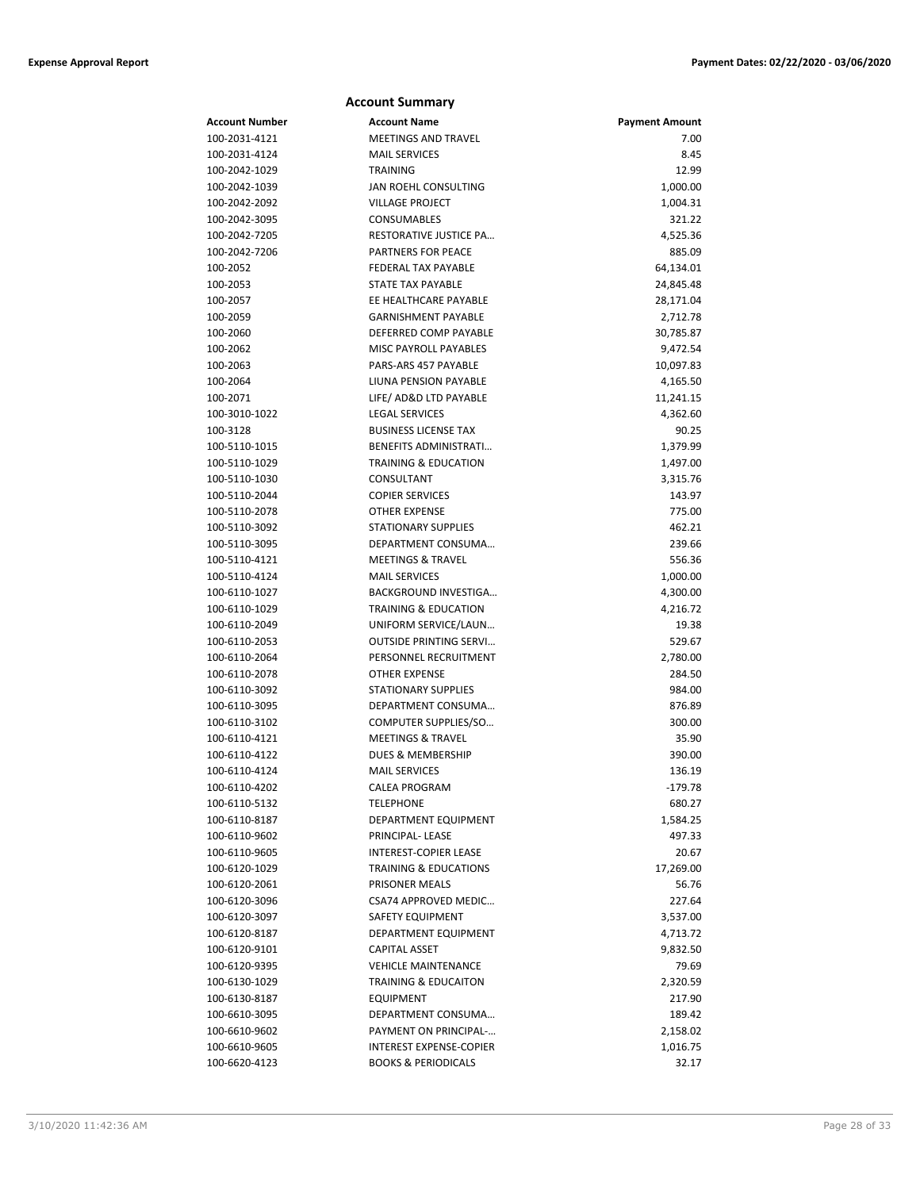## Account Summary

| Account Number | Account Name | Payment Amount |
|---|---|---|
| 100-2031-4121 | MEETINGS AND TRAVEL | 7.00 |
| 100-2031-4124 | MAIL SERVICES | 8.45 |
| 100-2042-1029 | TRAINING | 12.99 |
| 100-2042-1039 | JAN ROEHL CONSULTING | 1,000.00 |
| 100-2042-2092 | VILLAGE PROJECT | 1,004.31 |
| 100-2042-3095 | CONSUMABLES | 321.22 |
| 100-2042-7205 | RESTORATIVE JUSTICE PA… | 4,525.36 |
| 100-2042-7206 | PARTNERS FOR PEACE | 885.09 |
| 100-2052 | FEDERAL TAX PAYABLE | 64,134.01 |
| 100-2053 | STATE TAX PAYABLE | 24,845.48 |
| 100-2057 | EE HEALTHCARE PAYABLE | 28,171.04 |
| 100-2059 | GARNISHMENT PAYABLE | 2,712.78 |
| 100-2060 | DEFERRED COMP PAYABLE | 30,785.87 |
| 100-2062 | MISC PAYROLL PAYABLES | 9,472.54 |
| 100-2063 | PARS-ARS 457 PAYABLE | 10,097.83 |
| 100-2064 | LIUNA PENSION PAYABLE | 4,165.50 |
| 100-2071 | LIFE/ AD&D LTD PAYABLE | 11,241.15 |
| 100-3010-1022 | LEGAL SERVICES | 4,362.60 |
| 100-3128 | BUSINESS LICENSE TAX | 90.25 |
| 100-5110-1015 | BENEFITS ADMINISTRATI… | 1,379.99 |
| 100-5110-1029 | TRAINING & EDUCATION | 1,497.00 |
| 100-5110-1030 | CONSULTANT | 3,315.76 |
| 100-5110-2044 | COPIER SERVICES | 143.97 |
| 100-5110-2078 | OTHER EXPENSE | 775.00 |
| 100-5110-3092 | STATIONARY SUPPLIES | 462.21 |
| 100-5110-3095 | DEPARTMENT CONSUMA… | 239.66 |
| 100-5110-4121 | MEETINGS & TRAVEL | 556.36 |
| 100-5110-4124 | MAIL SERVICES | 1,000.00 |
| 100-6110-1027 | BACKGROUND INVESTIGA… | 4,300.00 |
| 100-6110-1029 | TRAINING & EDUCATION | 4,216.72 |
| 100-6110-2049 | UNIFORM SERVICE/LAUN… | 19.38 |
| 100-6110-2053 | OUTSIDE PRINTING SERVI… | 529.67 |
| 100-6110-2064 | PERSONNEL RECRUITMENT | 2,780.00 |
| 100-6110-2078 | OTHER EXPENSE | 284.50 |
| 100-6110-3092 | STATIONARY SUPPLIES | 984.00 |
| 100-6110-3095 | DEPARTMENT CONSUMA… | 876.89 |
| 100-6110-3102 | COMPUTER SUPPLIES/SO… | 300.00 |
| 100-6110-4121 | MEETINGS & TRAVEL | 35.90 |
| 100-6110-4122 | DUES & MEMBERSHIP | 390.00 |
| 100-6110-4124 | MAIL SERVICES | 136.19 |
| 100-6110-4202 | CALEA PROGRAM | -179.78 |
| 100-6110-5132 | TELEPHONE | 680.27 |
| 100-6110-8187 | DEPARTMENT EQUIPMENT | 1,584.25 |
| 100-6110-9602 | PRINCIPAL- LEASE | 497.33 |
| 100-6110-9605 | INTEREST-COPIER LEASE | 20.67 |
| 100-6120-1029 | TRAINING & EDUCATIONS | 17,269.00 |
| 100-6120-2061 | PRISONER MEALS | 56.76 |
| 100-6120-3096 | CSA74 APPROVED MEDIC… | 227.64 |
| 100-6120-3097 | SAFETY EQUIPMENT | 3,537.00 |
| 100-6120-8187 | DEPARTMENT EQUIPMENT | 4,713.72 |
| 100-6120-9101 | CAPITAL ASSET | 9,832.50 |
| 100-6120-9395 | VEHICLE MAINTENANCE | 79.69 |
| 100-6130-1029 | TRAINING & EDUCAITON | 2,320.59 |
| 100-6130-8187 | EQUIPMENT | 217.90 |
| 100-6610-3095 | DEPARTMENT CONSUMA… | 189.42 |
| 100-6610-9602 | PAYMENT ON PRINCIPAL-… | 2,158.02 |
| 100-6610-9605 | INTEREST EXPENSE-COPIER | 1,016.75 |
| 100-6620-4123 | BOOKS & PERIODICALS | 32.17 |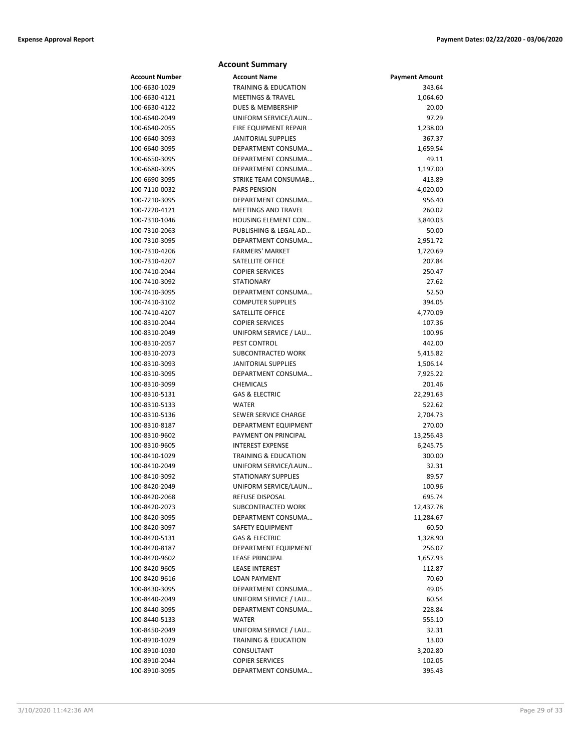## Account Summary

| Account Number | Account Name | Payment Amount |
|---|---|---|
| 100-6630-1029 | TRAINING & EDUCATION | 343.64 |
| 100-6630-4121 | MEETINGS & TRAVEL | 1,064.60 |
| 100-6630-4122 | DUES & MEMBERSHIP | 20.00 |
| 100-6640-2049 | UNIFORM SERVICE/LAUN… | 97.29 |
| 100-6640-2055 | FIRE EQUIPMENT REPAIR | 1,238.00 |
| 100-6640-3093 | JANITORIAL SUPPLIES | 367.37 |
| 100-6640-3095 | DEPARTMENT CONSUMA… | 1,659.54 |
| 100-6650-3095 | DEPARTMENT CONSUMA… | 49.11 |
| 100-6680-3095 | DEPARTMENT CONSUMA… | 1,197.00 |
| 100-6690-3095 | STRIKE TEAM CONSUMAB… | 413.89 |
| 100-7110-0032 | PARS PENSION | -4,020.00 |
| 100-7210-3095 | DEPARTMENT CONSUMA… | 956.40 |
| 100-7220-4121 | MEETINGS AND TRAVEL | 260.02 |
| 100-7310-1046 | HOUSING ELEMENT CON… | 3,840.03 |
| 100-7310-2063 | PUBLISHING & LEGAL AD… | 50.00 |
| 100-7310-3095 | DEPARTMENT CONSUMA… | 2,951.72 |
| 100-7310-4206 | FARMERS' MARKET | 1,720.69 |
| 100-7310-4207 | SATELLITE OFFICE | 207.84 |
| 100-7410-2044 | COPIER SERVICES | 250.47 |
| 100-7410-3092 | STATIONARY | 27.62 |
| 100-7410-3095 | DEPARTMENT CONSUMA… | 52.50 |
| 100-7410-3102 | COMPUTER SUPPLIES | 394.05 |
| 100-7410-4207 | SATELLITE OFFICE | 4,770.09 |
| 100-8310-2044 | COPIER SERVICES | 107.36 |
| 100-8310-2049 | UNIFORM SERVICE / LAU… | 100.96 |
| 100-8310-2057 | PEST CONTROL | 442.00 |
| 100-8310-2073 | SUBCONTRACTED WORK | 5,415.82 |
| 100-8310-3093 | JANITORIAL SUPPLIES | 1,506.14 |
| 100-8310-3095 | DEPARTMENT CONSUMA… | 7,925.22 |
| 100-8310-3099 | CHEMICALS | 201.46 |
| 100-8310-5131 | GAS & ELECTRIC | 22,291.63 |
| 100-8310-5133 | WATER | 522.62 |
| 100-8310-5136 | SEWER SERVICE CHARGE | 2,704.73 |
| 100-8310-8187 | DEPARTMENT EQUIPMENT | 270.00 |
| 100-8310-9602 | PAYMENT ON PRINCIPAL | 13,256.43 |
| 100-8310-9605 | INTEREST EXPENSE | 6,245.75 |
| 100-8410-1029 | TRAINING & EDUCATION | 300.00 |
| 100-8410-2049 | UNIFORM SERVICE/LAUN… | 32.31 |
| 100-8410-3092 | STATIONARY SUPPLIES | 89.57 |
| 100-8420-2049 | UNIFORM SERVICE/LAUN… | 100.96 |
| 100-8420-2068 | REFUSE DISPOSAL | 695.74 |
| 100-8420-2073 | SUBCONTRACTED WORK | 12,437.78 |
| 100-8420-3095 | DEPARTMENT CONSUMA… | 11,284.67 |
| 100-8420-3097 | SAFETY EQUIPMENT | 60.50 |
| 100-8420-5131 | GAS & ELECTRIC | 1,328.90 |
| 100-8420-8187 | DEPARTMENT EQUIPMENT | 256.07 |
| 100-8420-9602 | LEASE PRINCIPAL | 1,657.93 |
| 100-8420-9605 | LEASE INTEREST | 112.87 |
| 100-8420-9616 | LOAN PAYMENT | 70.60 |
| 100-8430-3095 | DEPARTMENT CONSUMA… | 49.05 |
| 100-8440-2049 | UNIFORM SERVICE / LAU… | 60.54 |
| 100-8440-3095 | DEPARTMENT CONSUMA… | 228.84 |
| 100-8440-5133 | WATER | 555.10 |
| 100-8450-2049 | UNIFORM SERVICE / LAU… | 32.31 |
| 100-8910-1029 | TRAINING & EDUCATION | 13.00 |
| 100-8910-1030 | CONSULTANT | 3,202.80 |
| 100-8910-2044 | COPIER SERVICES | 102.05 |
| 100-8910-3095 | DEPARTMENT CONSUMA… | 395.43 |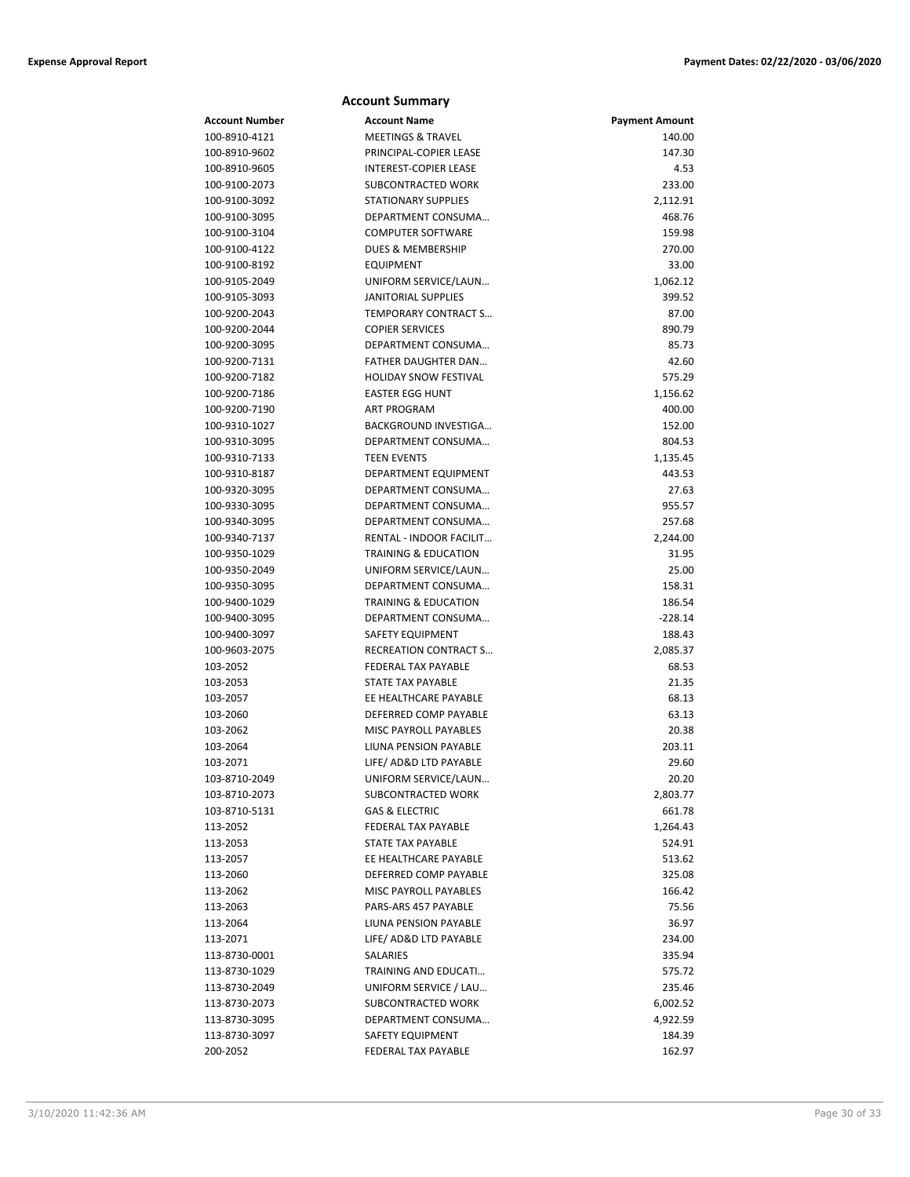## Account Summary

| Account Number | Account Name | Payment Amount |
|---|---|---|
| 100-8910-4121 | MEETINGS & TRAVEL | 140.00 |
| 100-8910-9602 | PRINCIPAL-COPIER LEASE | 147.30 |
| 100-8910-9605 | INTEREST-COPIER LEASE | 4.53 |
| 100-9100-2073 | SUBCONTRACTED WORK | 233.00 |
| 100-9100-3092 | STATIONARY SUPPLIES | 2,112.91 |
| 100-9100-3095 | DEPARTMENT CONSUMA… | 468.76 |
| 100-9100-3104 | COMPUTER SOFTWARE | 159.98 |
| 100-9100-4122 | DUES & MEMBERSHIP | 270.00 |
| 100-9100-8192 | EQUIPMENT | 33.00 |
| 100-9105-2049 | UNIFORM SERVICE/LAUN… | 1,062.12 |
| 100-9105-3093 | JANITORIAL SUPPLIES | 399.52 |
| 100-9200-2043 | TEMPORARY CONTRACT S… | 87.00 |
| 100-9200-2044 | COPIER SERVICES | 890.79 |
| 100-9200-3095 | DEPARTMENT CONSUMA… | 85.73 |
| 100-9200-7131 | FATHER DAUGHTER DAN… | 42.60 |
| 100-9200-7182 | HOLIDAY SNOW FESTIVAL | 575.29 |
| 100-9200-7186 | EASTER EGG HUNT | 1,156.62 |
| 100-9200-7190 | ART PROGRAM | 400.00 |
| 100-9310-1027 | BACKGROUND INVESTIGA… | 152.00 |
| 100-9310-3095 | DEPARTMENT CONSUMA… | 804.53 |
| 100-9310-7133 | TEEN EVENTS | 1,135.45 |
| 100-9310-8187 | DEPARTMENT EQUIPMENT | 443.53 |
| 100-9320-3095 | DEPARTMENT CONSUMA… | 27.63 |
| 100-9330-3095 | DEPARTMENT CONSUMA… | 955.57 |
| 100-9340-3095 | DEPARTMENT CONSUMA… | 257.68 |
| 100-9340-7137 | RENTAL - INDOOR FACILIT… | 2,244.00 |
| 100-9350-1029 | TRAINING & EDUCATION | 31.95 |
| 100-9350-2049 | UNIFORM SERVICE/LAUN… | 25.00 |
| 100-9350-3095 | DEPARTMENT CONSUMA… | 158.31 |
| 100-9400-1029 | TRAINING & EDUCATION | 186.54 |
| 100-9400-3095 | DEPARTMENT CONSUMA… | -228.14 |
| 100-9400-3097 | SAFETY EQUIPMENT | 188.43 |
| 100-9603-2075 | RECREATION CONTRACT S… | 2,085.37 |
| 103-2052 | FEDERAL TAX PAYABLE | 68.53 |
| 103-2053 | STATE TAX PAYABLE | 21.35 |
| 103-2057 | EE HEALTHCARE PAYABLE | 68.13 |
| 103-2060 | DEFERRED COMP PAYABLE | 63.13 |
| 103-2062 | MISC PAYROLL PAYABLES | 20.38 |
| 103-2064 | LIUNA PENSION PAYABLE | 203.11 |
| 103-2071 | LIFE/ AD&D LTD PAYABLE | 29.60 |
| 103-8710-2049 | UNIFORM SERVICE/LAUN… | 20.20 |
| 103-8710-2073 | SUBCONTRACTED WORK | 2,803.77 |
| 103-8710-5131 | GAS & ELECTRIC | 661.78 |
| 113-2052 | FEDERAL TAX PAYABLE | 1,264.43 |
| 113-2053 | STATE TAX PAYABLE | 524.91 |
| 113-2057 | EE HEALTHCARE PAYABLE | 513.62 |
| 113-2060 | DEFERRED COMP PAYABLE | 325.08 |
| 113-2062 | MISC PAYROLL PAYABLES | 166.42 |
| 113-2063 | PARS-ARS 457 PAYABLE | 75.56 |
| 113-2064 | LIUNA PENSION PAYABLE | 36.97 |
| 113-2071 | LIFE/ AD&D LTD PAYABLE | 234.00 |
| 113-8730-0001 | SALARIES | 335.94 |
| 113-8730-1029 | TRAINING AND EDUCATI… | 575.72 |
| 113-8730-2049 | UNIFORM SERVICE / LAU… | 235.46 |
| 113-8730-2073 | SUBCONTRACTED WORK | 6,002.52 |
| 113-8730-3095 | DEPARTMENT CONSUMA… | 4,922.59 |
| 113-8730-3097 | SAFETY EQUIPMENT | 184.39 |
| 200-2052 | FEDERAL TAX PAYABLE | 162.97 |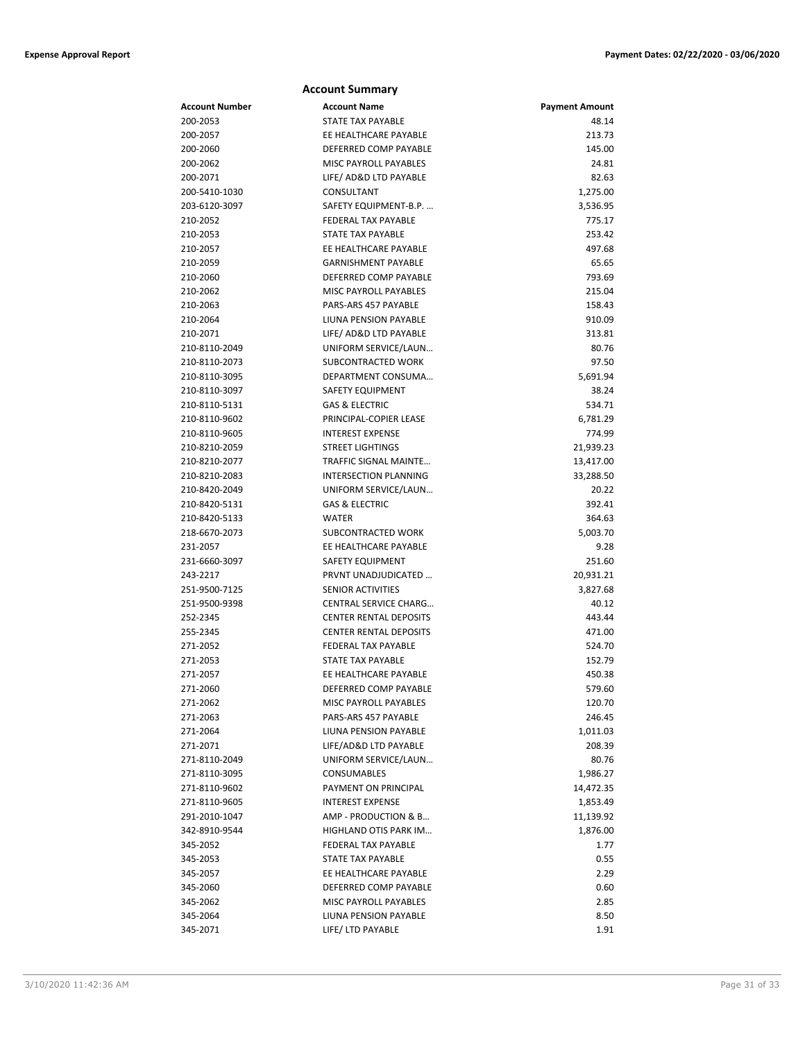## Account Summary

| Account Number | Account Name | Payment Amount |
|---|---|---|
| 200-2053 | STATE TAX PAYABLE | 48.14 |
| 200-2057 | EE HEALTHCARE PAYABLE | 213.73 |
| 200-2060 | DEFERRED COMP PAYABLE | 145.00 |
| 200-2062 | MISC PAYROLL PAYABLES | 24.81 |
| 200-2071 | LIFE/ AD&D LTD PAYABLE | 82.63 |
| 200-5410-1030 | CONSULTANT | 1,275.00 |
| 203-6120-3097 | SAFETY EQUIPMENT-B.P. … | 3,536.95 |
| 210-2052 | FEDERAL TAX PAYABLE | 775.17 |
| 210-2053 | STATE TAX PAYABLE | 253.42 |
| 210-2057 | EE HEALTHCARE PAYABLE | 497.68 |
| 210-2059 | GARNISHMENT PAYABLE | 65.65 |
| 210-2060 | DEFERRED COMP PAYABLE | 793.69 |
| 210-2062 | MISC PAYROLL PAYABLES | 215.04 |
| 210-2063 | PARS-ARS 457 PAYABLE | 158.43 |
| 210-2064 | LIUNA PENSION PAYABLE | 910.09 |
| 210-2071 | LIFE/ AD&D LTD PAYABLE | 313.81 |
| 210-8110-2049 | UNIFORM SERVICE/LAUN… | 80.76 |
| 210-8110-2073 | SUBCONTRACTED WORK | 97.50 |
| 210-8110-3095 | DEPARTMENT CONSUMA… | 5,691.94 |
| 210-8110-3097 | SAFETY EQUIPMENT | 38.24 |
| 210-8110-5131 | GAS & ELECTRIC | 534.71 |
| 210-8110-9602 | PRINCIPAL-COPIER LEASE | 6,781.29 |
| 210-8110-9605 | INTEREST EXPENSE | 774.99 |
| 210-8210-2059 | STREET LIGHTINGS | 21,939.23 |
| 210-8210-2077 | TRAFFIC SIGNAL MAINTE… | 13,417.00 |
| 210-8210-2083 | INTERSECTION PLANNING | 33,288.50 |
| 210-8420-2049 | UNIFORM SERVICE/LAUN… | 20.22 |
| 210-8420-5131 | GAS & ELECTRIC | 392.41 |
| 210-8420-5133 | WATER | 364.63 |
| 218-6670-2073 | SUBCONTRACTED WORK | 5,003.70 |
| 231-2057 | EE HEALTHCARE PAYABLE | 9.28 |
| 231-6660-3097 | SAFETY EQUIPMENT | 251.60 |
| 243-2217 | PRVNT UNADJUDICATED … | 20,931.21 |
| 251-9500-7125 | SENIOR ACTIVITIES | 3,827.68 |
| 251-9500-9398 | CENTRAL SERVICE CHARG… | 40.12 |
| 252-2345 | CENTER RENTAL DEPOSITS | 443.44 |
| 255-2345 | CENTER RENTAL DEPOSITS | 471.00 |
| 271-2052 | FEDERAL TAX PAYABLE | 524.70 |
| 271-2053 | STATE TAX PAYABLE | 152.79 |
| 271-2057 | EE HEALTHCARE PAYABLE | 450.38 |
| 271-2060 | DEFERRED COMP PAYABLE | 579.60 |
| 271-2062 | MISC PAYROLL PAYABLES | 120.70 |
| 271-2063 | PARS-ARS 457 PAYABLE | 246.45 |
| 271-2064 | LIUNA PENSION PAYABLE | 1,011.03 |
| 271-2071 | LIFE/AD&D LTD PAYABLE | 208.39 |
| 271-8110-2049 | UNIFORM SERVICE/LAUN… | 80.76 |
| 271-8110-3095 | CONSUMABLES | 1,986.27 |
| 271-8110-9602 | PAYMENT ON PRINCIPAL | 14,472.35 |
| 271-8110-9605 | INTEREST EXPENSE | 1,853.49 |
| 291-2010-1047 | AMP - PRODUCTION & B… | 11,139.92 |
| 342-8910-9544 | HIGHLAND OTIS PARK IM… | 1,876.00 |
| 345-2052 | FEDERAL TAX PAYABLE | 1.77 |
| 345-2053 | STATE TAX PAYABLE | 0.55 |
| 345-2057 | EE HEALTHCARE PAYABLE | 2.29 |
| 345-2060 | DEFERRED COMP PAYABLE | 0.60 |
| 345-2062 | MISC PAYROLL PAYABLES | 2.85 |
| 345-2064 | LIUNA PENSION PAYABLE | 8.50 |
| 345-2071 | LIFE/ LTD PAYABLE | 1.91 |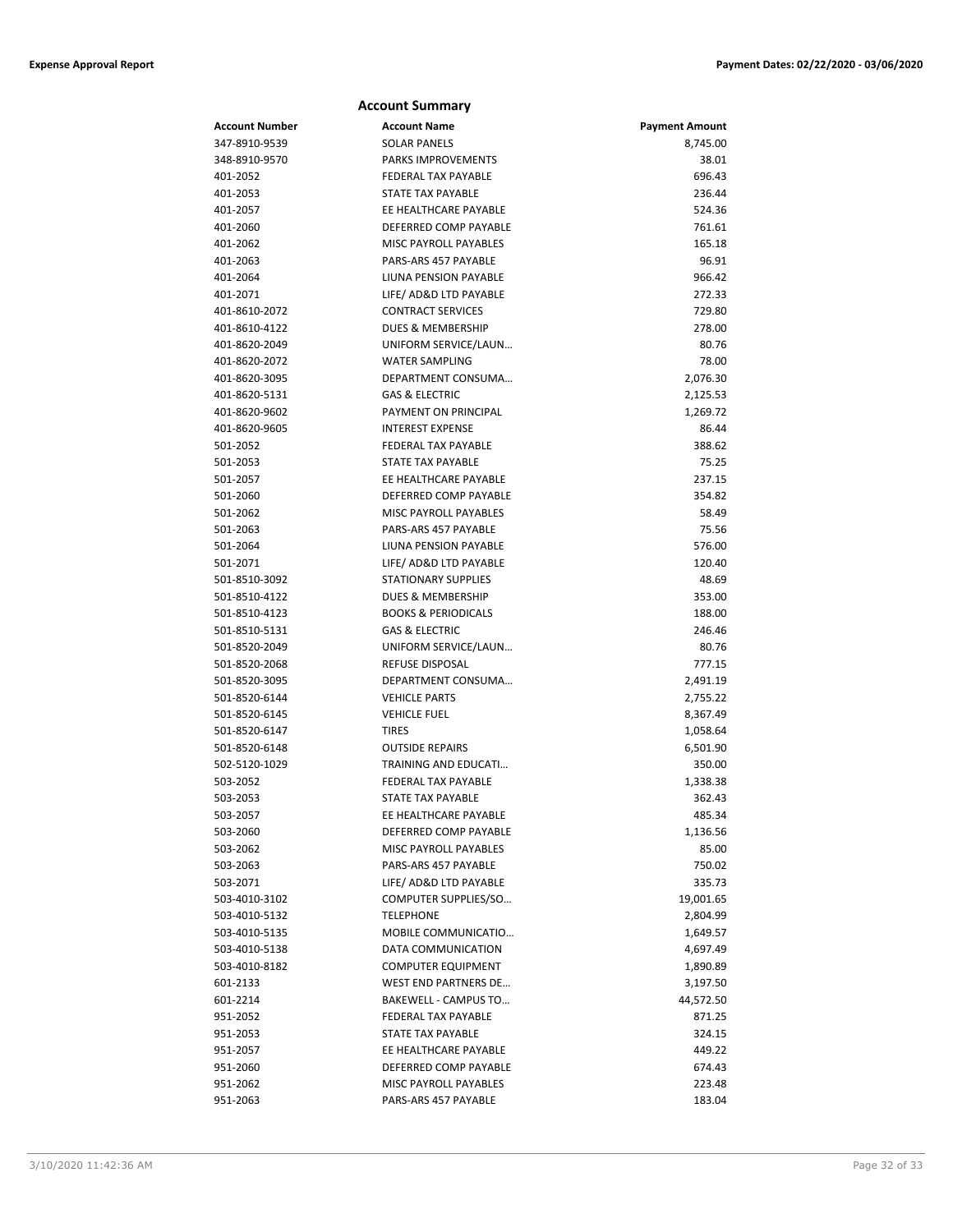## Account Summary

| Account Number | Account Name | Payment Amount |
|---|---|---|
| 347-8910-9539 | SOLAR PANELS | 8,745.00 |
| 348-8910-9570 | PARKS IMPROVEMENTS | 38.01 |
| 401-2052 | FEDERAL TAX PAYABLE | 696.43 |
| 401-2053 | STATE TAX PAYABLE | 236.44 |
| 401-2057 | EE HEALTHCARE PAYABLE | 524.36 |
| 401-2060 | DEFERRED COMP PAYABLE | 761.61 |
| 401-2062 | MISC PAYROLL PAYABLES | 165.18 |
| 401-2063 | PARS-ARS 457 PAYABLE | 96.91 |
| 401-2064 | LIUNA PENSION PAYABLE | 966.42 |
| 401-2071 | LIFE/ AD&D LTD PAYABLE | 272.33 |
| 401-8610-2072 | CONTRACT SERVICES | 729.80 |
| 401-8610-4122 | DUES & MEMBERSHIP | 278.00 |
| 401-8620-2049 | UNIFORM SERVICE/LAUN... | 80.76 |
| 401-8620-2072 | WATER SAMPLING | 78.00 |
| 401-8620-3095 | DEPARTMENT CONSUMA... | 2,076.30 |
| 401-8620-5131 | GAS & ELECTRIC | 2,125.53 |
| 401-8620-9602 | PAYMENT ON PRINCIPAL | 1,269.72 |
| 401-8620-9605 | INTEREST EXPENSE | 86.44 |
| 501-2052 | FEDERAL TAX PAYABLE | 388.62 |
| 501-2053 | STATE TAX PAYABLE | 75.25 |
| 501-2057 | EE HEALTHCARE PAYABLE | 237.15 |
| 501-2060 | DEFERRED COMP PAYABLE | 354.82 |
| 501-2062 | MISC PAYROLL PAYABLES | 58.49 |
| 501-2063 | PARS-ARS 457 PAYABLE | 75.56 |
| 501-2064 | LIUNA PENSION PAYABLE | 576.00 |
| 501-2071 | LIFE/ AD&D LTD PAYABLE | 120.40 |
| 501-8510-3092 | STATIONARY SUPPLIES | 48.69 |
| 501-8510-4122 | DUES & MEMBERSHIP | 353.00 |
| 501-8510-4123 | BOOKS & PERIODICALS | 188.00 |
| 501-8510-5131 | GAS & ELECTRIC | 246.46 |
| 501-8520-2049 | UNIFORM SERVICE/LAUN... | 80.76 |
| 501-8520-2068 | REFUSE DISPOSAL | 777.15 |
| 501-8520-3095 | DEPARTMENT CONSUMA... | 2,491.19 |
| 501-8520-6144 | VEHICLE PARTS | 2,755.22 |
| 501-8520-6145 | VEHICLE FUEL | 8,367.49 |
| 501-8520-6147 | TIRES | 1,058.64 |
| 501-8520-6148 | OUTSIDE REPAIRS | 6,501.90 |
| 502-5120-1029 | TRAINING AND EDUCATI... | 350.00 |
| 503-2052 | FEDERAL TAX PAYABLE | 1,338.38 |
| 503-2053 | STATE TAX PAYABLE | 362.43 |
| 503-2057 | EE HEALTHCARE PAYABLE | 485.34 |
| 503-2060 | DEFERRED COMP PAYABLE | 1,136.56 |
| 503-2062 | MISC PAYROLL PAYABLES | 85.00 |
| 503-2063 | PARS-ARS 457 PAYABLE | 750.02 |
| 503-2071 | LIFE/ AD&D LTD PAYABLE | 335.73 |
| 503-4010-3102 | COMPUTER SUPPLIES/SO... | 19,001.65 |
| 503-4010-5132 | TELEPHONE | 2,804.99 |
| 503-4010-5135 | MOBILE COMMUNICATIO... | 1,649.57 |
| 503-4010-5138 | DATA COMMUNICATION | 4,697.49 |
| 503-4010-8182 | COMPUTER EQUIPMENT | 1,890.89 |
| 601-2133 | WEST END PARTNERS DE... | 3,197.50 |
| 601-2214 | BAKEWELL - CAMPUS TO... | 44,572.50 |
| 951-2052 | FEDERAL TAX PAYABLE | 871.25 |
| 951-2053 | STATE TAX PAYABLE | 324.15 |
| 951-2057 | EE HEALTHCARE PAYABLE | 449.22 |
| 951-2060 | DEFERRED COMP PAYABLE | 674.43 |
| 951-2062 | MISC PAYROLL PAYABLES | 223.48 |
| 951-2063 | PARS-ARS 457 PAYABLE | 183.04 |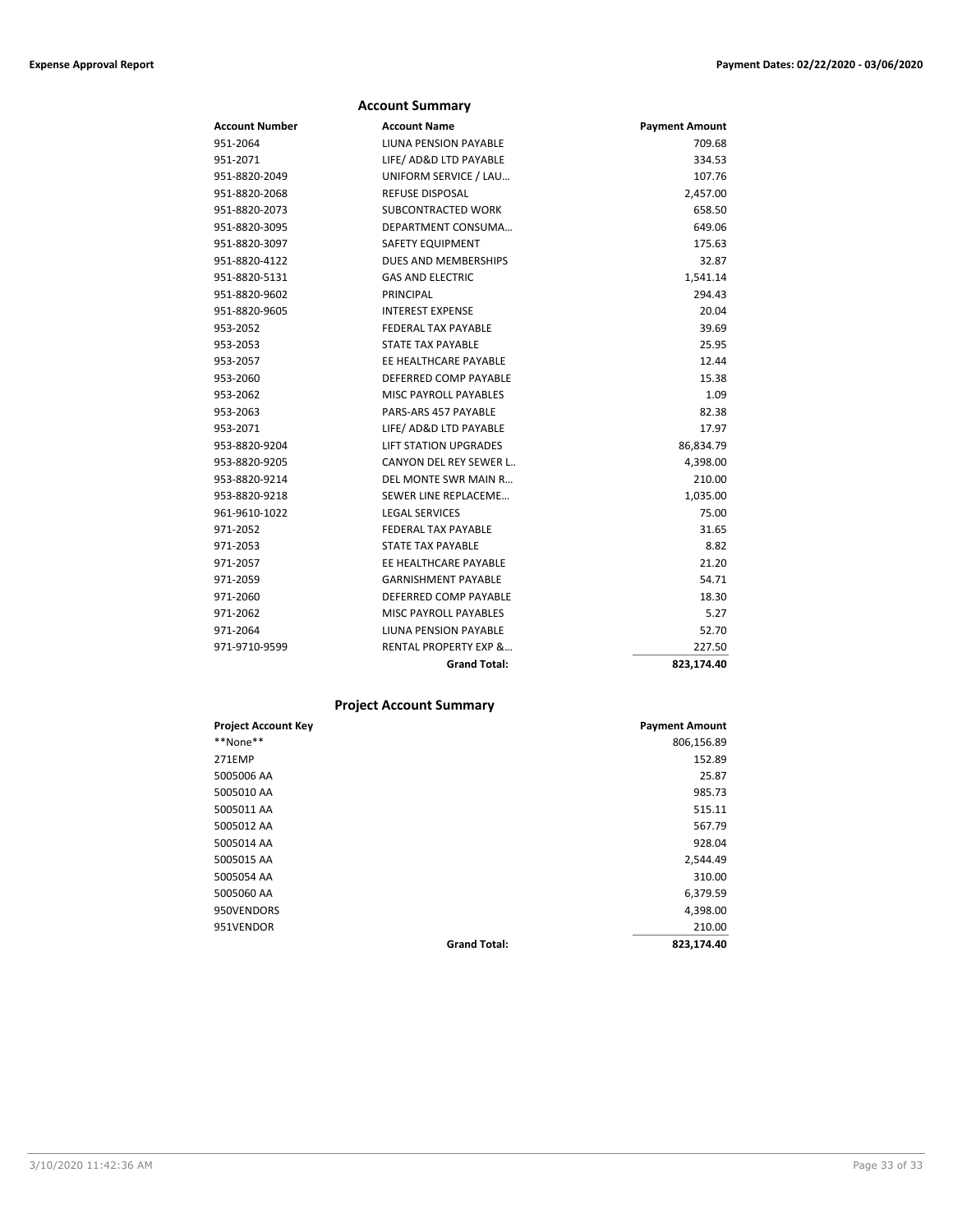## Account Summary

| Account Number | Account Name | Payment Amount |
|---|---|---|
| 951-2064 | LIUNA PENSION PAYABLE | 709.68 |
| 951-2071 | LIFE/ AD&D LTD PAYABLE | 334.53 |
| 951-8820-2049 | UNIFORM SERVICE / LAU… | 107.76 |
| 951-8820-2068 | REFUSE DISPOSAL | 2,457.00 |
| 951-8820-2073 | SUBCONTRACTED WORK | 658.50 |
| 951-8820-3095 | DEPARTMENT CONSUMA… | 649.06 |
| 951-8820-3097 | SAFETY EQUIPMENT | 175.63 |
| 951-8820-4122 | DUES AND MEMBERSHIPS | 32.87 |
| 951-8820-5131 | GAS AND ELECTRIC | 1,541.14 |
| 951-8820-9602 | PRINCIPAL | 294.43 |
| 951-8820-9605 | INTEREST EXPENSE | 20.04 |
| 953-2052 | FEDERAL TAX PAYABLE | 39.69 |
| 953-2053 | STATE TAX PAYABLE | 25.95 |
| 953-2057 | EE HEALTHCARE PAYABLE | 12.44 |
| 953-2060 | DEFERRED COMP PAYABLE | 15.38 |
| 953-2062 | MISC PAYROLL PAYABLES | 1.09 |
| 953-2063 | PARS-ARS 457 PAYABLE | 82.38 |
| 953-2071 | LIFE/ AD&D LTD PAYABLE | 17.97 |
| 953-8820-9204 | LIFT STATION UPGRADES | 86,834.79 |
| 953-8820-9205 | CANYON DEL REY SEWER L.. | 4,398.00 |
| 953-8820-9214 | DEL MONTE SWR MAIN R… | 210.00 |
| 953-8820-9218 | SEWER LINE REPLACEME… | 1,035.00 |
| 961-9610-1022 | LEGAL SERVICES | 75.00 |
| 971-2052 | FEDERAL TAX PAYABLE | 31.65 |
| 971-2053 | STATE TAX PAYABLE | 8.82 |
| 971-2057 | EE HEALTHCARE PAYABLE | 21.20 |
| 971-2059 | GARNISHMENT PAYABLE | 54.71 |
| 971-2060 | DEFERRED COMP PAYABLE | 18.30 |
| 971-2062 | MISC PAYROLL PAYABLES | 5.27 |
| 971-2064 | LIUNA PENSION PAYABLE | 52.70 |
| 971-9710-9599 | RENTAL PROPERTY EXP &… | 227.50 |
| | **Grand Total:** | **823,174.40** |

## Project Account Summary

| Project Account Key | | Payment Amount |
|---|---|---|
| **None** | | 806,156.89 |
| 271EMP | | 152.89 |
| 5005006 AA | | 25.87 |
| 5005010 AA | | 985.73 |
| 5005011 AA | | 515.11 |
| 5005012 AA | | 567.79 |
| 5005014 AA | | 928.04 |
| 5005015 AA | | 2,544.49 |
| 5005054 AA | | 310.00 |
| 5005060 AA | | 6,379.59 |
| 950VENDORS | | 4,398.00 |
| 951VENDOR | | 210.00 |
| | **Grand Total:** | **823,174.40** |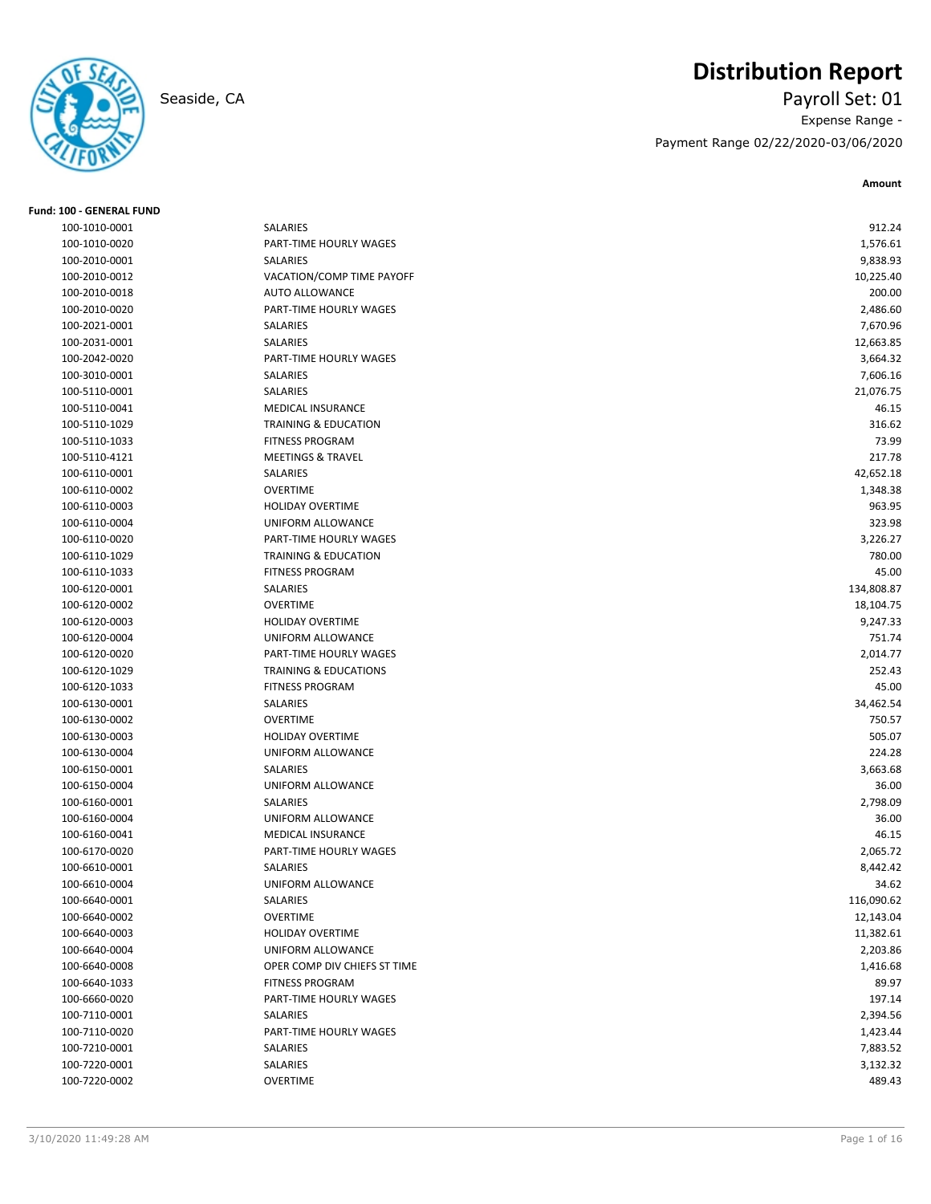Seaside, CA

# Distribution Report

Payroll Set: 01

Expense Range -

Payment Range 02/22/2020-03/06/2020

**Fund: 100 - GENERAL FUND**

| Account | Description | Amount |
|---|---|---|
| 100-1010-0001 | SALARIES | 912.24 |
| 100-1010-0020 | PART-TIME HOURLY WAGES | 1,576.61 |
| 100-2010-0001 | SALARIES | 9,838.93 |
| 100-2010-0012 | VACATION/COMP TIME PAYOFF | 10,225.40 |
| 100-2010-0018 | AUTO ALLOWANCE | 200.00 |
| 100-2010-0020 | PART-TIME HOURLY WAGES | 2,486.60 |
| 100-2021-0001 | SALARIES | 7,670.96 |
| 100-2031-0001 | SALARIES | 12,663.85 |
| 100-2042-0020 | PART-TIME HOURLY WAGES | 3,664.32 |
| 100-3010-0001 | SALARIES | 7,606.16 |
| 100-5110-0001 | SALARIES | 21,076.75 |
| 100-5110-0041 | MEDICAL INSURANCE | 46.15 |
| 100-5110-1029 | TRAINING & EDUCATION | 316.62 |
| 100-5110-1033 | FITNESS PROGRAM | 73.99 |
| 100-5110-4121 | MEETINGS & TRAVEL | 217.78 |
| 100-6110-0001 | SALARIES | 42,652.18 |
| 100-6110-0002 | OVERTIME | 1,348.38 |
| 100-6110-0003 | HOLIDAY OVERTIME | 963.95 |
| 100-6110-0004 | UNIFORM ALLOWANCE | 323.98 |
| 100-6110-0020 | PART-TIME HOURLY WAGES | 3,226.27 |
| 100-6110-1029 | TRAINING & EDUCATION | 780.00 |
| 100-6110-1033 | FITNESS PROGRAM | 45.00 |
| 100-6120-0001 | SALARIES | 134,808.87 |
| 100-6120-0002 | OVERTIME | 18,104.75 |
| 100-6120-0003 | HOLIDAY OVERTIME | 9,247.33 |
| 100-6120-0004 | UNIFORM ALLOWANCE | 751.74 |
| 100-6120-0020 | PART-TIME HOURLY WAGES | 2,014.77 |
| 100-6120-1029 | TRAINING & EDUCATIONS | 252.43 |
| 100-6120-1033 | FITNESS PROGRAM | 45.00 |
| 100-6130-0001 | SALARIES | 34,462.54 |
| 100-6130-0002 | OVERTIME | 750.57 |
| 100-6130-0003 | HOLIDAY OVERTIME | 505.07 |
| 100-6130-0004 | UNIFORM ALLOWANCE | 224.28 |
| 100-6150-0001 | SALARIES | 3,663.68 |
| 100-6150-0004 | UNIFORM ALLOWANCE | 36.00 |
| 100-6160-0001 | SALARIES | 2,798.09 |
| 100-6160-0004 | UNIFORM ALLOWANCE | 36.00 |
| 100-6160-0041 | MEDICAL INSURANCE | 46.15 |
| 100-6170-0020 | PART-TIME HOURLY WAGES | 2,065.72 |
| 100-6610-0001 | SALARIES | 8,442.42 |
| 100-6610-0004 | UNIFORM ALLOWANCE | 34.62 |
| 100-6640-0001 | SALARIES | 116,090.62 |
| 100-6640-0002 | OVERTIME | 12,143.04 |
| 100-6640-0003 | HOLIDAY OVERTIME | 11,382.61 |
| 100-6640-0004 | UNIFORM ALLOWANCE | 2,203.86 |
| 100-6640-0008 | OPER COMP DIV CHIEFS ST TIME | 1,416.68 |
| 100-6640-1033 | FITNESS PROGRAM | 89.97 |
| 100-6660-0020 | PART-TIME HOURLY WAGES | 197.14 |
| 100-7110-0001 | SALARIES | 2,394.56 |
| 100-7110-0020 | PART-TIME HOURLY WAGES | 1,423.44 |
| 100-7210-0001 | SALARIES | 7,883.52 |
| 100-7220-0001 | SALARIES | 3,132.32 |
| 100-7220-0002 | OVERTIME | 489.43 |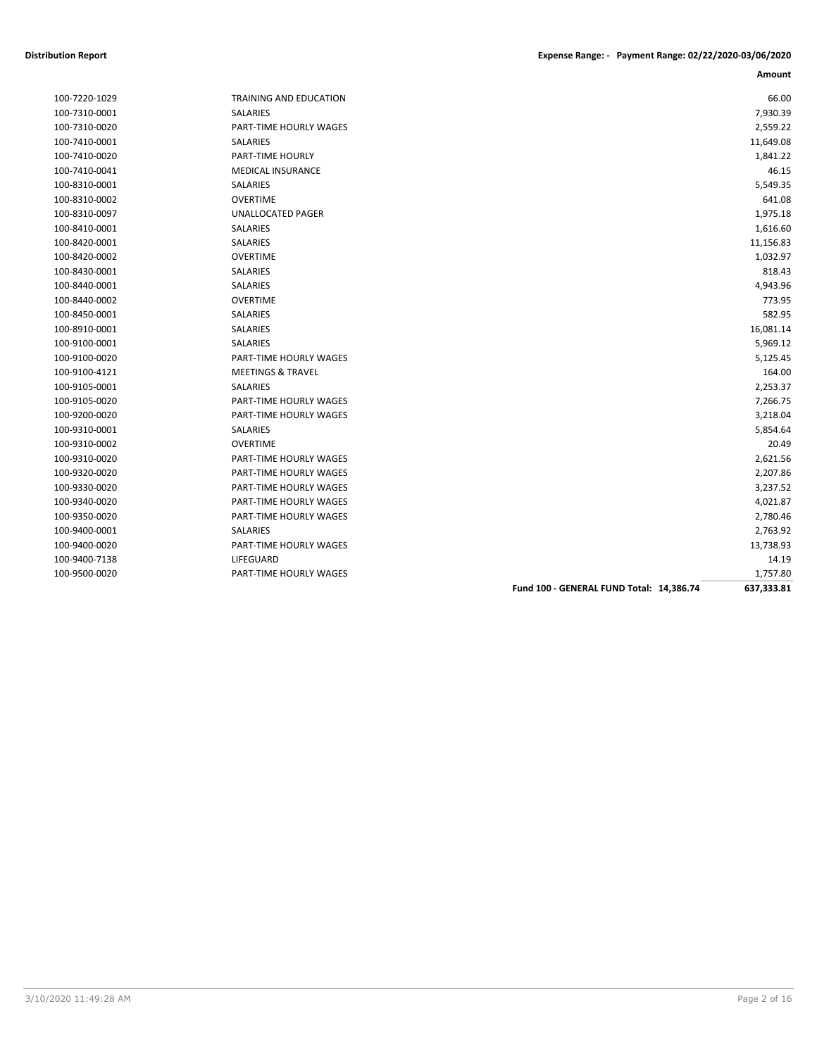**Distribution Report** **Expense Range: - Payment Range: 02/22/2020-03/06/2020**

| | | Amount |
|---|---|---|
| 100-7220-1029 | TRAINING AND EDUCATION | 66.00 |
| 100-7310-0001 | SALARIES | 7,930.39 |
| 100-7310-0020 | PART-TIME HOURLY WAGES | 2,559.22 |
| 100-7410-0001 | SALARIES | 11,649.08 |
| 100-7410-0020 | PART-TIME HOURLY | 1,841.22 |
| 100-7410-0041 | MEDICAL INSURANCE | 46.15 |
| 100-8310-0001 | SALARIES | 5,549.35 |
| 100-8310-0002 | OVERTIME | 641.08 |
| 100-8310-0097 | UNALLOCATED PAGER | 1,975.18 |
| 100-8410-0001 | SALARIES | 1,616.60 |
| 100-8420-0001 | SALARIES | 11,156.83 |
| 100-8420-0002 | OVERTIME | 1,032.97 |
| 100-8430-0001 | SALARIES | 818.43 |
| 100-8440-0001 | SALARIES | 4,943.96 |
| 100-8440-0002 | OVERTIME | 773.95 |
| 100-8450-0001 | SALARIES | 582.95 |
| 100-8910-0001 | SALARIES | 16,081.14 |
| 100-9100-0001 | SALARIES | 5,969.12 |
| 100-9100-0020 | PART-TIME HOURLY WAGES | 5,125.45 |
| 100-9100-4121 | MEETINGS & TRAVEL | 164.00 |
| 100-9105-0001 | SALARIES | 2,253.37 |
| 100-9105-0020 | PART-TIME HOURLY WAGES | 7,266.75 |
| 100-9200-0020 | PART-TIME HOURLY WAGES | 3,218.04 |
| 100-9310-0001 | SALARIES | 5,854.64 |
| 100-9310-0002 | OVERTIME | 20.49 |
| 100-9310-0020 | PART-TIME HOURLY WAGES | 2,621.56 |
| 100-9320-0020 | PART-TIME HOURLY WAGES | 2,207.86 |
| 100-9330-0020 | PART-TIME HOURLY WAGES | 3,237.52 |
| 100-9340-0020 | PART-TIME HOURLY WAGES | 4,021.87 |
| 100-9350-0020 | PART-TIME HOURLY WAGES | 2,780.46 |
| 100-9400-0001 | SALARIES | 2,763.92 |
| 100-9400-0020 | PART-TIME HOURLY WAGES | 13,738.93 |
| 100-9400-7138 | LIFEGUARD | 14.19 |
| 100-9500-0020 | PART-TIME HOURLY WAGES | 1,757.80 |
| | **Fund 100 - GENERAL FUND Total: 14,386.74** | **637,333.81** |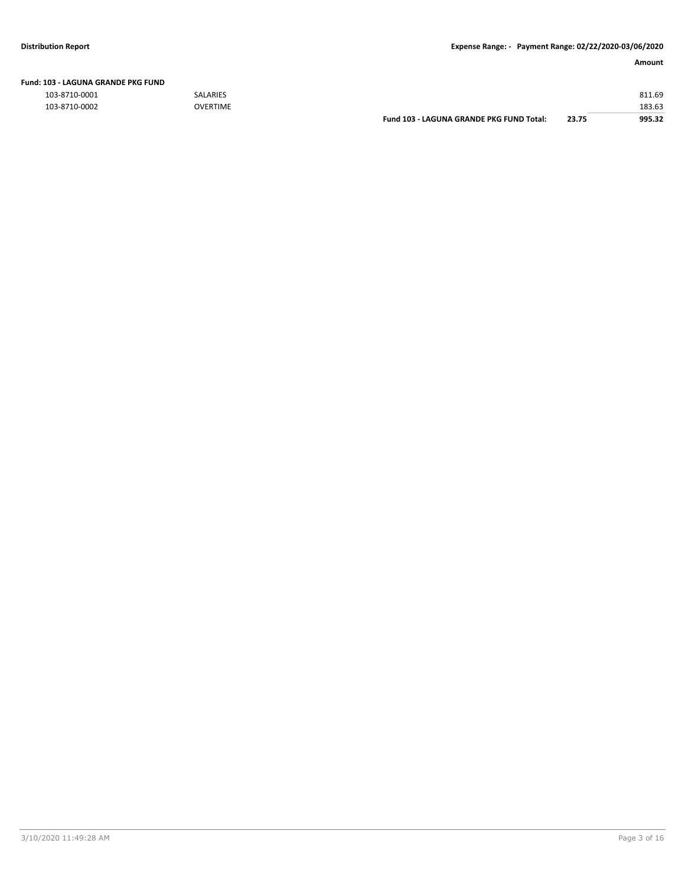| | | | Amount |
|---|---|---|---|
| **Fund: 103 - LAGUNA GRANDE PKG FUND** | | | |
| 103-8710-0001 | SALARIES | | 811.69 |
| 103-8710-0002 | OVERTIME | | 183.63 |
| | **Fund 103 - LAGUNA GRANDE PKG FUND Total:** | **23.75** | **995.32** |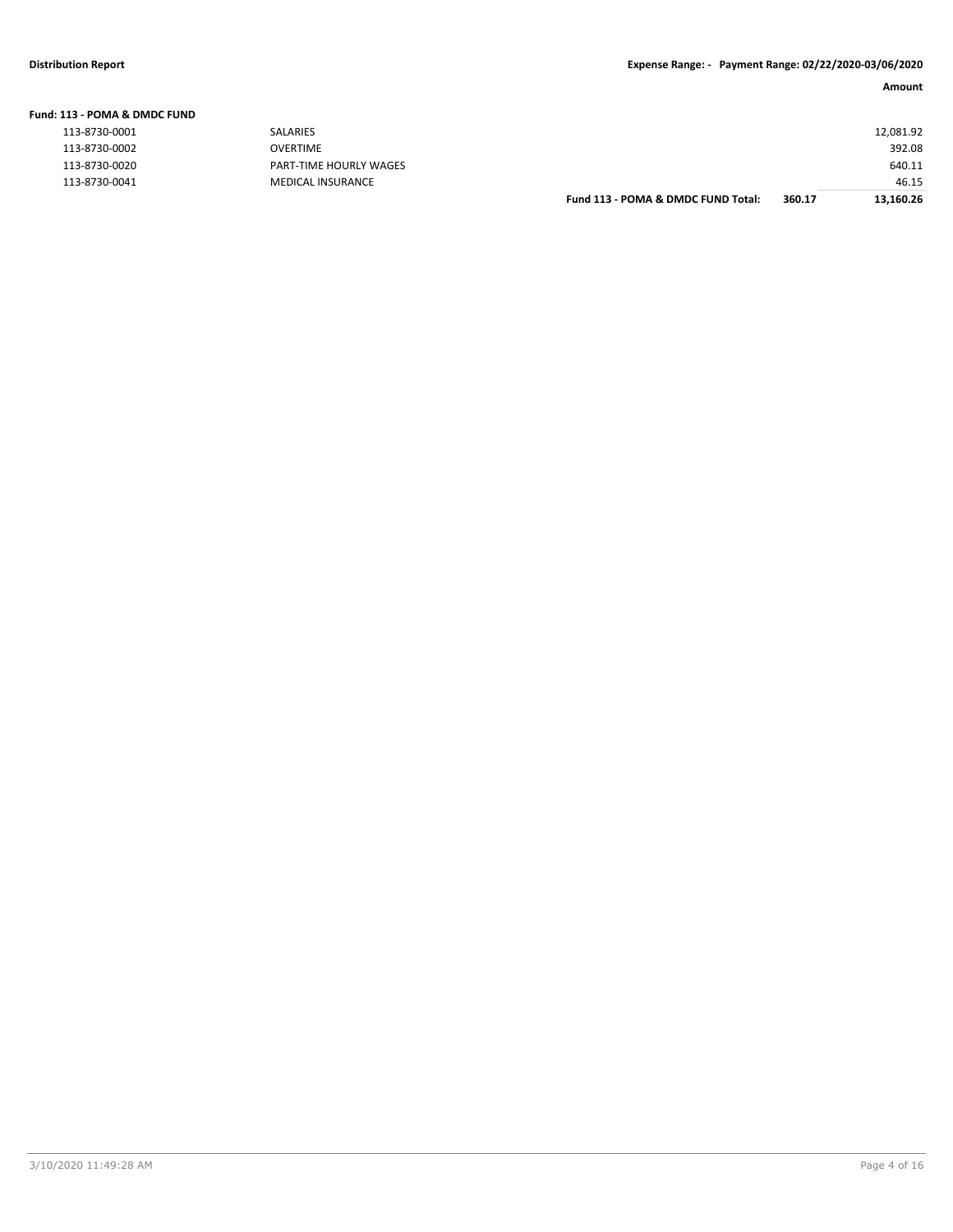**Distribution Report** — Expense Range: - Payment Range: 02/22/2020-03/06/2020

**Fund: 113 - POMA & DMDC FUND**

| Account | Description | | | Amount |
|---|---|---|---|---|
| 113-8730-0001 | SALARIES | | | 12,081.92 |
| 113-8730-0002 | OVERTIME | | | 392.08 |
| 113-8730-0020 | PART-TIME HOURLY WAGES | | | 640.11 |
| 113-8730-0041 | MEDICAL INSURANCE | | | 46.15 |
| | | **Fund 113 - POMA & DMDC FUND Total:** | **360.17** | **13,160.26** |

3/10/2020 11:49:28 AM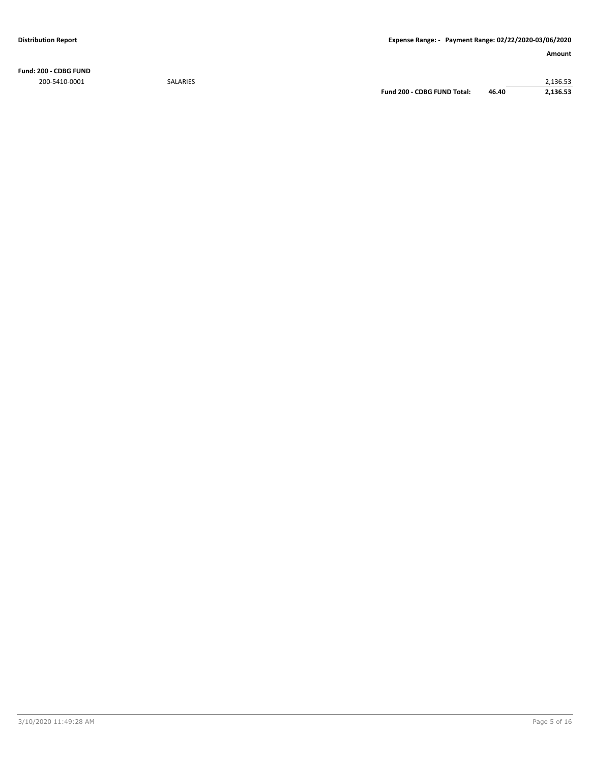**Distribution Report** — **Expense Range: - Payment Range: 02/22/2020-03/06/2020**

| | | | | Amount |
|---|---|---|---|---|
| **Fund: 200 - CDBG FUND** | | | | |
| 200-5410-0001 | SALARIES | | | 2,136.53 |
| | | **Fund 200 - CDBG FUND Total:** | **46.40** | **2,136.53** |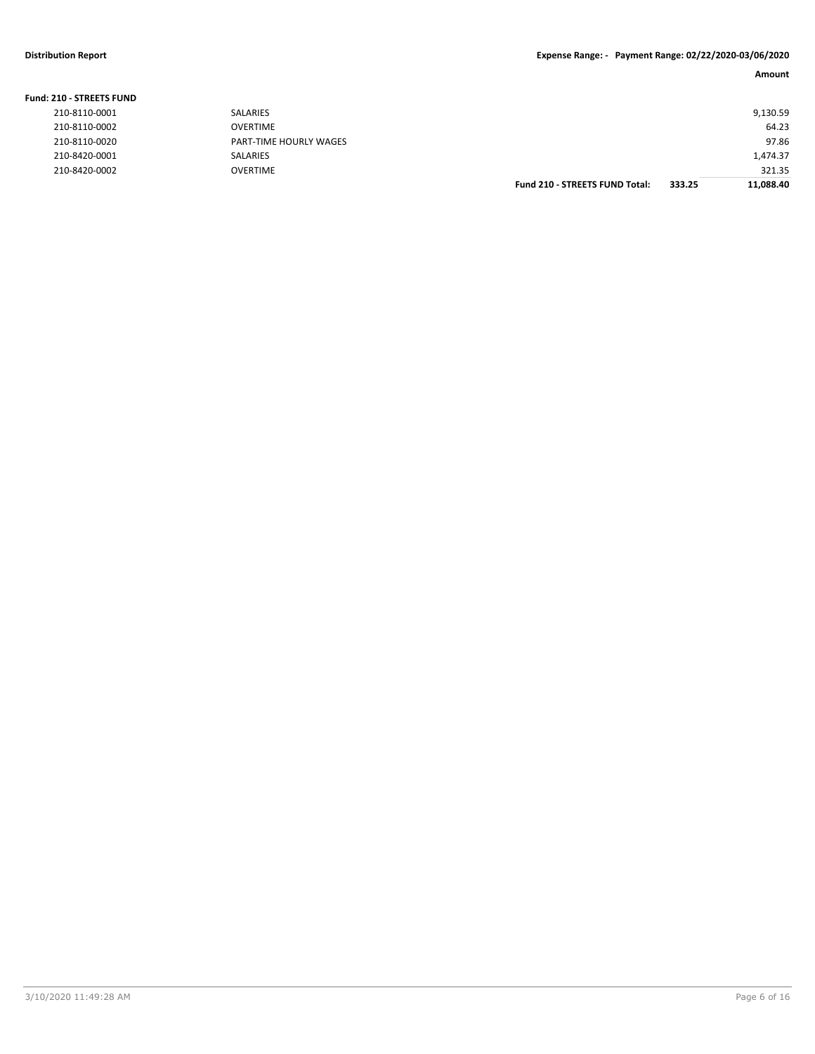**Distribution Report** | **Expense Range: - Payment Range: 02/22/2020-03/06/2020**

| | | | | **Amount** |
|---|---|---|---|---|
| **Fund: 210 - STREETS FUND** | | | | |
| 210-8110-0001 | SALARIES | | | 9,130.59 |
| 210-8110-0002 | OVERTIME | | | 64.23 |
| 210-8110-0020 | PART-TIME HOURLY WAGES | | | 97.86 |
| 210-8420-0001 | SALARIES | | | 1,474.37 |
| 210-8420-0002 | OVERTIME | | | 321.35 |
| | | **Fund 210 - STREETS FUND Total:** | **333.25** | **11,088.40** |

3/10/2020 11:49:28 AM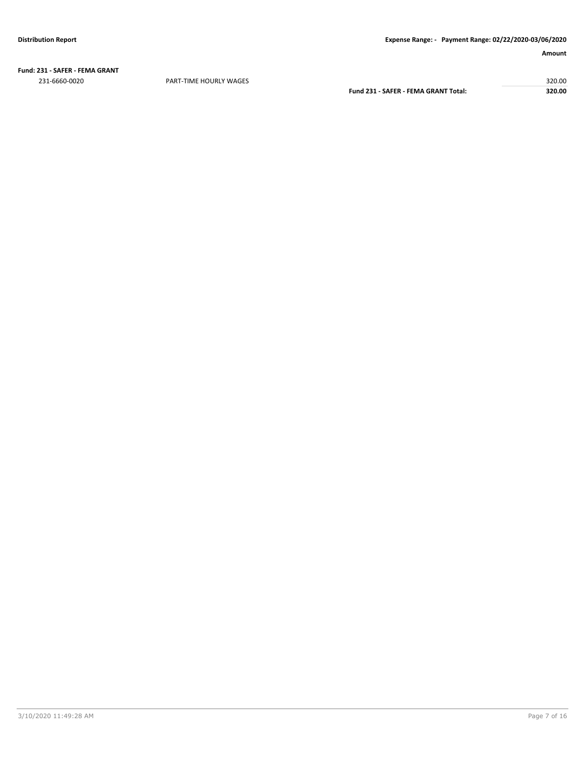**Fund: 231 - SAFER - FEMA GRANT**

| | | | Amount |
|---|---|---|---|
| 231-6660-0020 | PART-TIME HOURLY WAGES | | 320.00 |
| | | **Fund 231 - SAFER - FEMA GRANT Total:** | **320.00** |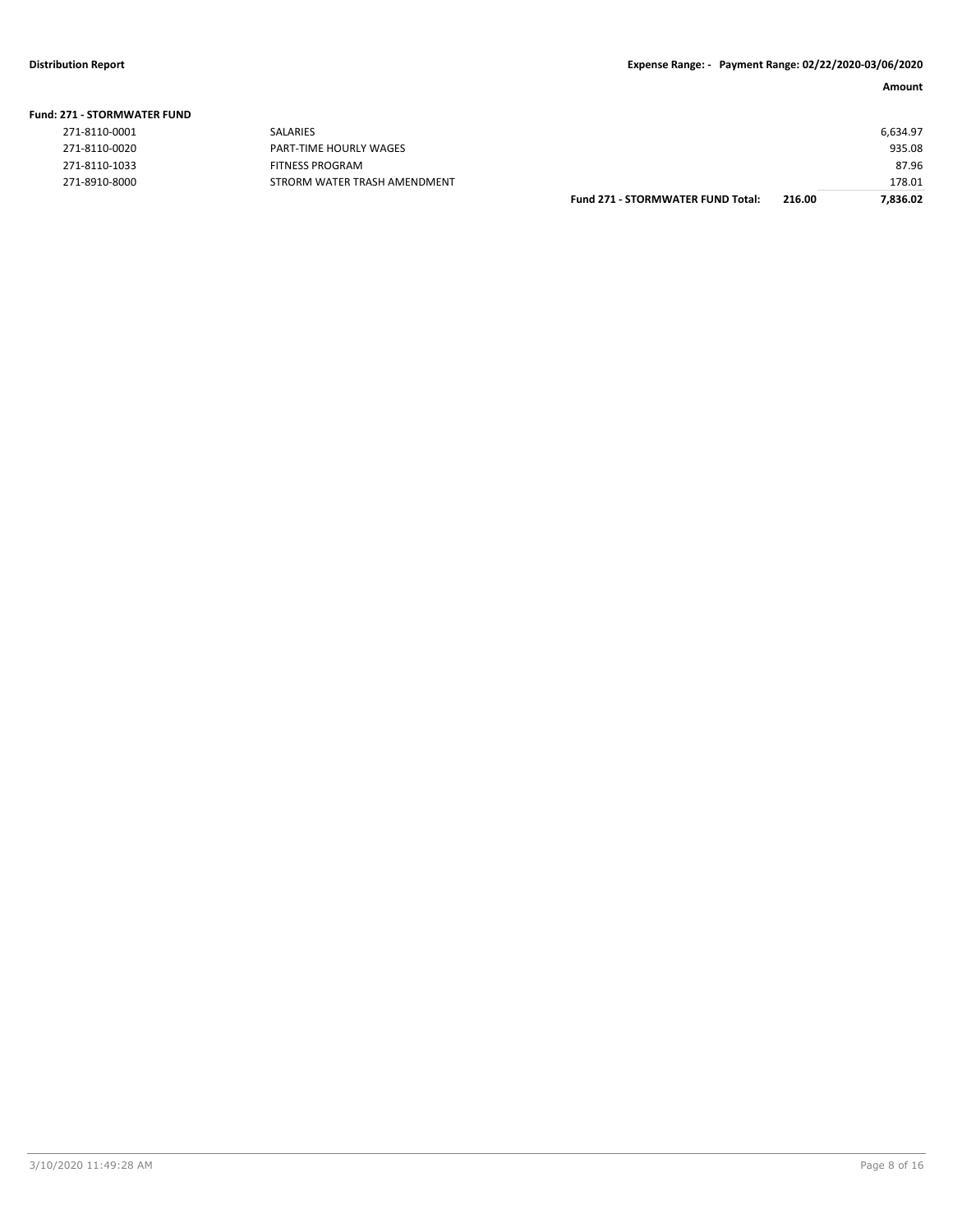**Fund: 271 - STORMWATER FUND**

| Account | Description | | | Amount |
|---|---|---|---|---|
| 271-8110-0001 | SALARIES | | | 6,634.97 |
| 271-8110-0020 | PART-TIME HOURLY WAGES | | | 935.08 |
| 271-8110-1033 | FITNESS PROGRAM | | | 87.96 |
| 271-8910-8000 | STRORM WATER TRASH AMENDMENT | | | 178.01 |
| | | **Fund 271 - STORMWATER FUND Total:** | **216.00** | **7,836.02** |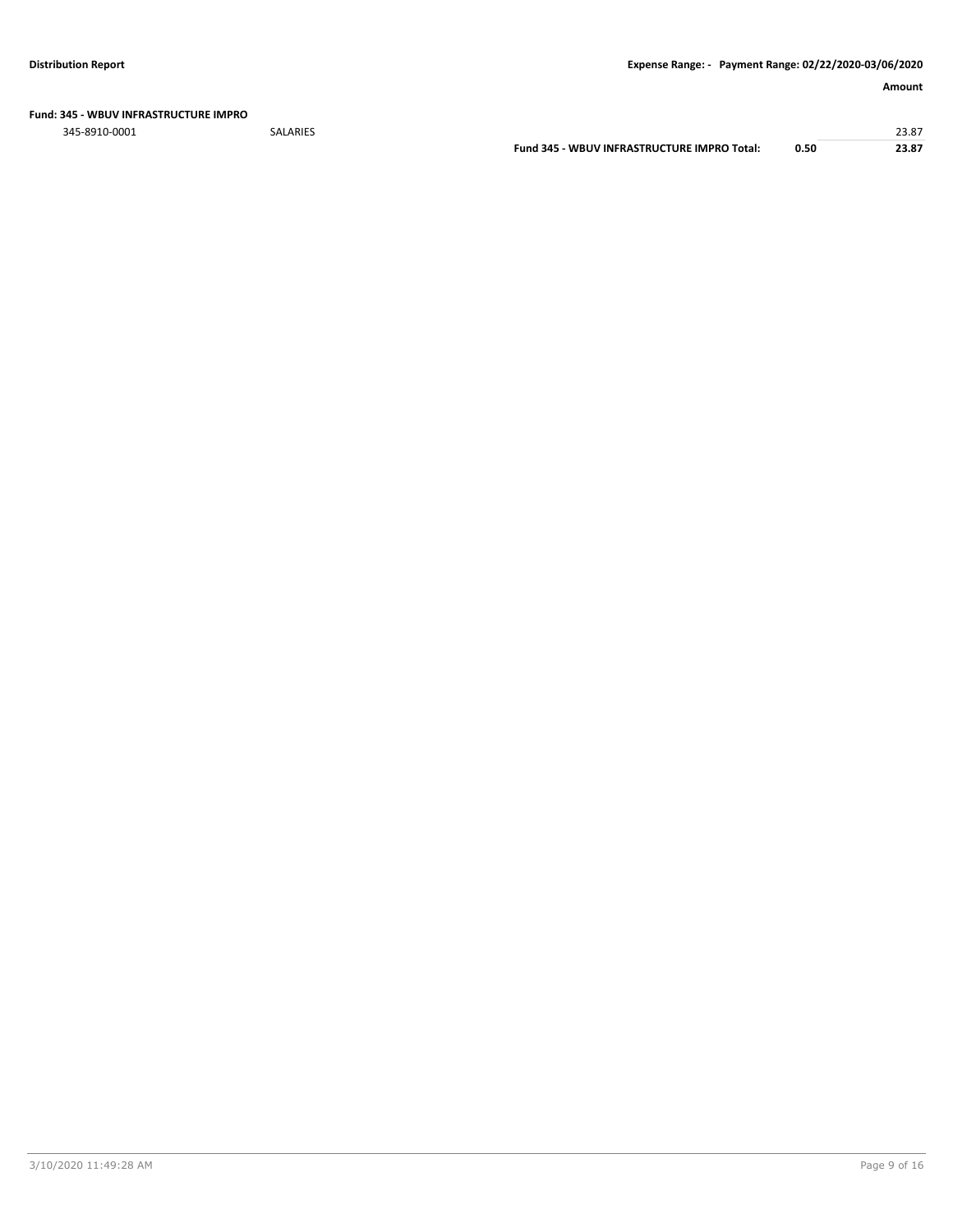| | | | | Amount |
|---|---|---|---|---|
| **Fund: 345 - WBUV INFRASTRUCTURE IMPRO** | | | | |
| 345-8910-0001 | SALARIES | | | 23.87 |
| | | **Fund 345 - WBUV INFRASTRUCTURE IMPRO Total:** | **0.50** | **23.87** |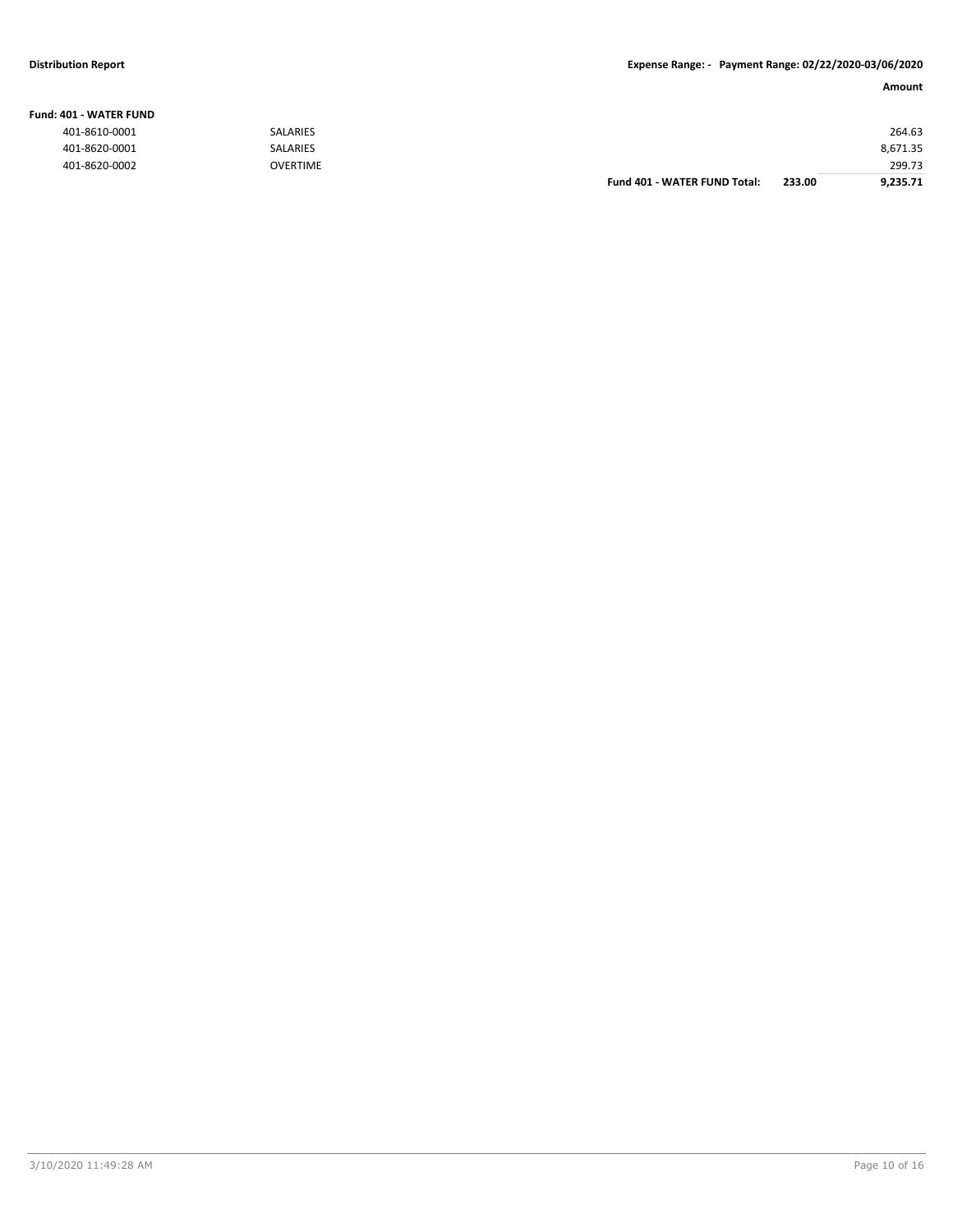**Distribution Report** **Expense Range: - Payment Range: 02/22/2020-03/06/2020**

| | | | | Amount |
|---|---|---|---|---|
| **Fund: 401 - WATER FUND** | | | | |
| 401-8610-0001 | SALARIES | | | 264.63 |
| 401-8620-0001 | SALARIES | | | 8,671.35 |
| 401-8620-0002 | OVERTIME | | | 299.73 |
| | | **Fund 401 - WATER FUND Total:** | **233.00** | **9,235.71** |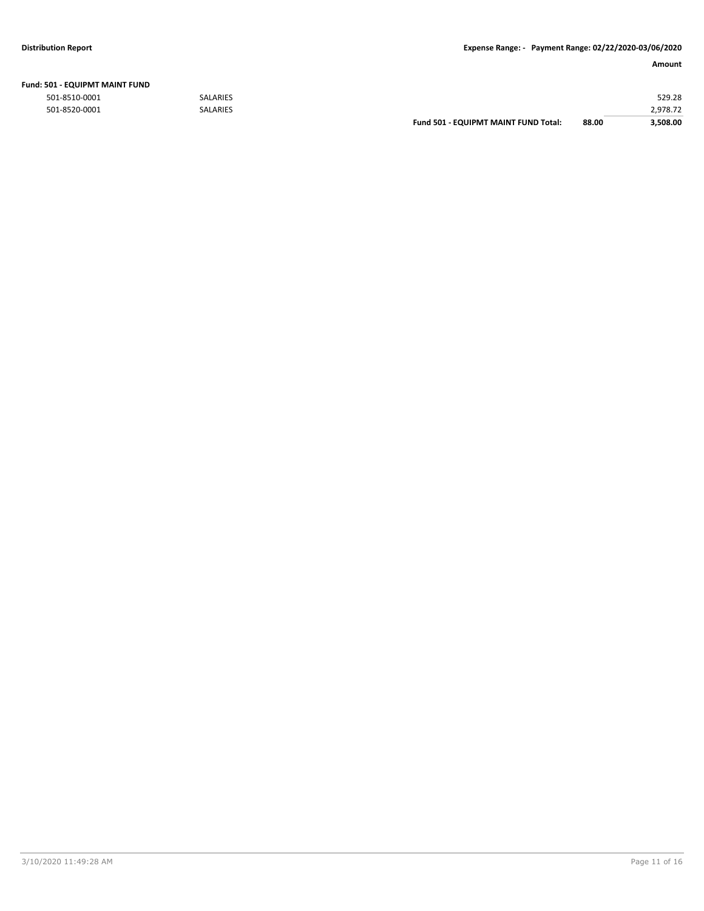**Fund: 501 - EQUIPMT MAINT FUND**

| Account | Description | | | Amount |
|---|---|---|---|---|
| 501-8510-0001 | SALARIES | | | 529.28 |
| 501-8520-0001 | SALARIES | | | 2,978.72 |
| | | **Fund 501 - EQUIPMT MAINT FUND Total:** | **88.00** | **3,508.00** |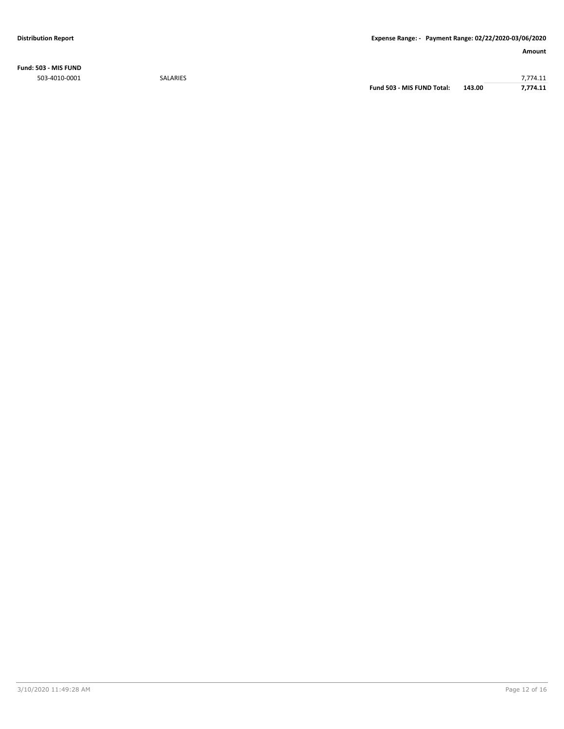**Fund: 503 - MIS FUND**

| | | | Amount |
|---|---|---|---|
| 503-4010-0001 | SALARIES | | 7,774.11 |
| | Fund 503 - MIS FUND Total: | 143.00 | 7,774.11 |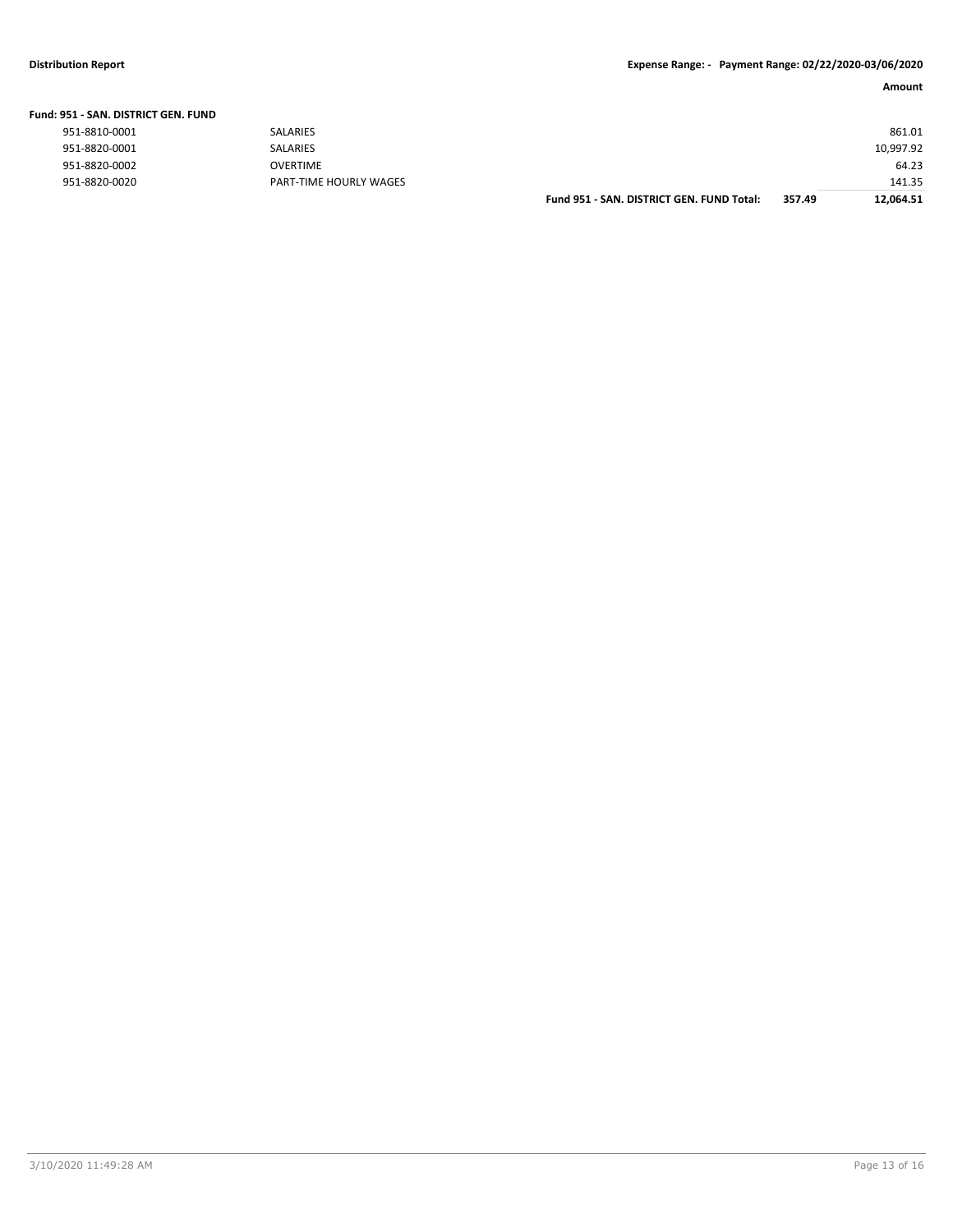**Distribution Report** **Expense Range: - Payment Range: 02/22/2020-03/06/2020**

| | | | | Amount |
|---|---|---|---|---|
| **Fund: 951 - SAN. DISTRICT GEN. FUND** | | | | |
| 951-8810-0001 | SALARIES | | | 861.01 |
| 951-8820-0001 | SALARIES | | | 10,997.92 |
| 951-8820-0002 | OVERTIME | | | 64.23 |
| 951-8820-0020 | PART-TIME HOURLY WAGES | | | 141.35 |
| | | **Fund 951 - SAN. DISTRICT GEN. FUND Total:** | **357.49** | **12,064.51** |

3/10/2020 11:49:28 AM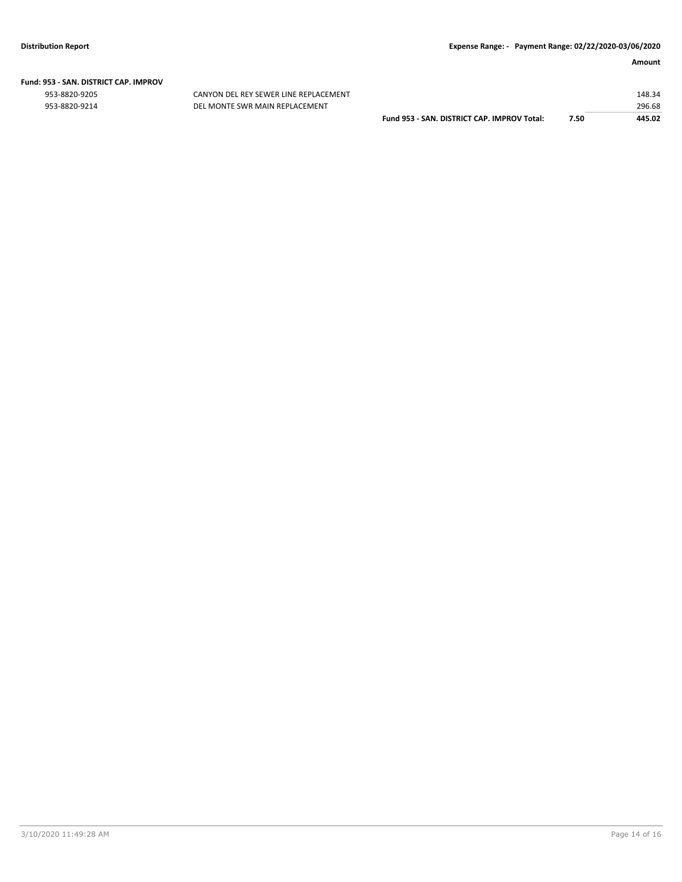**Amount**

**Fund: 953 - SAN. DISTRICT CAP. IMPROV**

| | | | |
|---|---|---|---|
| 953-8820-9205 | CANYON DEL REY SEWER LINE REPLACEMENT | | 148.34 |
| 953-8820-9214 | DEL MONTE SWR MAIN REPLACEMENT | | 296.68 |
| | **Fund 953 - SAN. DISTRICT CAP. IMPROV Total:** | **7.50** | **445.02** |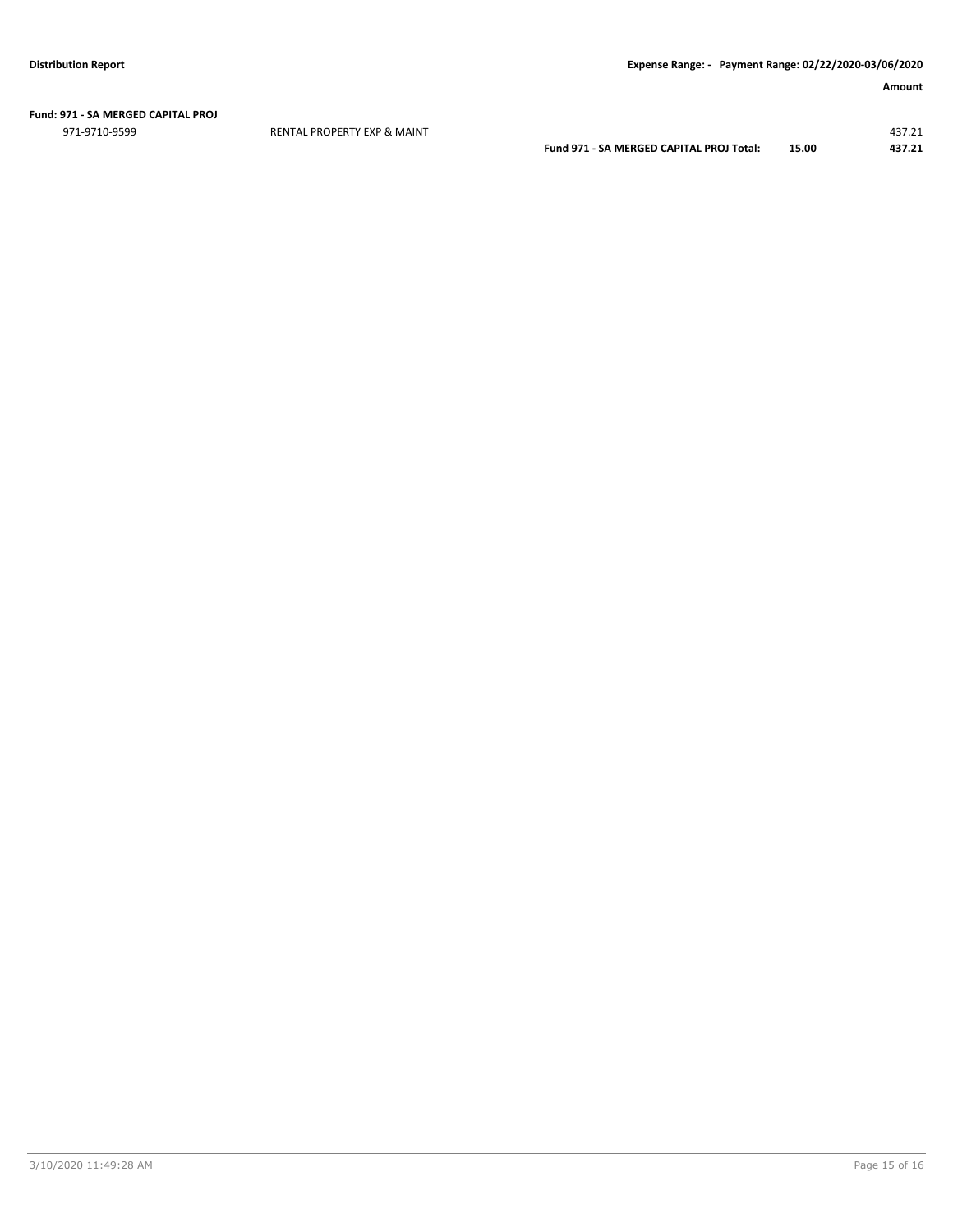**Fund: 971 - SA MERGED CAPITAL PROJ**

| | | | Amount |
|---|---|---|---|
| 971-9710-9599 | RENTAL PROPERTY EXP & MAINT | | 437.21 |
| | **Fund 971 - SA MERGED CAPITAL PROJ Total:** | **15.00** | **437.21** |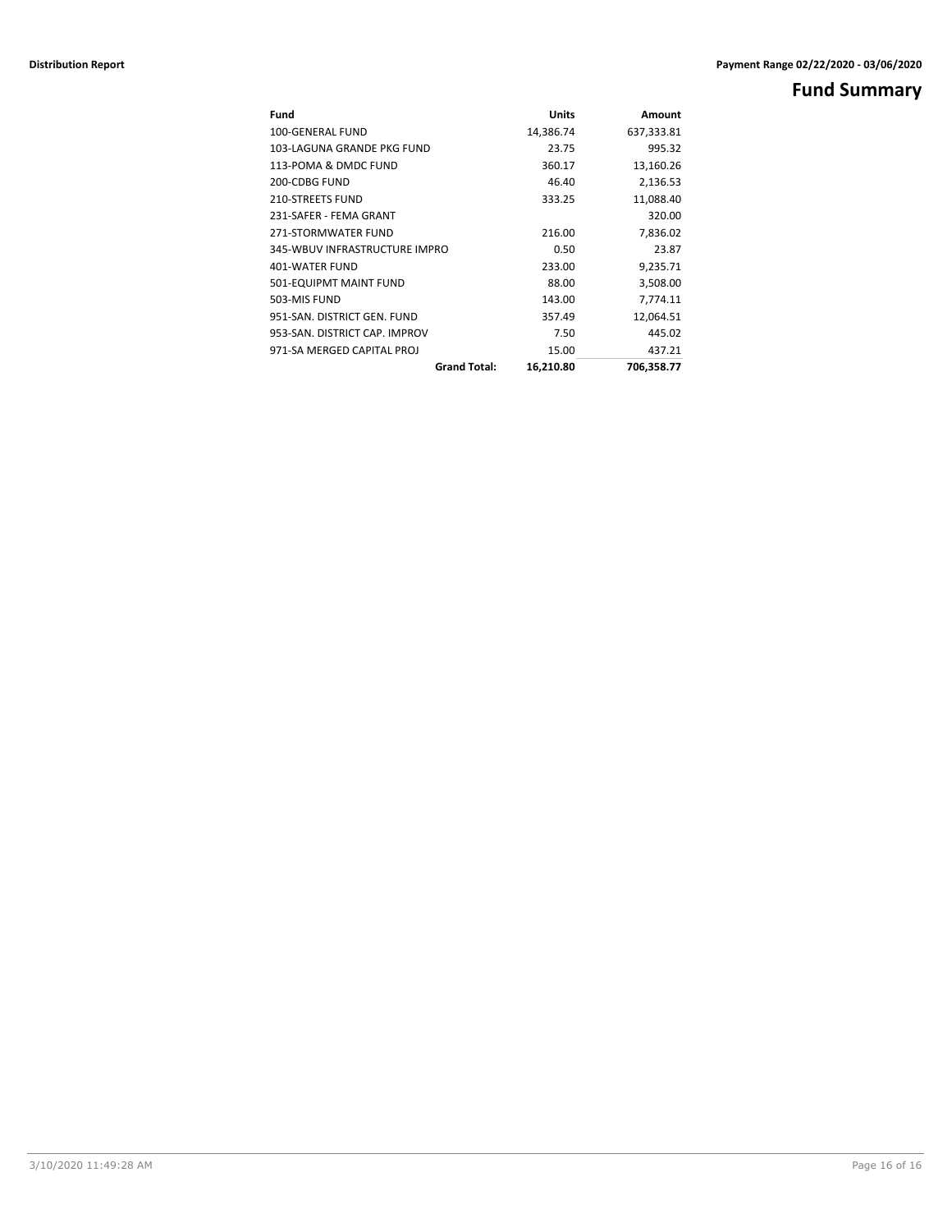# Fund Summary

| Fund | Units | Amount |
|---|---|---|
| 100-GENERAL FUND | 14,386.74 | 637,333.81 |
| 103-LAGUNA GRANDE PKG FUND | 23.75 | 995.32 |
| 113-POMA & DMDC FUND | 360.17 | 13,160.26 |
| 200-CDBG FUND | 46.40 | 2,136.53 |
| 210-STREETS FUND | 333.25 | 11,088.40 |
| 231-SAFER - FEMA GRANT | | 320.00 |
| 271-STORMWATER FUND | 216.00 | 7,836.02 |
| 345-WBUV INFRASTRUCTURE IMPRO | 0.50 | 23.87 |
| 401-WATER FUND | 233.00 | 9,235.71 |
| 501-EQUIPMT MAINT FUND | 88.00 | 3,508.00 |
| 503-MIS FUND | 143.00 | 7,774.11 |
| 951-SAN. DISTRICT GEN. FUND | 357.49 | 12,064.51 |
| 953-SAN. DISTRICT CAP. IMPROV | 7.50 | 445.02 |
| 971-SA MERGED CAPITAL PROJ | 15.00 | 437.21 |
| **Grand Total:** | **16,210.80** | **706,358.77** |